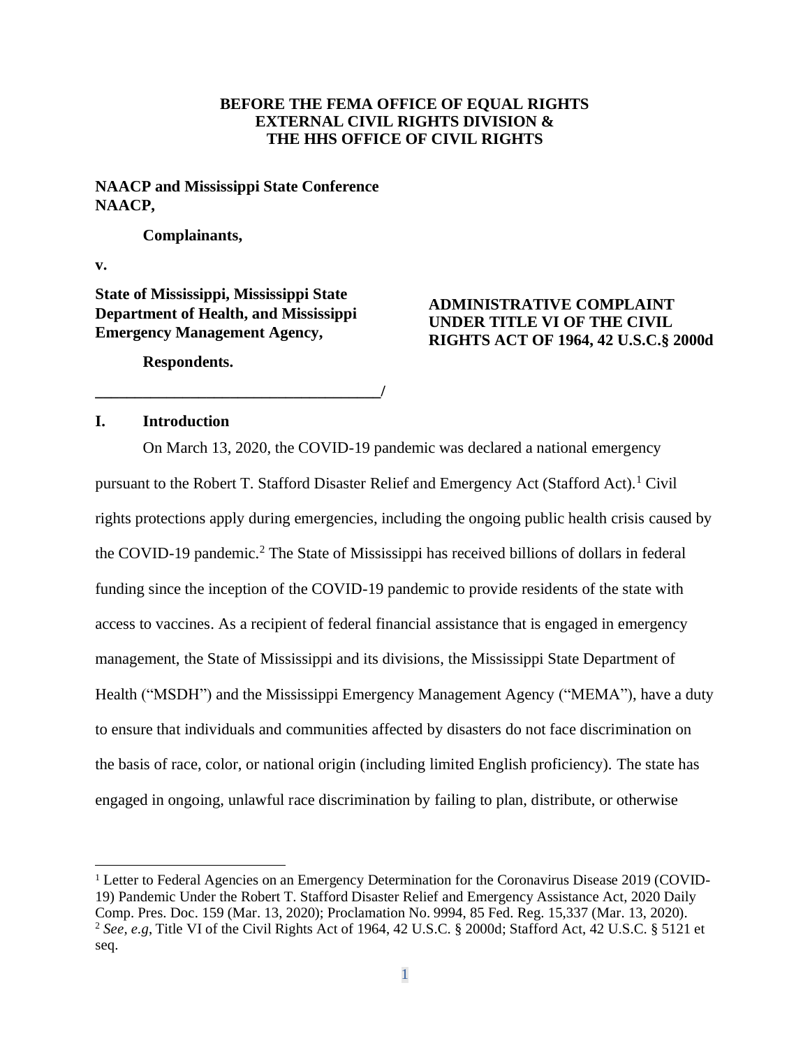**BEFORE THE FEMA OFFICE OF EQUAL RIGHTS**
**EXTERNAL CIVIL RIGHTS DIVISION &**
**THE HHS OFFICE OF CIVIL RIGHTS**

**NAACP and Mississippi State Conference NAACP,**

**Complainants,**

**v.**

**State of Mississippi, Mississippi State Department of Health, and Mississippi Emergency Management Agency,**

**Respondents.**

**______________________________________/**

**ADMINISTRATIVE COMPLAINT UNDER TITLE VI OF THE CIVIL RIGHTS ACT OF 1964, 42 U.S.C.§ 2000d**

## I. Introduction

On March 13, 2020, the COVID-19 pandemic was declared a national emergency pursuant to the Robert T. Stafford Disaster Relief and Emergency Act (Stafford Act).[1] Civil rights protections apply during emergencies, including the ongoing public health crisis caused by the COVID-19 pandemic.[2] The State of Mississippi has received billions of dollars in federal funding since the inception of the COVID-19 pandemic to provide residents of the state with access to vaccines. As a recipient of federal financial assistance that is engaged in emergency management, the State of Mississippi and its divisions, the Mississippi State Department of Health ("MSDH") and the Mississippi Emergency Management Agency ("MEMA"), have a duty to ensure that individuals and communities affected by disasters do not face discrimination on the basis of race, color, or national origin (including limited English proficiency). The state has engaged in ongoing, unlawful race discrimination by failing to plan, distribute, or otherwise

---

[1] Letter to Federal Agencies on an Emergency Determination for the Coronavirus Disease 2019 (COVID-19) Pandemic Under the Robert T. Stafford Disaster Relief and Emergency Assistance Act, 2020 Daily Comp. Pres. Doc. 159 (Mar. 13, 2020); Proclamation No. 9994, 85 Fed. Reg. 15,337 (Mar. 13, 2020).

[2] *See, e.g*, Title VI of the Civil Rights Act of 1964, 42 U.S.C. § 2000d; Stafford Act, 42 U.S.C. § 5121 et seq.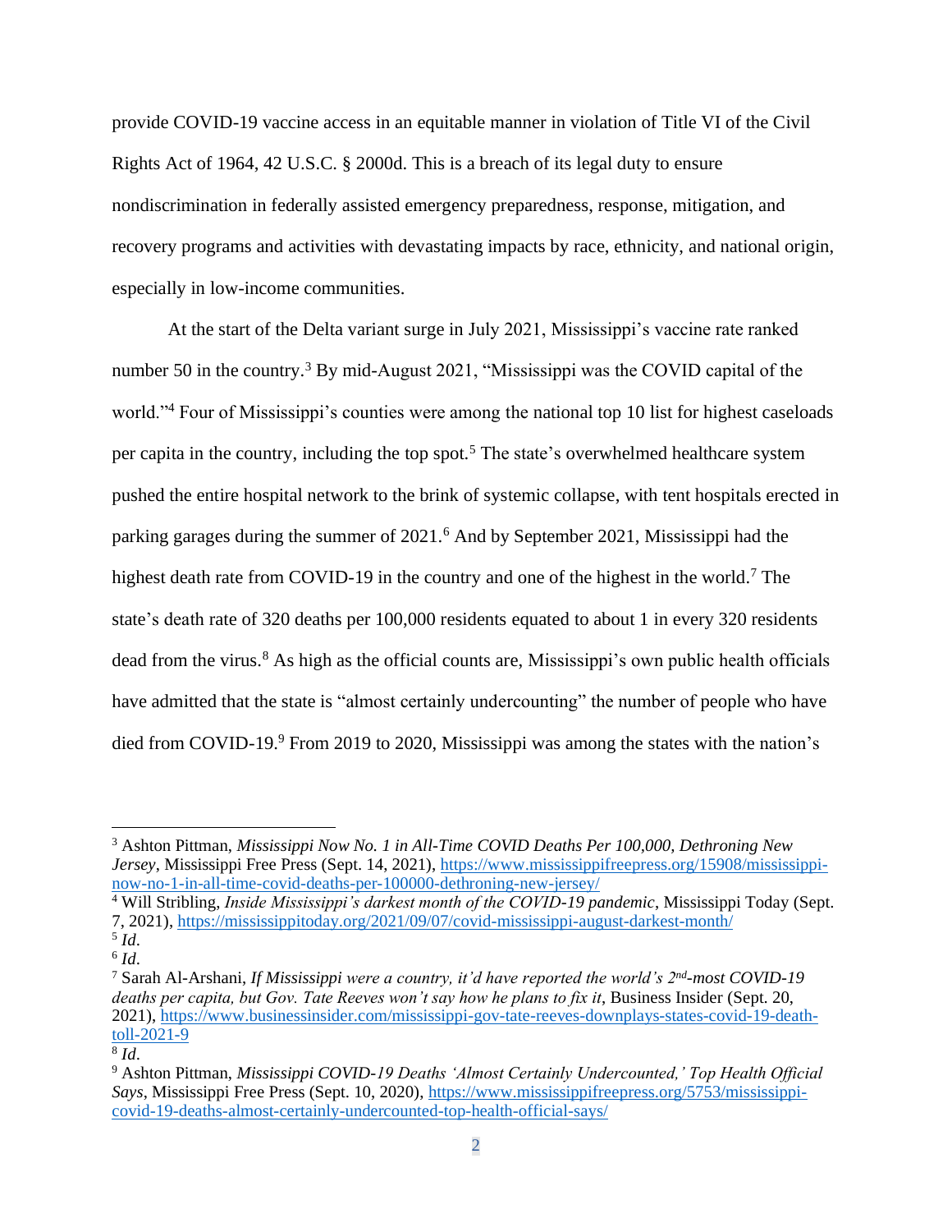provide COVID-19 vaccine access in an equitable manner in violation of Title VI of the Civil Rights Act of 1964, 42 U.S.C. § 2000d. This is a breach of its legal duty to ensure nondiscrimination in federally assisted emergency preparedness, response, mitigation, and recovery programs and activities with devastating impacts by race, ethnicity, and national origin, especially in low-income communities.

At the start of the Delta variant surge in July 2021, Mississippi's vaccine rate ranked number 50 in the country.[3] By mid-August 2021, "Mississippi was the COVID capital of the world."[4] Four of Mississippi's counties were among the national top 10 list for highest caseloads per capita in the country, including the top spot.[5] The state's overwhelmed healthcare system pushed the entire hospital network to the brink of systemic collapse, with tent hospitals erected in parking garages during the summer of 2021.[6] And by September 2021, Mississippi had the highest death rate from COVID-19 in the country and one of the highest in the world.[7] The state's death rate of 320 deaths per 100,000 residents equated to about 1 in every 320 residents dead from the virus.[8] As high as the official counts are, Mississippi's own public health officials have admitted that the state is "almost certainly undercounting" the number of people who have died from COVID-19.[9] From 2019 to 2020, Mississippi was among the states with the nation's

---

[3] Ashton Pittman, *Mississippi Now No. 1 in All-Time COVID Deaths Per 100,000, Dethroning New Jersey*, Mississippi Free Press (Sept. 14, 2021), https://www.mississippifreepress.org/15908/mississippi-now-no-1-in-all-time-covid-deaths-per-100000-dethroning-new-jersey/

[4] Will Stribling, *Inside Mississippi's darkest month of the COVID-19 pandemic*, Mississippi Today (Sept. 7, 2021), https://mississippitoday.org/2021/09/07/covid-mississippi-august-darkest-month/

[5] *Id*.

[6] *Id*.

[7] Sarah Al-Arshani, *If Mississippi were a country, it'd have reported the world's 2nd-most COVID-19 deaths per capita, but Gov. Tate Reeves won't say how he plans to fix it*, Business Insider (Sept. 20, 2021), https://www.businessinsider.com/mississippi-gov-tate-reeves-downplays-states-covid-19-death-toll-2021-9

[8] *Id*.

[9] Ashton Pittman, *Mississippi COVID-19 Deaths 'Almost Certainly Undercounted,' Top Health Official Says*, Mississippi Free Press (Sept. 10, 2020), https://www.mississippifreepress.org/5753/mississippi-covid-19-deaths-almost-certainly-undercounted-top-health-official-says/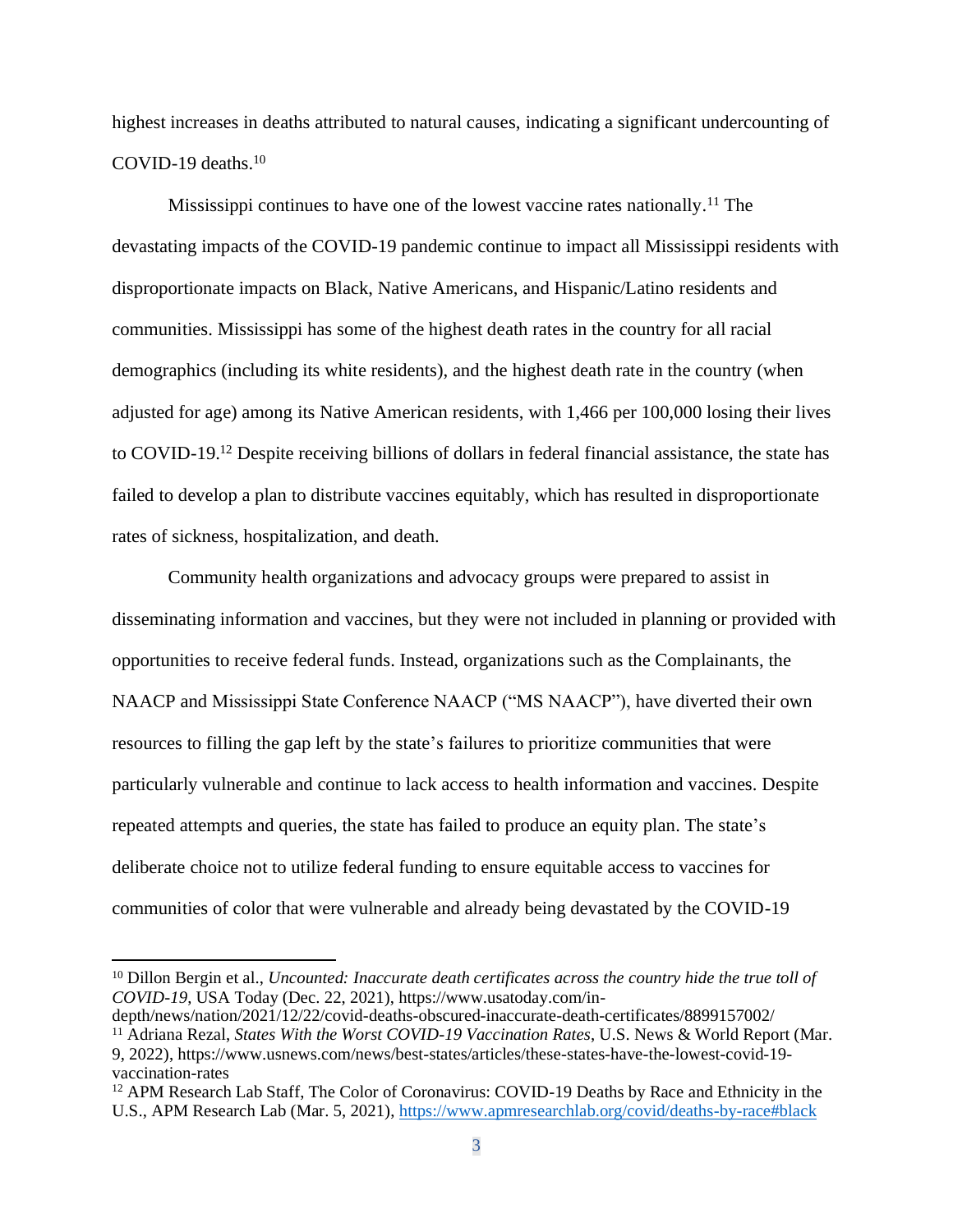highest increases in deaths attributed to natural causes, indicating a significant undercounting of COVID-19 deaths.[10]

Mississippi continues to have one of the lowest vaccine rates nationally.[11] The devastating impacts of the COVID-19 pandemic continue to impact all Mississippi residents with disproportionate impacts on Black, Native Americans, and Hispanic/Latino residents and communities. Mississippi has some of the highest death rates in the country for all racial demographics (including its white residents), and the highest death rate in the country (when adjusted for age) among its Native American residents, with 1,466 per 100,000 losing their lives to COVID-19.[12] Despite receiving billions of dollars in federal financial assistance, the state has failed to develop a plan to distribute vaccines equitably, which has resulted in disproportionate rates of sickness, hospitalization, and death.

Community health organizations and advocacy groups were prepared to assist in disseminating information and vaccines, but they were not included in planning or provided with opportunities to receive federal funds. Instead, organizations such as the Complainants, the NAACP and Mississippi State Conference NAACP ("MS NAACP"), have diverted their own resources to filling the gap left by the state's failures to prioritize communities that were particularly vulnerable and continue to lack access to health information and vaccines. Despite repeated attempts and queries, the state has failed to produce an equity plan. The state's deliberate choice not to utilize federal funding to ensure equitable access to vaccines for communities of color that were vulnerable and already being devastated by the COVID-19

---

[10] Dillon Bergin et al., *Uncounted: Inaccurate death certificates across the country hide the true toll of COVID-19*, USA Today (Dec. 22, 2021), https://www.usatoday.com/in-depth/news/nation/2021/12/22/covid-deaths-obscured-inaccurate-death-certificates/8899157002/

[11] Adriana Rezal, *States With the Worst COVID-19 Vaccination Rates*, U.S. News & World Report (Mar. 9, 2022), https://www.usnews.com/news/best-states/articles/these-states-have-the-lowest-covid-19-vaccination-rates

[12] APM Research Lab Staff, The Color of Coronavirus: COVID-19 Deaths by Race and Ethnicity in the U.S., APM Research Lab (Mar. 5, 2021), https://www.apmresearchlab.org/covid/deaths-by-race#black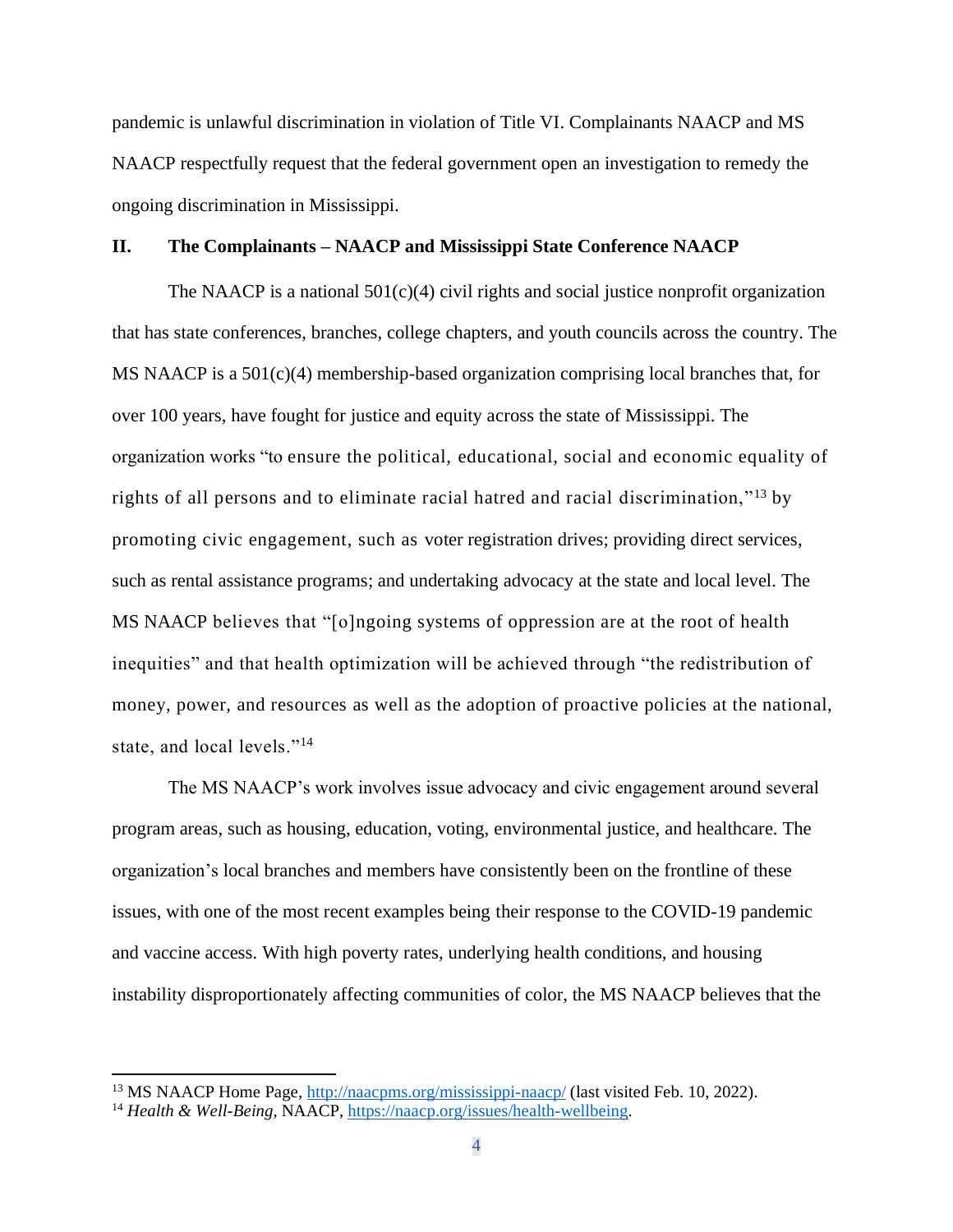pandemic is unlawful discrimination in violation of Title VI. Complainants NAACP and MS NAACP respectfully request that the federal government open an investigation to remedy the ongoing discrimination in Mississippi.

## II. The Complainants – NAACP and Mississippi State Conference NAACP

The NAACP is a national 501(c)(4) civil rights and social justice nonprofit organization that has state conferences, branches, college chapters, and youth councils across the country. The MS NAACP is a 501(c)(4) membership-based organization comprising local branches that, for over 100 years, have fought for justice and equity across the state of Mississippi. The organization works "to ensure the political, educational, social and economic equality of rights of all persons and to eliminate racial hatred and racial discrimination,"[13] by promoting civic engagement, such as voter registration drives; providing direct services, such as rental assistance programs; and undertaking advocacy at the state and local level. The MS NAACP believes that "[o]ngoing systems of oppression are at the root of health inequities" and that health optimization will be achieved through "the redistribution of money, power, and resources as well as the adoption of proactive policies at the national, state, and local levels."[14]

The MS NAACP's work involves issue advocacy and civic engagement around several program areas, such as housing, education, voting, environmental justice, and healthcare. The organization's local branches and members have consistently been on the frontline of these issues, with one of the most recent examples being their response to the COVID-19 pandemic and vaccine access. With high poverty rates, underlying health conditions, and housing instability disproportionately affecting communities of color, the MS NAACP believes that the

---

[13] MS NAACP Home Page, http://naacpms.org/mississippi-naacp/ (last visited Feb. 10, 2022).

[14] *Health & Well-Being*, NAACP, https://naacp.org/issues/health-wellbeing.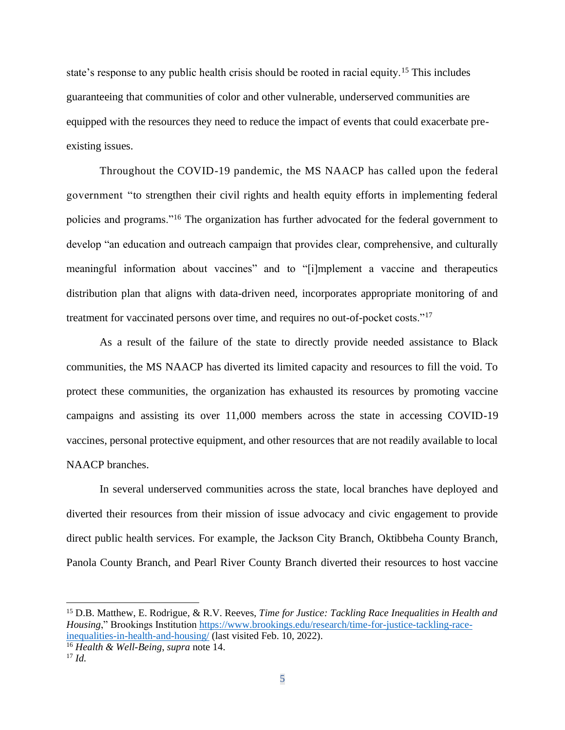state's response to any public health crisis should be rooted in racial equity.[15] This includes guaranteeing that communities of color and other vulnerable, underserved communities are equipped with the resources they need to reduce the impact of events that could exacerbate pre-existing issues.

Throughout the COVID-19 pandemic, the MS NAACP has called upon the federal government "to strengthen their civil rights and health equity efforts in implementing federal policies and programs."[16] The organization has further advocated for the federal government to develop "an education and outreach campaign that provides clear, comprehensive, and culturally meaningful information about vaccines" and to "[i]mplement a vaccine and therapeutics distribution plan that aligns with data-driven need, incorporates appropriate monitoring of and treatment for vaccinated persons over time, and requires no out-of-pocket costs."[17]

As a result of the failure of the state to directly provide needed assistance to Black communities, the MS NAACP has diverted its limited capacity and resources to fill the void. To protect these communities, the organization has exhausted its resources by promoting vaccine campaigns and assisting its over 11,000 members across the state in accessing COVID-19 vaccines, personal protective equipment, and other resources that are not readily available to local NAACP branches.

In several underserved communities across the state, local branches have deployed and diverted their resources from their mission of issue advocacy and civic engagement to provide direct public health services. For example, the Jackson City Branch, Oktibbeha County Branch, Panola County Branch, and Pearl River County Branch diverted their resources to host vaccine

---

[15] D.B. Matthew, E. Rodrigue, & R.V. Reeves, *Time for Justice: Tackling Race Inequalities in Health and Housing*," Brookings Institution https://www.brookings.edu/research/time-for-justice-tackling-race-inequalities-in-health-and-housing/ (last visited Feb. 10, 2022).

[16] *Health & Well-Being*, *supra* note 14.

[17] *Id.*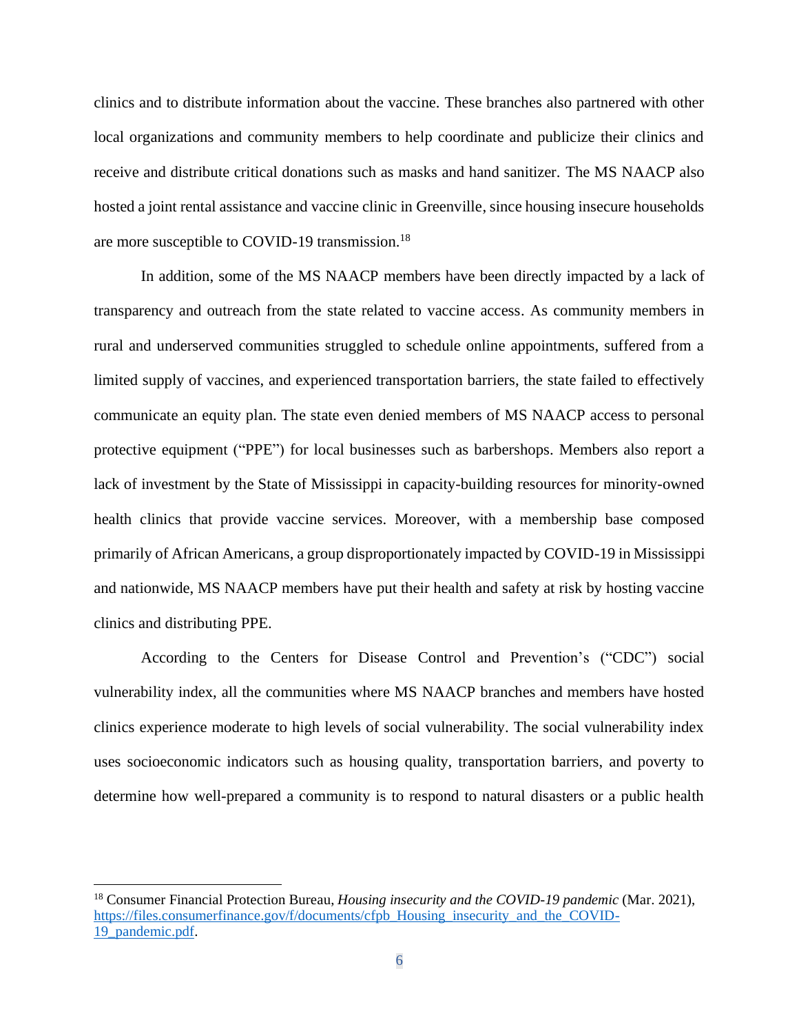clinics and to distribute information about the vaccine. These branches also partnered with other local organizations and community members to help coordinate and publicize their clinics and receive and distribute critical donations such as masks and hand sanitizer. The MS NAACP also hosted a joint rental assistance and vaccine clinic in Greenville, since housing insecure households are more susceptible to COVID-19 transmission.[18]

In addition, some of the MS NAACP members have been directly impacted by a lack of transparency and outreach from the state related to vaccine access. As community members in rural and underserved communities struggled to schedule online appointments, suffered from a limited supply of vaccines, and experienced transportation barriers, the state failed to effectively communicate an equity plan. The state even denied members of MS NAACP access to personal protective equipment ("PPE") for local businesses such as barbershops. Members also report a lack of investment by the State of Mississippi in capacity-building resources for minority-owned health clinics that provide vaccine services. Moreover, with a membership base composed primarily of African Americans, a group disproportionately impacted by COVID-19 in Mississippi and nationwide, MS NAACP members have put their health and safety at risk by hosting vaccine clinics and distributing PPE.

According to the Centers for Disease Control and Prevention's ("CDC") social vulnerability index, all the communities where MS NAACP branches and members have hosted clinics experience moderate to high levels of social vulnerability. The social vulnerability index uses socioeconomic indicators such as housing quality, transportation barriers, and poverty to determine how well-prepared a community is to respond to natural disasters or a public health

---

[18] Consumer Financial Protection Bureau, *Housing insecurity and the COVID-19 pandemic* (Mar. 2021), https://files.consumerfinance.gov/f/documents/cfpb_Housing_insecurity_and_the_COVID-19_pandemic.pdf.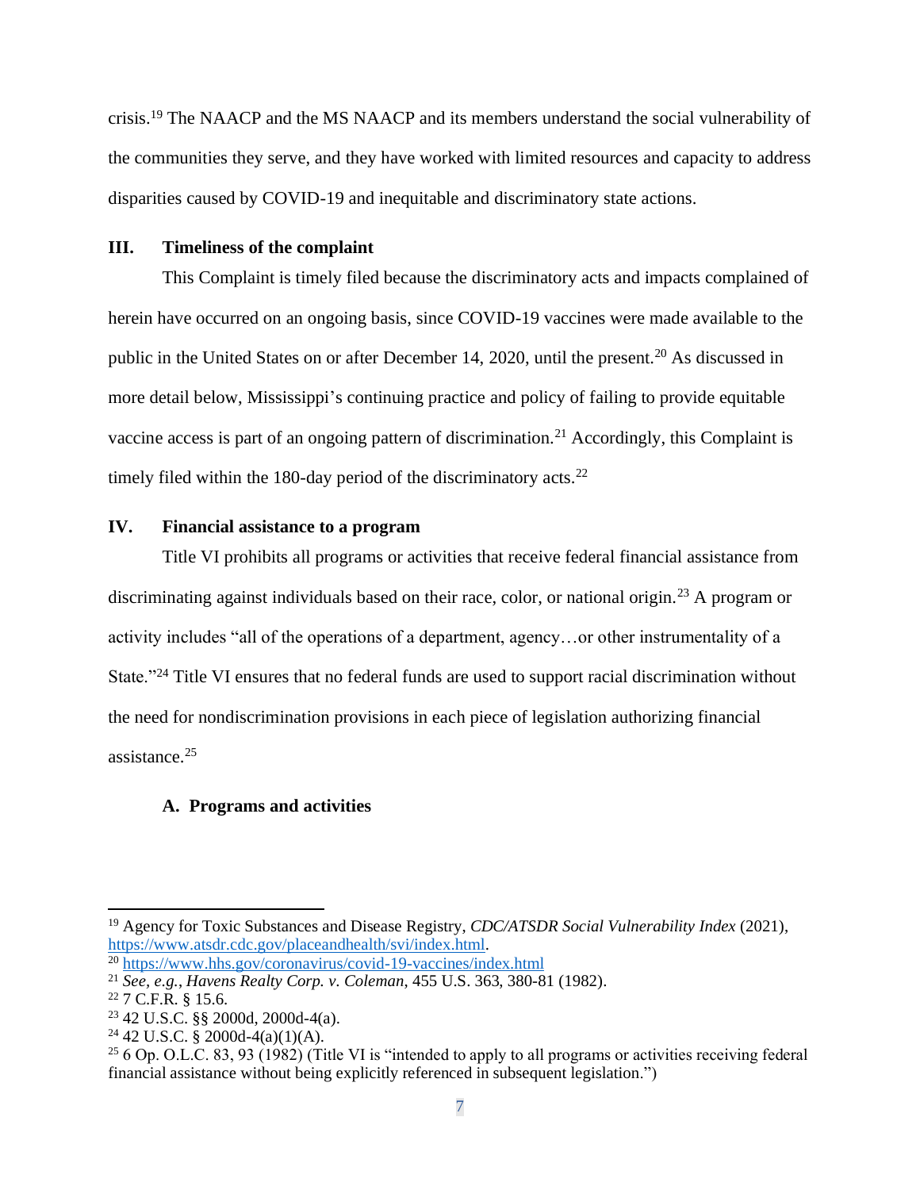crisis.[19] The NAACP and the MS NAACP and its members understand the social vulnerability of the communities they serve, and they have worked with limited resources and capacity to address disparities caused by COVID-19 and inequitable and discriminatory state actions.

## III. Timeliness of the complaint

This Complaint is timely filed because the discriminatory acts and impacts complained of herein have occurred on an ongoing basis, since COVID-19 vaccines were made available to the public in the United States on or after December 14, 2020, until the present.[20] As discussed in more detail below, Mississippi's continuing practice and policy of failing to provide equitable vaccine access is part of an ongoing pattern of discrimination.[21] Accordingly, this Complaint is timely filed within the 180-day period of the discriminatory acts.[22]

## IV. Financial assistance to a program

Title VI prohibits all programs or activities that receive federal financial assistance from discriminating against individuals based on their race, color, or national origin.[23] A program or activity includes "all of the operations of a department, agency…or other instrumentality of a State."[24] Title VI ensures that no federal funds are used to support racial discrimination without the need for nondiscrimination provisions in each piece of legislation authorizing financial assistance.[25]

### A. Programs and activities

---

[19] Agency for Toxic Substances and Disease Registry, *CDC/ATSDR Social Vulnerability Index* (2021), https://www.atsdr.cdc.gov/placeandhealth/svi/index.html.

[20] https://www.hhs.gov/coronavirus/covid-19-vaccines/index.html

[21] *See, e.g.*, *Havens Realty Corp. v. Coleman*, 455 U.S. 363, 380-81 (1982).

[22] 7 C.F.R. § 15.6.

[23] 42 U.S.C. §§ 2000d, 2000d-4(a).

[24] 42 U.S.C. § 2000d-4(a)(1)(A).

[25] 6 Op. O.L.C. 83, 93 (1982) (Title VI is "intended to apply to all programs or activities receiving federal financial assistance without being explicitly referenced in subsequent legislation.")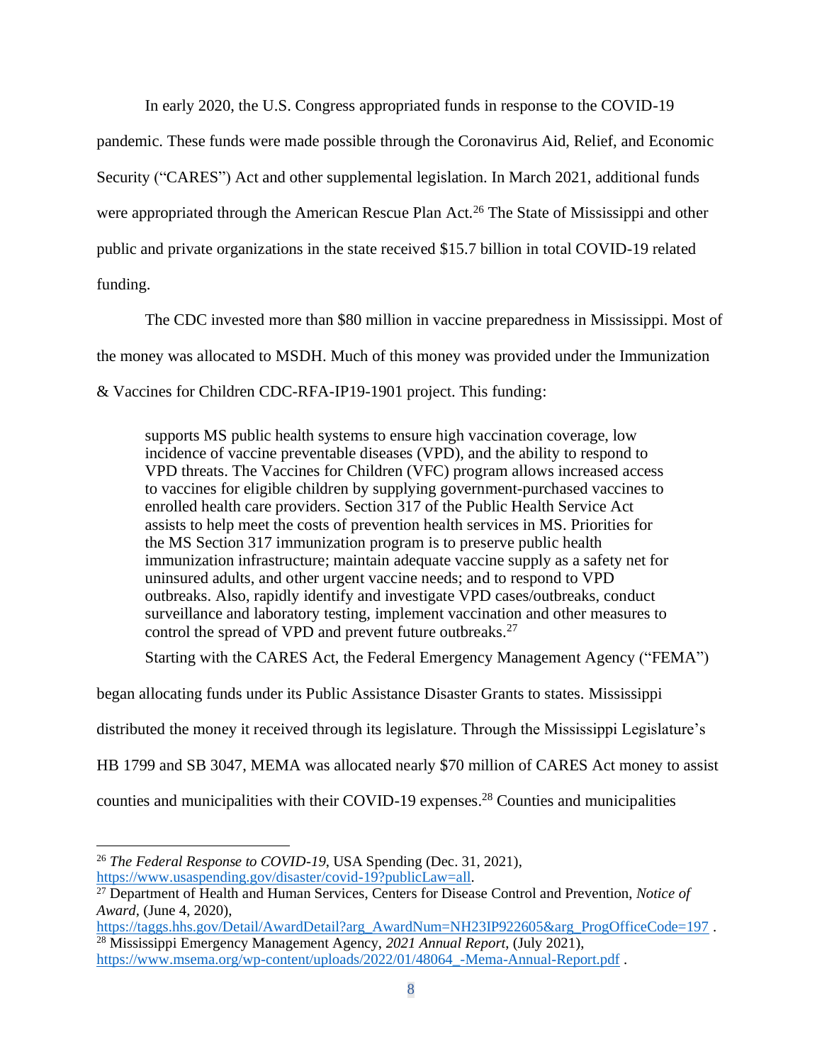In early 2020, the U.S. Congress appropriated funds in response to the COVID-19 pandemic. These funds were made possible through the Coronavirus Aid, Relief, and Economic Security ("CARES") Act and other supplemental legislation. In March 2021, additional funds were appropriated through the American Rescue Plan Act.[26] The State of Mississippi and other public and private organizations in the state received $15.7 billion in total COVID-19 related funding.

The CDC invested more than $80 million in vaccine preparedness in Mississippi. Most of the money was allocated to MSDH. Much of this money was provided under the Immunization & Vaccines for Children CDC-RFA-IP19-1901 project. This funding:

> supports MS public health systems to ensure high vaccination coverage, low incidence of vaccine preventable diseases (VPD), and the ability to respond to VPD threats. The Vaccines for Children (VFC) program allows increased access to vaccines for eligible children by supplying government-purchased vaccines to enrolled health care providers. Section 317 of the Public Health Service Act assists to help meet the costs of prevention health services in MS. Priorities for the MS Section 317 immunization program is to preserve public health immunization infrastructure; maintain adequate vaccine supply as a safety net for uninsured adults, and other urgent vaccine needs; and to respond to VPD outbreaks. Also, rapidly identify and investigate VPD cases/outbreaks, conduct surveillance and laboratory testing, implement vaccination and other measures to control the spread of VPD and prevent future outbreaks.[27]

Starting with the CARES Act, the Federal Emergency Management Agency ("FEMA") began allocating funds under its Public Assistance Disaster Grants to states. Mississippi distributed the money it received through its legislature. Through the Mississippi Legislature's HB 1799 and SB 3047, MEMA was allocated nearly $70 million of CARES Act money to assist counties and municipalities with their COVID-19 expenses.[28] Counties and municipalities

---

[26] *The Federal Response to COVID-19*, USA Spending (Dec. 31, 2021), https://www.usaspending.gov/disaster/covid-19?publicLaw=all.

[27] Department of Health and Human Services, Centers for Disease Control and Prevention, *Notice of Award*, (June 4, 2020), https://taggs.hhs.gov/Detail/AwardDetail?arg_AwardNum=NH23IP922605&arg_ProgOfficeCode=197 .

[28] Mississippi Emergency Management Agency, *2021 Annual Report*, (July 2021), https://www.msema.org/wp-content/uploads/2022/01/48064_-Mema-Annual-Report.pdf .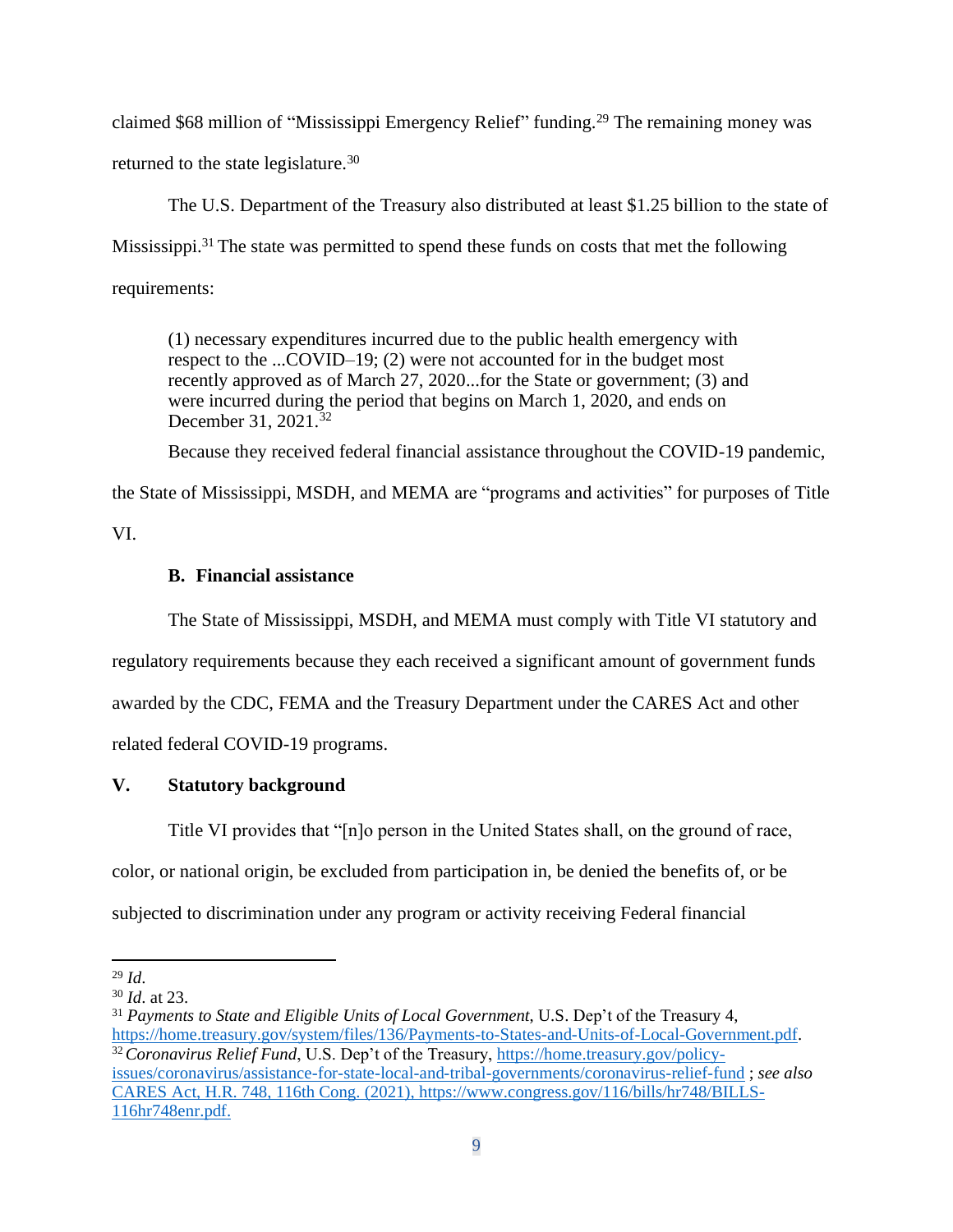claimed $68 million of "Mississippi Emergency Relief" funding.[29] The remaining money was returned to the state legislature.[30]

The U.S. Department of the Treasury also distributed at least $1.25 billion to the state of Mississippi.[31] The state was permitted to spend these funds on costs that met the following requirements:

> (1) necessary expenditures incurred due to the public health emergency with respect to the ...COVID–19; (2) were not accounted for in the budget most recently approved as of March 27, 2020...for the State or government; (3) and were incurred during the period that begins on March 1, 2020, and ends on December 31, 2021.[32]

Because they received federal financial assistance throughout the COVID-19 pandemic, the State of Mississippi, MSDH, and MEMA are "programs and activities" for purposes of Title VI.

### B. Financial assistance

The State of Mississippi, MSDH, and MEMA must comply with Title VI statutory and regulatory requirements because they each received a significant amount of government funds awarded by the CDC, FEMA and the Treasury Department under the CARES Act and other related federal COVID-19 programs.

## V. Statutory background

Title VI provides that "[n]o person in the United States shall, on the ground of race, color, or national origin, be excluded from participation in, be denied the benefits of, or be subjected to discrimination under any program or activity receiving Federal financial

---

[29] *Id*.

[30] *Id*. at 23.

[31] *Payments to State and Eligible Units of Local Government*, U.S. Dep't of the Treasury 4, https://home.treasury.gov/system/files/136/Payments-to-States-and-Units-of-Local-Government.pdf.

[32] *Coronavirus Relief Fund*, U.S. Dep't of the Treasury, https://home.treasury.gov/policy-issues/coronavirus/assistance-for-state-local-and-tribal-governments/coronavirus-relief-fund ; *see also* CARES Act, H.R. 748, 116th Cong. (2021), https://www.congress.gov/116/bills/hr748/BILLS-116hr748enr.pdf.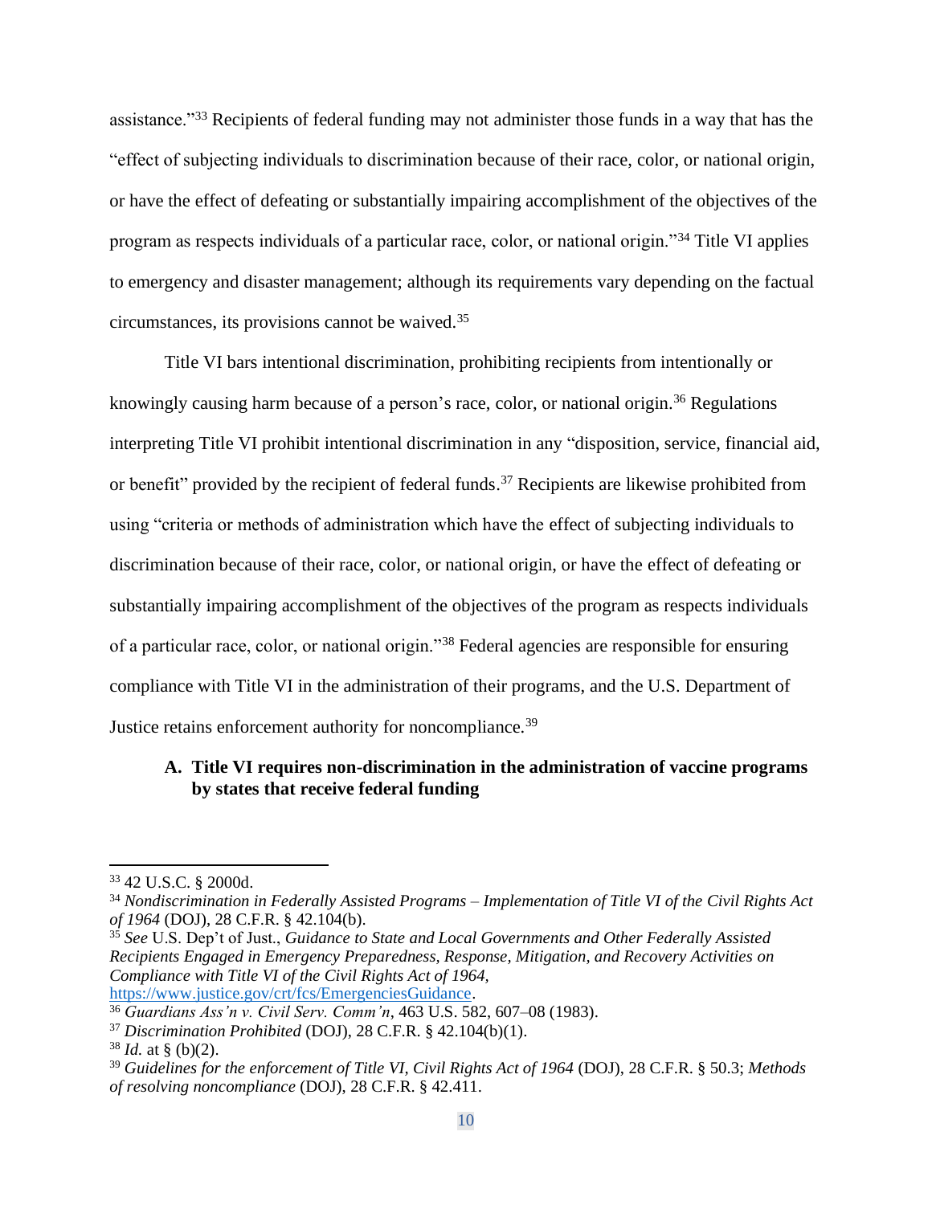assistance."[33] Recipients of federal funding may not administer those funds in a way that has the "effect of subjecting individuals to discrimination because of their race, color, or national origin, or have the effect of defeating or substantially impairing accomplishment of the objectives of the program as respects individuals of a particular race, color, or national origin."[34] Title VI applies to emergency and disaster management; although its requirements vary depending on the factual circumstances, its provisions cannot be waived.[35]

Title VI bars intentional discrimination, prohibiting recipients from intentionally or knowingly causing harm because of a person's race, color, or national origin.[36] Regulations interpreting Title VI prohibit intentional discrimination in any "disposition, service, financial aid, or benefit" provided by the recipient of federal funds.[37] Recipients are likewise prohibited from using "criteria or methods of administration which have the effect of subjecting individuals to discrimination because of their race, color, or national origin, or have the effect of defeating or substantially impairing accomplishment of the objectives of the program as respects individuals of a particular race, color, or national origin."[38] Federal agencies are responsible for ensuring compliance with Title VI in the administration of their programs, and the U.S. Department of Justice retains enforcement authority for noncompliance.[39]

### A. Title VI requires non-discrimination in the administration of vaccine programs by states that receive federal funding

---

[33] 42 U.S.C. § 2000d.

[34] *Nondiscrimination in Federally Assisted Programs – Implementation of Title VI of the Civil Rights Act of 1964* (DOJ), 28 C.F.R. § 42.104(b).

[35] *See* U.S. Dep't of Just., *Guidance to State and Local Governments and Other Federally Assisted Recipients Engaged in Emergency Preparedness, Response, Mitigation, and Recovery Activities on Compliance with Title VI of the Civil Rights Act of 1964*, https://www.justice.gov/crt/fcs/EmergenciesGuidance.

[36] *Guardians Ass'n v. Civil Serv. Comm'n*, 463 U.S. 582, 607–08 (1983).

[37] *Discrimination Prohibited* (DOJ), 28 C.F.R. § 42.104(b)(1).

[38] *Id.* at § (b)(2).

[39] *Guidelines for the enforcement of Title VI, Civil Rights Act of 1964* (DOJ), 28 C.F.R. § 50.3; *Methods of resolving noncompliance* (DOJ), 28 C.F.R. § 42.411.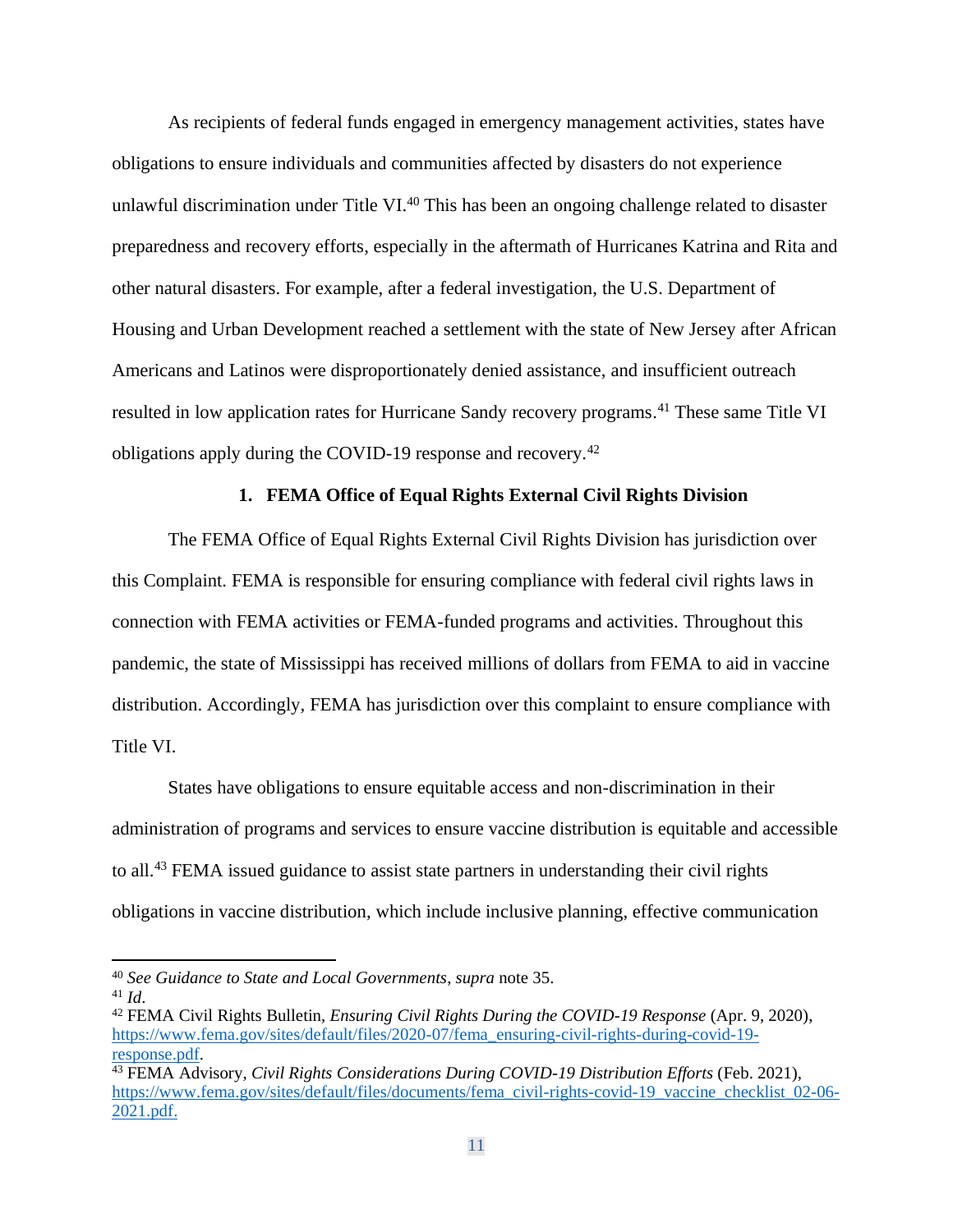As recipients of federal funds engaged in emergency management activities, states have obligations to ensure individuals and communities affected by disasters do not experience unlawful discrimination under Title VI.[40] This has been an ongoing challenge related to disaster preparedness and recovery efforts, especially in the aftermath of Hurricanes Katrina and Rita and other natural disasters. For example, after a federal investigation, the U.S. Department of Housing and Urban Development reached a settlement with the state of New Jersey after African Americans and Latinos were disproportionately denied assistance, and insufficient outreach resulted in low application rates for Hurricane Sandy recovery programs.[41] These same Title VI obligations apply during the COVID-19 response and recovery.[42]

### 1. FEMA Office of Equal Rights External Civil Rights Division

The FEMA Office of Equal Rights External Civil Rights Division has jurisdiction over this Complaint. FEMA is responsible for ensuring compliance with federal civil rights laws in connection with FEMA activities or FEMA-funded programs and activities. Throughout this pandemic, the state of Mississippi has received millions of dollars from FEMA to aid in vaccine distribution. Accordingly, FEMA has jurisdiction over this complaint to ensure compliance with Title VI.

States have obligations to ensure equitable access and non-discrimination in their administration of programs and services to ensure vaccine distribution is equitable and accessible to all.[43] FEMA issued guidance to assist state partners in understanding their civil rights obligations in vaccine distribution, which include inclusive planning, effective communication

---

[40] *See Guidance to State and Local Governments*, *supra* note 35.

[41] *Id*.

[42] FEMA Civil Rights Bulletin, *Ensuring Civil Rights During the COVID-19 Response* (Apr. 9, 2020), https://www.fema.gov/sites/default/files/2020-07/fema_ensuring-civil-rights-during-covid-19-response.pdf.

[43] FEMA Advisory, *Civil Rights Considerations During COVID-19 Distribution Efforts* (Feb. 2021), https://www.fema.gov/sites/default/files/documents/fema_civil-rights-covid-19_vaccine_checklist_02-06-2021.pdf.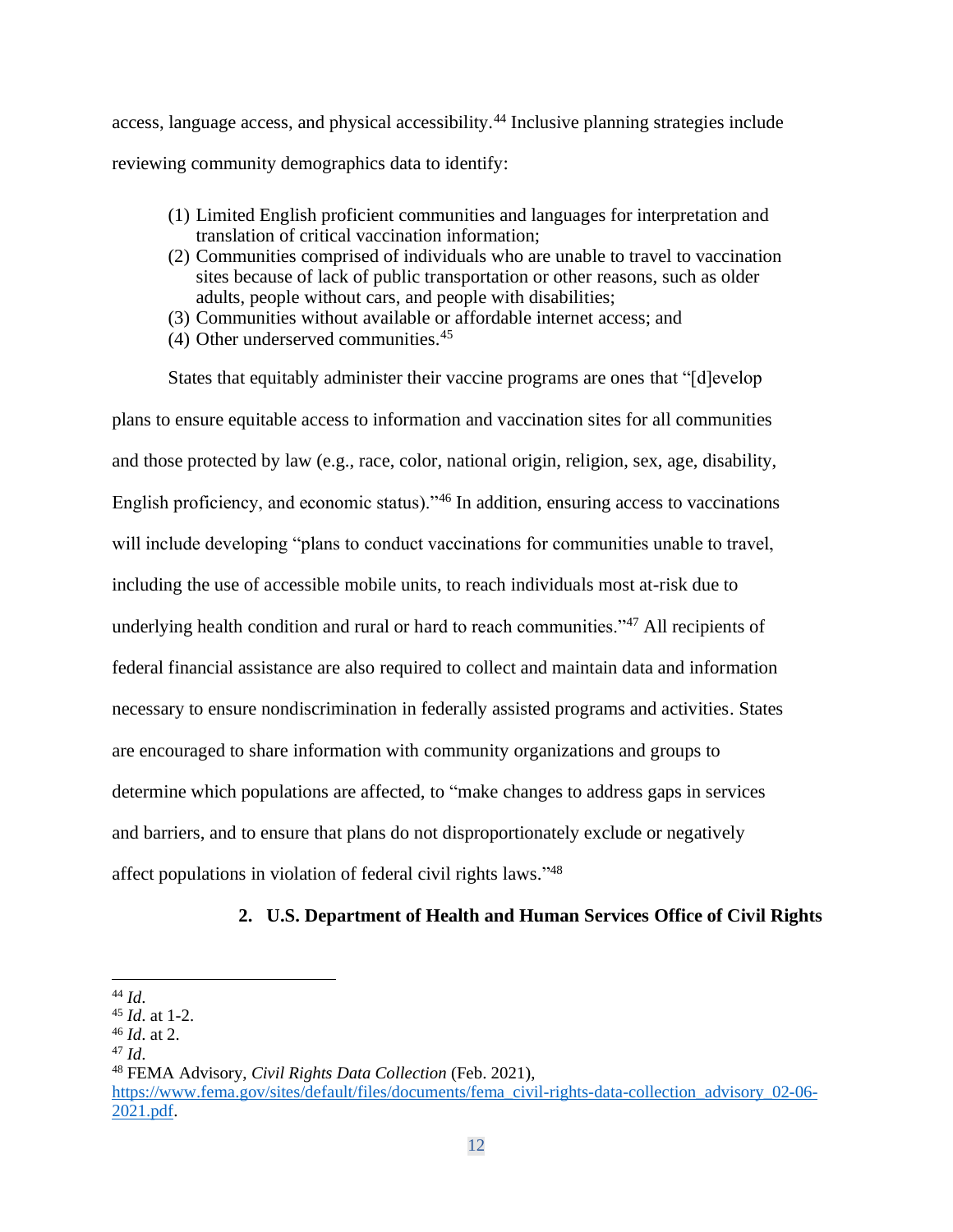access, language access, and physical accessibility.[44] Inclusive planning strategies include reviewing community demographics data to identify:

(1) Limited English proficient communities and languages for interpretation and translation of critical vaccination information;
(2) Communities comprised of individuals who are unable to travel to vaccination sites because of lack of public transportation or other reasons, such as older adults, people without cars, and people with disabilities;
(3) Communities without available or affordable internet access; and
(4) Other underserved communities.[45]

States that equitably administer their vaccine programs are ones that "[d]evelop plans to ensure equitable access to information and vaccination sites for all communities and those protected by law (e.g., race, color, national origin, religion, sex, age, disability, English proficiency, and economic status)."[46] In addition, ensuring access to vaccinations will include developing "plans to conduct vaccinations for communities unable to travel, including the use of accessible mobile units, to reach individuals most at-risk due to underlying health condition and rural or hard to reach communities."[47] All recipients of federal financial assistance are also required to collect and maintain data and information necessary to ensure nondiscrimination in federally assisted programs and activities. States are encouraged to share information with community organizations and groups to determine which populations are affected, to "make changes to address gaps in services and barriers, and to ensure that plans do not disproportionately exclude or negatively affect populations in violation of federal civil rights laws."[48]

### 2. U.S. Department of Health and Human Services Office of Civil Rights

---

[44] *Id*.
[45] *Id*. at 1-2.
[46] *Id*. at 2.
[47] *Id*.
[48] FEMA Advisory, *Civil Rights Data Collection* (Feb. 2021), https://www.fema.gov/sites/default/files/documents/fema_civil-rights-data-collection_advisory_02-06-2021.pdf.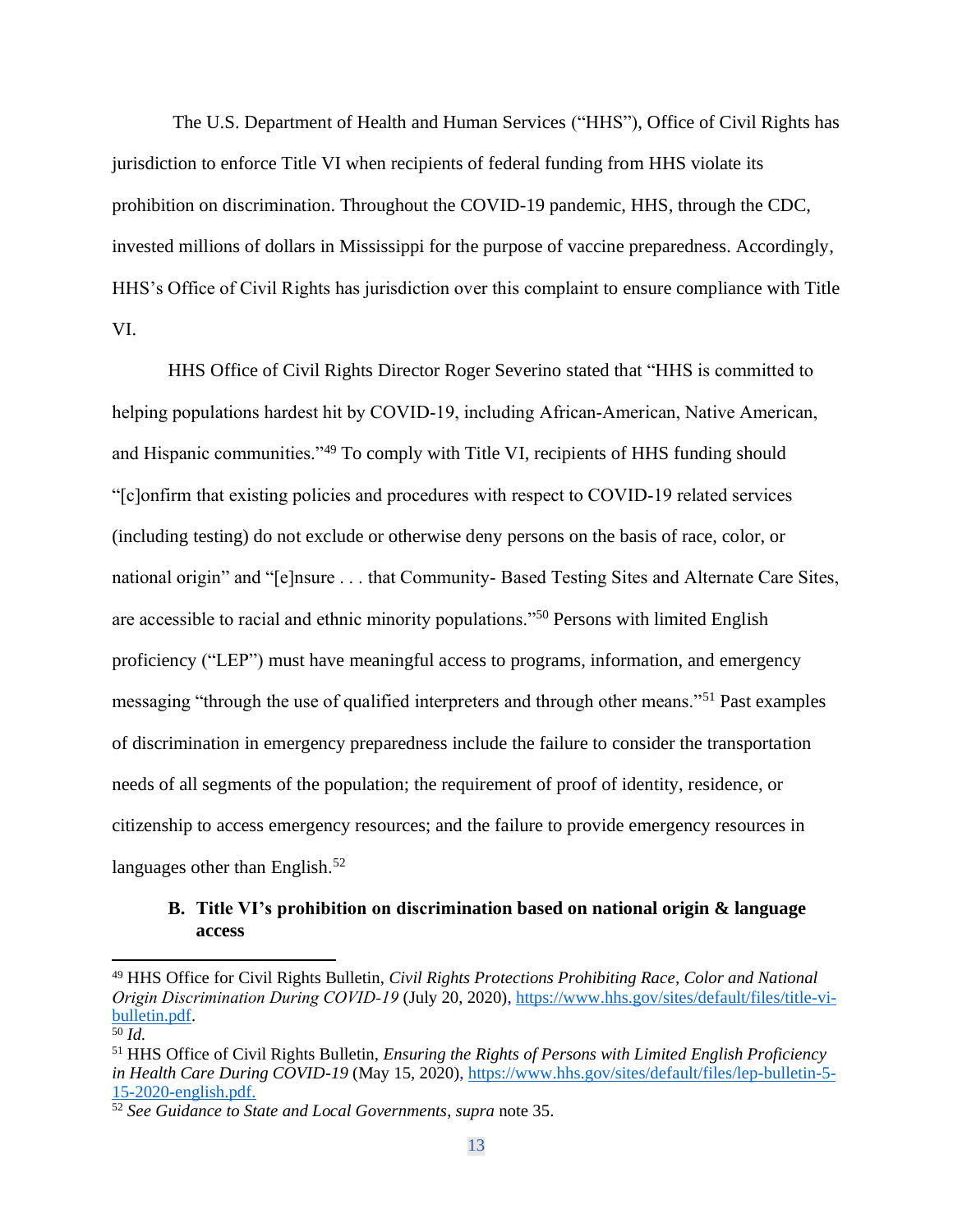The U.S. Department of Health and Human Services ("HHS"), Office of Civil Rights has jurisdiction to enforce Title VI when recipients of federal funding from HHS violate its prohibition on discrimination. Throughout the COVID-19 pandemic, HHS, through the CDC, invested millions of dollars in Mississippi for the purpose of vaccine preparedness. Accordingly, HHS's Office of Civil Rights has jurisdiction over this complaint to ensure compliance with Title VI.

HHS Office of Civil Rights Director Roger Severino stated that "HHS is committed to helping populations hardest hit by COVID-19, including African-American, Native American, and Hispanic communities."[49] To comply with Title VI, recipients of HHS funding should "[c]onfirm that existing policies and procedures with respect to COVID-19 related services (including testing) do not exclude or otherwise deny persons on the basis of race, color, or national origin" and "[e]nsure . . . that Community- Based Testing Sites and Alternate Care Sites, are accessible to racial and ethnic minority populations."[50] Persons with limited English proficiency ("LEP") must have meaningful access to programs, information, and emergency messaging "through the use of qualified interpreters and through other means."[51] Past examples of discrimination in emergency preparedness include the failure to consider the transportation needs of all segments of the population; the requirement of proof of identity, residence, or citizenship to access emergency resources; and the failure to provide emergency resources in languages other than English.[52]

### B. Title VI's prohibition on discrimination based on national origin & language access

---

[49] HHS Office for Civil Rights Bulletin, *Civil Rights Protections Prohibiting Race, Color and National Origin Discrimination During COVID-19* (July 20, 2020), https://www.hhs.gov/sites/default/files/title-vi-bulletin.pdf.

[50] *Id.*

[51] HHS Office of Civil Rights Bulletin, *Ensuring the Rights of Persons with Limited English Proficiency in Health Care During COVID-19* (May 15, 2020), https://www.hhs.gov/sites/default/files/lep-bulletin-5-15-2020-english.pdf.

[52] *See Guidance to State and Local Governments*, *supra* note 35.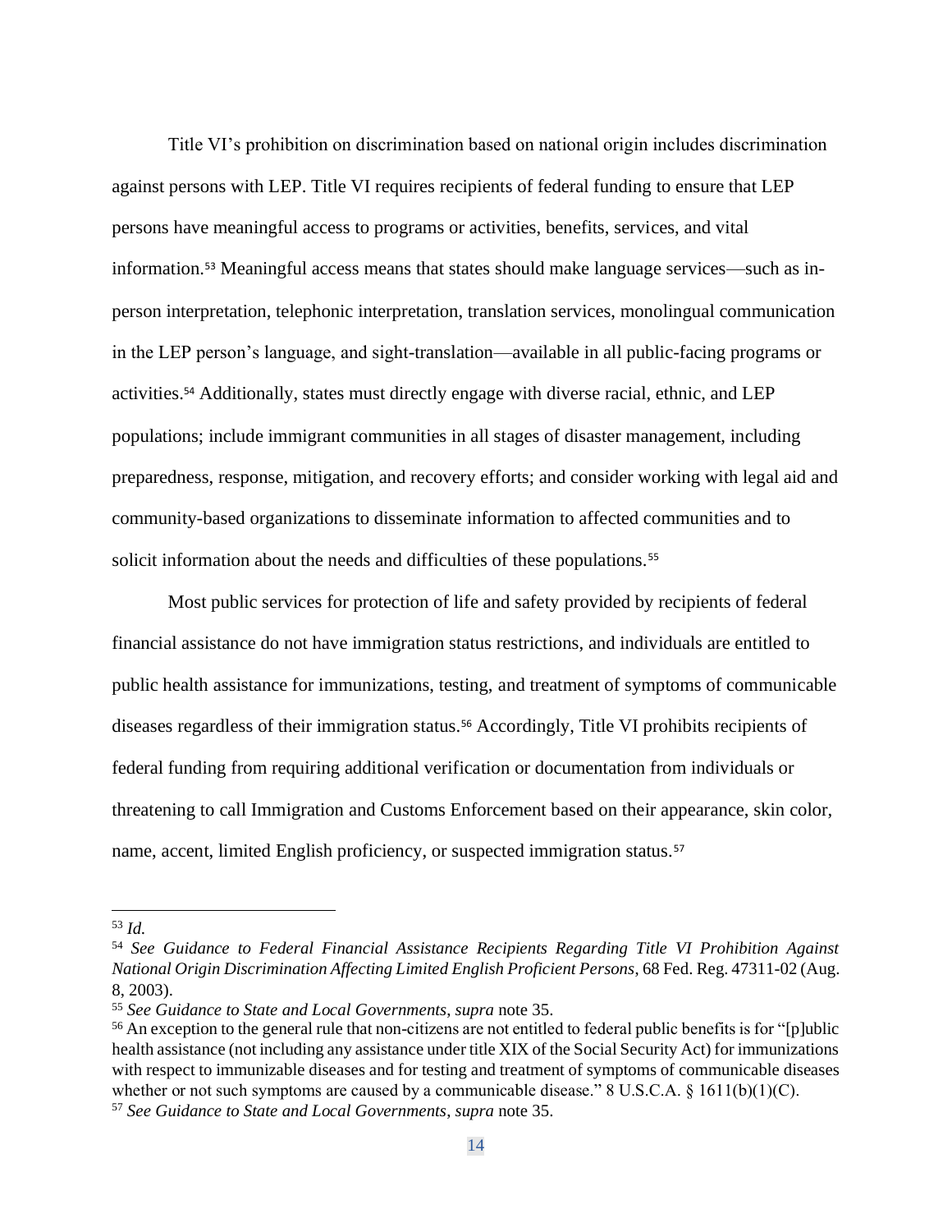Title VI's prohibition on discrimination based on national origin includes discrimination against persons with LEP. Title VI requires recipients of federal funding to ensure that LEP persons have meaningful access to programs or activities, benefits, services, and vital information.[53] Meaningful access means that states should make language services—such as in-person interpretation, telephonic interpretation, translation services, monolingual communication in the LEP person's language, and sight-translation—available in all public-facing programs or activities.[54] Additionally, states must directly engage with diverse racial, ethnic, and LEP populations; include immigrant communities in all stages of disaster management, including preparedness, response, mitigation, and recovery efforts; and consider working with legal aid and community-based organizations to disseminate information to affected communities and to solicit information about the needs and difficulties of these populations.[55]

Most public services for protection of life and safety provided by recipients of federal financial assistance do not have immigration status restrictions, and individuals are entitled to public health assistance for immunizations, testing, and treatment of symptoms of communicable diseases regardless of their immigration status.[56] Accordingly, Title VI prohibits recipients of federal funding from requiring additional verification or documentation from individuals or threatening to call Immigration and Customs Enforcement based on their appearance, skin color, name, accent, limited English proficiency, or suspected immigration status.[57]

---

[53] *Id.*

[54] *See Guidance to Federal Financial Assistance Recipients Regarding Title VI Prohibition Against National Origin Discrimination Affecting Limited English Proficient Persons*, 68 Fed. Reg. 47311-02 (Aug. 8, 2003).

[55] *See Guidance to State and Local Governments, supra* note 35.

[56] An exception to the general rule that non-citizens are not entitled to federal public benefits is for "[p]ublic health assistance (not including any assistance under title XIX of the Social Security Act) for immunizations with respect to immunizable diseases and for testing and treatment of symptoms of communicable diseases whether or not such symptoms are caused by a communicable disease." 8 U.S.C.A. § 1611(b)(1)(C).

[57] *See Guidance to State and Local Governments*, *supra* note 35.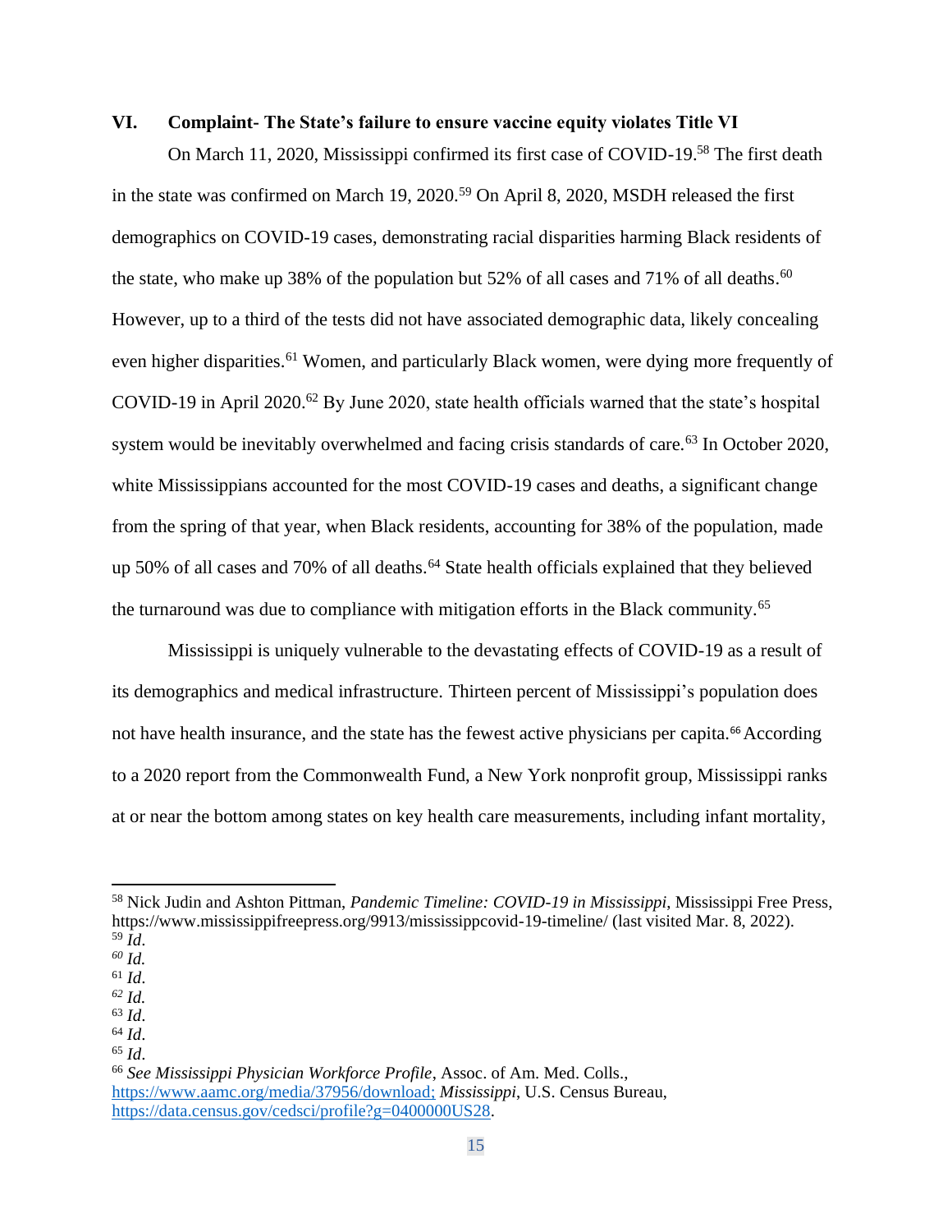## VI. Complaint- The State's failure to ensure vaccine equity violates Title VI

On March 11, 2020, Mississippi confirmed its first case of COVID-19.[58] The first death in the state was confirmed on March 19, 2020.[59] On April 8, 2020, MSDH released the first demographics on COVID-19 cases, demonstrating racial disparities harming Black residents of the state, who make up 38% of the population but 52% of all cases and 71% of all deaths.[60] However, up to a third of the tests did not have associated demographic data, likely concealing even higher disparities.[61] Women, and particularly Black women, were dying more frequently of COVID-19 in April 2020.[62] By June 2020, state health officials warned that the state's hospital system would be inevitably overwhelmed and facing crisis standards of care.[63] In October 2020, white Mississippians accounted for the most COVID-19 cases and deaths, a significant change from the spring of that year, when Black residents, accounting for 38% of the population, made up 50% of all cases and 70% of all deaths.[64] State health officials explained that they believed the turnaround was due to compliance with mitigation efforts in the Black community.[65]

Mississippi is uniquely vulnerable to the devastating effects of COVID-19 as a result of its demographics and medical infrastructure. Thirteen percent of Mississippi's population does not have health insurance, and the state has the fewest active physicians per capita.[66] According to a 2020 report from the Commonwealth Fund, a New York nonprofit group, Mississippi ranks at or near the bottom among states on key health care measurements, including infant mortality,

---

[58] Nick Judin and Ashton Pittman, *Pandemic Timeline: COVID-19 in Mississippi*, Mississippi Free Press, https://www.mississippifreepress.org/9913/mississippcovid-19-timeline/ (last visited Mar. 8, 2022).

[59] *Id*.

[60] *Id.*

[61] *Id*.

[62] *Id.*

[63] *Id*.

[64] *Id*.

[65] *Id*.

[66] *See Mississippi Physician Workforce Profile*, Assoc. of Am. Med. Colls., https://www.aamc.org/media/37956/download; *Mississippi*, U.S. Census Bureau, https://data.census.gov/cedsci/profile?g=0400000US28.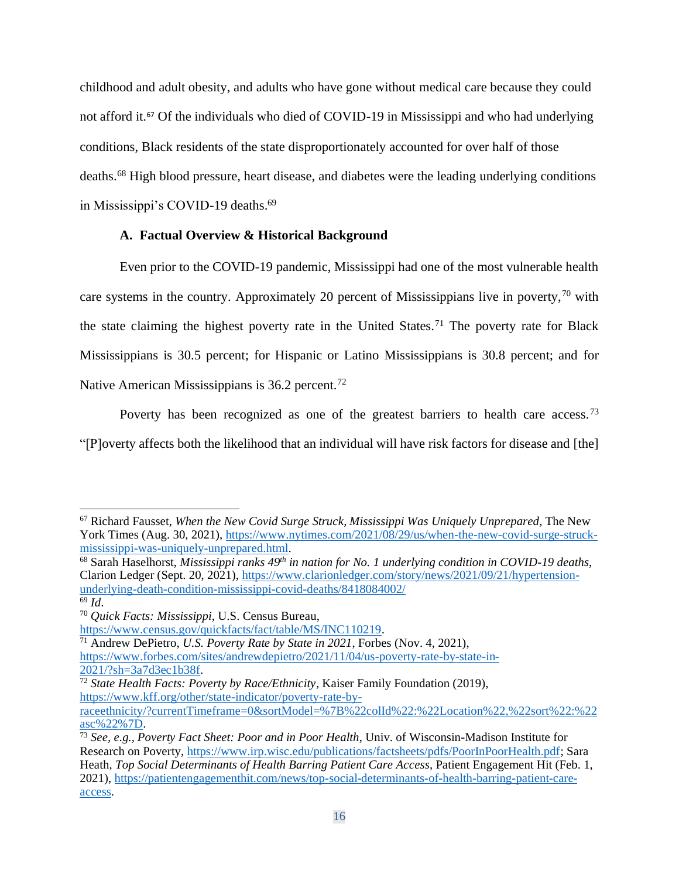childhood and adult obesity, and adults who have gone without medical care because they could not afford it.[67] Of the individuals who died of COVID-19 in Mississippi and who had underlying conditions, Black residents of the state disproportionately accounted for over half of those deaths.[68] High blood pressure, heart disease, and diabetes were the leading underlying conditions in Mississippi's COVID-19 deaths.[69]

### A. Factual Overview & Historical Background

Even prior to the COVID-19 pandemic, Mississippi had one of the most vulnerable health care systems in the country. Approximately 20 percent of Mississippians live in poverty,[70] with the state claiming the highest poverty rate in the United States.[71] The poverty rate for Black Mississippians is 30.5 percent; for Hispanic or Latino Mississippians is 30.8 percent; and for Native American Mississippians is 36.2 percent.[72]

Poverty has been recognized as one of the greatest barriers to health care access.[73] "[P]overty affects both the likelihood that an individual will have risk factors for disease and [the]

---

[67] Richard Fausset, *When the New Covid Surge Struck, Mississippi Was Uniquely Unprepared*, The New York Times (Aug. 30, 2021), https://www.nytimes.com/2021/08/29/us/when-the-new-covid-surge-struck-mississippi-was-uniquely-unprepared.html.

[68] Sarah Haselhorst, *Mississippi ranks 49th in nation for No. 1 underlying condition in COVID-19 deaths*, Clarion Ledger (Sept. 20, 2021), https://www.clarionledger.com/story/news/2021/09/21/hypertension-underlying-death-condition-mississippi-covid-deaths/8418084002/

[69] *Id*.

[70] *Quick Facts: Mississippi*, U.S. Census Bureau, https://www.census.gov/quickfacts/fact/table/MS/INC110219.

[71] Andrew DePietro, *U.S. Poverty Rate by State in 2021*, Forbes (Nov. 4, 2021), https://www.forbes.com/sites/andrewdepietro/2021/11/04/us-poverty-rate-by-state-in-2021/?sh=3a7d3ec1b38f.

[72] *State Health Facts: Poverty by Race/Ethnicity*, Kaiser Family Foundation (2019), https://www.kff.org/other/state-indicator/poverty-rate-by-raceethnicity/?currentTimeframe=0&sortModel=%7B%22colId%22:%22Location%22,%22sort%22:%22asc%22%7D.

[73] *See, e.g.*, *Poverty Fact Sheet: Poor and in Poor Health*, Univ. of Wisconsin-Madison Institute for Research on Poverty, https://www.irp.wisc.edu/publications/factsheets/pdfs/PoorInPoorHealth.pdf; Sara Heath, *Top Social Determinants of Health Barring Patient Care Access*, Patient Engagement Hit (Feb. 1, 2021), https://patientengagementhit.com/news/top-social-determinants-of-health-barring-patient-care-access.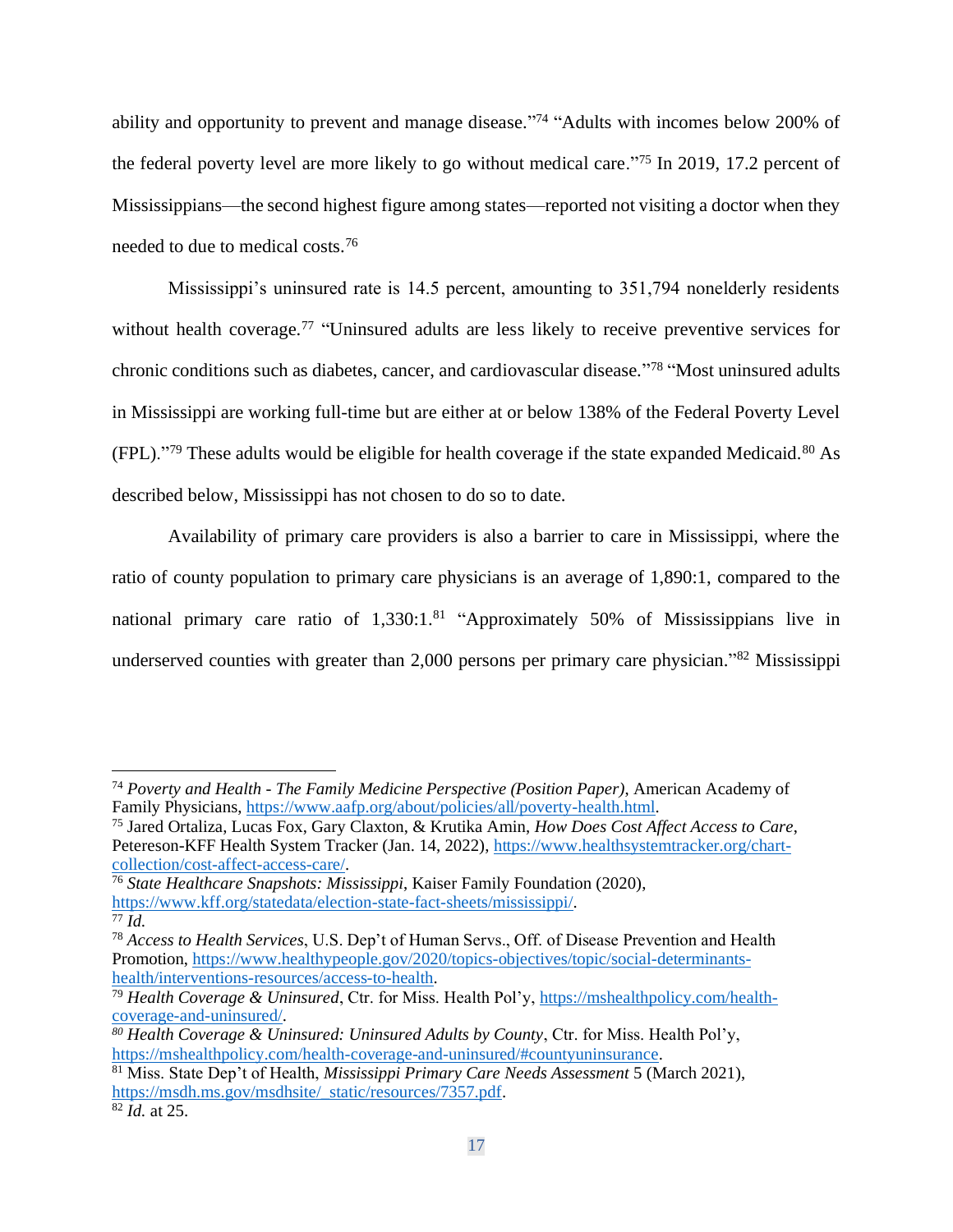ability and opportunity to prevent and manage disease."[74] "Adults with incomes below 200% of the federal poverty level are more likely to go without medical care."[75] In 2019, 17.2 percent of Mississippians—the second highest figure among states—reported not visiting a doctor when they needed to due to medical costs.[76]

Mississippi's uninsured rate is 14.5 percent, amounting to 351,794 nonelderly residents without health coverage.[77] "Uninsured adults are less likely to receive preventive services for chronic conditions such as diabetes, cancer, and cardiovascular disease."[78] "Most uninsured adults in Mississippi are working full-time but are either at or below 138% of the Federal Poverty Level (FPL)."[79] These adults would be eligible for health coverage if the state expanded Medicaid.[80] As described below, Mississippi has not chosen to do so to date.

Availability of primary care providers is also a barrier to care in Mississippi, where the ratio of county population to primary care physicians is an average of 1,890:1, compared to the national primary care ratio of 1,330:1.[81] "Approximately 50% of Mississippians live in underserved counties with greater than 2,000 persons per primary care physician."[82] Mississippi

---

[74] *Poverty and Health - The Family Medicine Perspective (Position Paper)*, American Academy of Family Physicians, https://www.aafp.org/about/policies/all/poverty-health.html.

[75] Jared Ortaliza, Lucas Fox, Gary Claxton, & Krutika Amin, *How Does Cost Affect Access to Care*, Petereson-KFF Health System Tracker (Jan. 14, 2022), https://www.healthsystemtracker.org/chart-collection/cost-affect-access-care/.

[76] *State Healthcare Snapshots: Mississippi*, Kaiser Family Foundation (2020), https://www.kff.org/statedata/election-state-fact-sheets/mississippi/.

[77] *Id.*

[78] *Access to Health Services*, U.S. Dep't of Human Servs., Off. of Disease Prevention and Health Promotion, https://www.healthypeople.gov/2020/topics-objectives/topic/social-determinants-health/interventions-resources/access-to-health.

[79] *Health Coverage & Uninsured*, Ctr. for Miss. Health Pol'y, https://mshealthpolicy.com/health-coverage-and-uninsured/.

[80] *Health Coverage & Uninsured: Uninsured Adults by County*, Ctr. for Miss. Health Pol'y, https://mshealthpolicy.com/health-coverage-and-uninsured/#countyuninsurance.

[81] Miss. State Dep't of Health, *Mississippi Primary Care Needs Assessment* 5 (March 2021), https://msdh.ms.gov/msdhsite/_static/resources/7357.pdf.

[82] *Id.* at 25.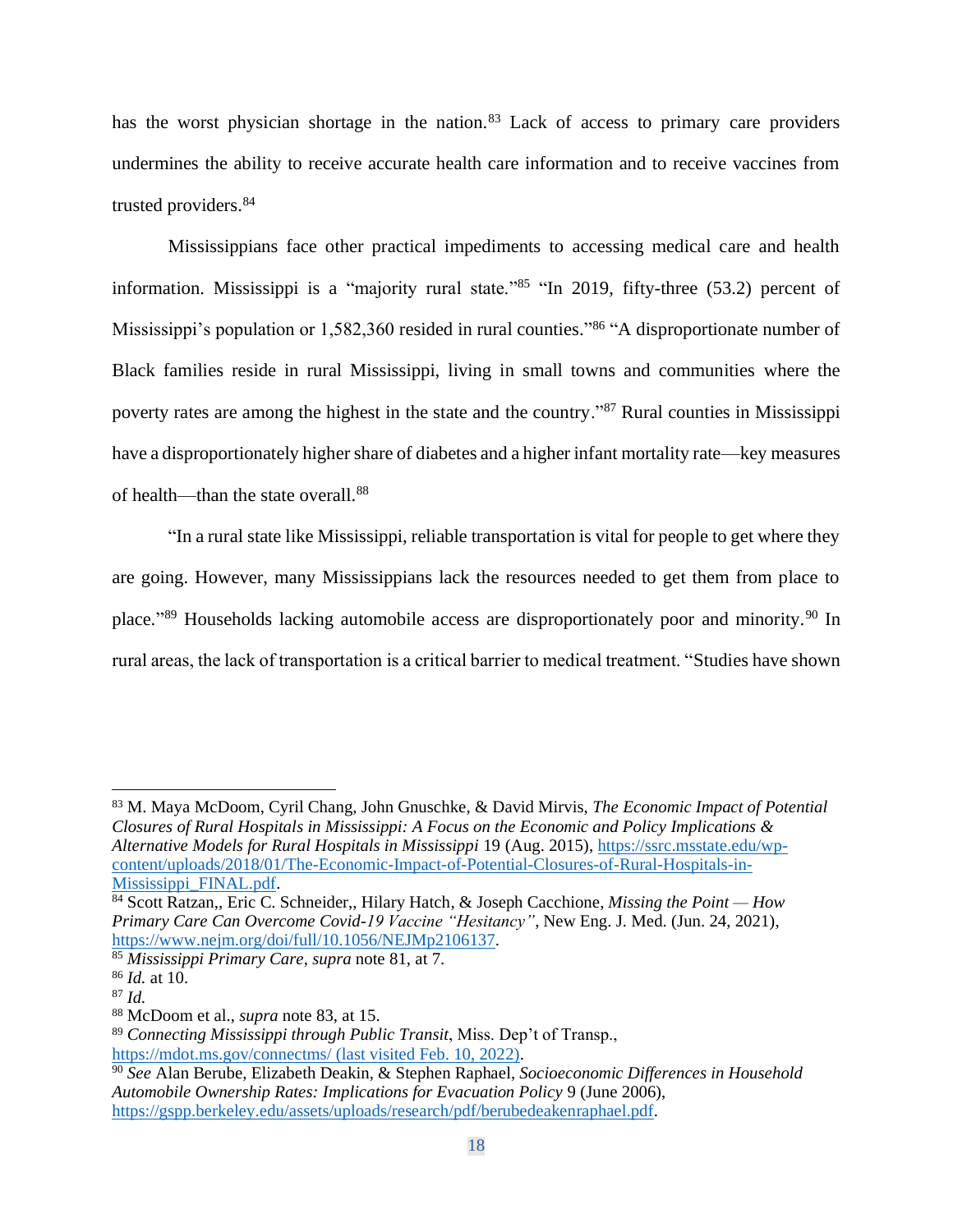has the worst physician shortage in the nation.[83] Lack of access to primary care providers undermines the ability to receive accurate health care information and to receive vaccines from trusted providers.[84]

Mississippians face other practical impediments to accessing medical care and health information. Mississippi is a "majority rural state."[85] "In 2019, fifty-three (53.2) percent of Mississippi's population or 1,582,360 resided in rural counties."[86] "A disproportionate number of Black families reside in rural Mississippi, living in small towns and communities where the poverty rates are among the highest in the state and the country."[87] Rural counties in Mississippi have a disproportionately higher share of diabetes and a higher infant mortality rate—key measures of health—than the state overall.[88]

"In a rural state like Mississippi, reliable transportation is vital for people to get where they are going. However, many Mississippians lack the resources needed to get them from place to place."[89] Households lacking automobile access are disproportionately poor and minority.[90] In rural areas, the lack of transportation is a critical barrier to medical treatment. "Studies have shown

---

[83] M. Maya McDoom, Cyril Chang, John Gnuschke, & David Mirvis, *The Economic Impact of Potential Closures of Rural Hospitals in Mississippi: A Focus on the Economic and Policy Implications & Alternative Models for Rural Hospitals in Mississippi* 19 (Aug. 2015), https://ssrc.msstate.edu/wp-content/uploads/2018/01/The-Economic-Impact-of-Potential-Closures-of-Rural-Hospitals-in-Mississippi_FINAL.pdf.

[84] Scott Ratzan,, Eric C. Schneider,, Hilary Hatch, & Joseph Cacchione, *Missing the Point — How Primary Care Can Overcome Covid-19 Vaccine "Hesitancy"*, New Eng. J. Med. (Jun. 24, 2021), https://www.nejm.org/doi/full/10.1056/NEJMp2106137.

[85] *Mississippi Primary Care*, *supra* note 81, at 7.

[86] *Id.* at 10.

[87] *Id.*

[88] McDoom et al., *supra* note 83, at 15.

[89] *Connecting Mississippi through Public Transit*, Miss. Dep't of Transp., https://mdot.ms.gov/connectms/ (last visited Feb. 10, 2022).

[90] *See* Alan Berube, Elizabeth Deakin, & Stephen Raphael, *Socioeconomic Differences in Household Automobile Ownership Rates: Implications for Evacuation Policy* 9 (June 2006), https://gspp.berkeley.edu/assets/uploads/research/pdf/berubedeakenraphael.pdf.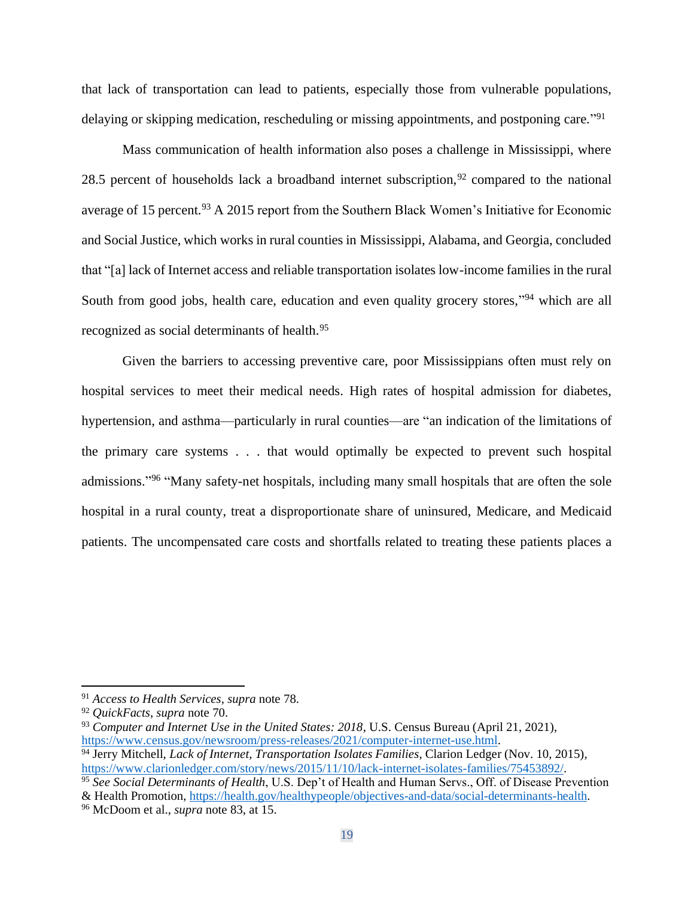that lack of transportation can lead to patients, especially those from vulnerable populations, delaying or skipping medication, rescheduling or missing appointments, and postponing care."[91]

Mass communication of health information also poses a challenge in Mississippi, where 28.5 percent of households lack a broadband internet subscription,[92] compared to the national average of 15 percent.[93] A 2015 report from the Southern Black Women's Initiative for Economic and Social Justice, which works in rural counties in Mississippi, Alabama, and Georgia, concluded that "[a] lack of Internet access and reliable transportation isolates low-income families in the rural South from good jobs, health care, education and even quality grocery stores,"[94] which are all recognized as social determinants of health.[95]

Given the barriers to accessing preventive care, poor Mississippians often must rely on hospital services to meet their medical needs. High rates of hospital admission for diabetes, hypertension, and asthma—particularly in rural counties—are "an indication of the limitations of the primary care systems . . . that would optimally be expected to prevent such hospital admissions."[96] "Many safety-net hospitals, including many small hospitals that are often the sole hospital in a rural county, treat a disproportionate share of uninsured, Medicare, and Medicaid patients. The uncompensated care costs and shortfalls related to treating these patients places a

---

[91] *Access to Health Services*, *supra* note 78.

[92] *QuickFacts*, *supra* note 70.

[93] *Computer and Internet Use in the United States: 2018*, U.S. Census Bureau (April 21, 2021), https://www.census.gov/newsroom/press-releases/2021/computer-internet-use.html.

[94] Jerry Mitchell, *Lack of Internet, Transportation Isolates Families*, Clarion Ledger (Nov. 10, 2015), https://www.clarionledger.com/story/news/2015/11/10/lack-internet-isolates-families/75453892/.

[95] *See Social Determinants of Health*, U.S. Dep't of Health and Human Servs., Off. of Disease Prevention & Health Promotion, https://health.gov/healthypeople/objectives-and-data/social-determinants-health.

[96] McDoom et al., *supra* note 83, at 15.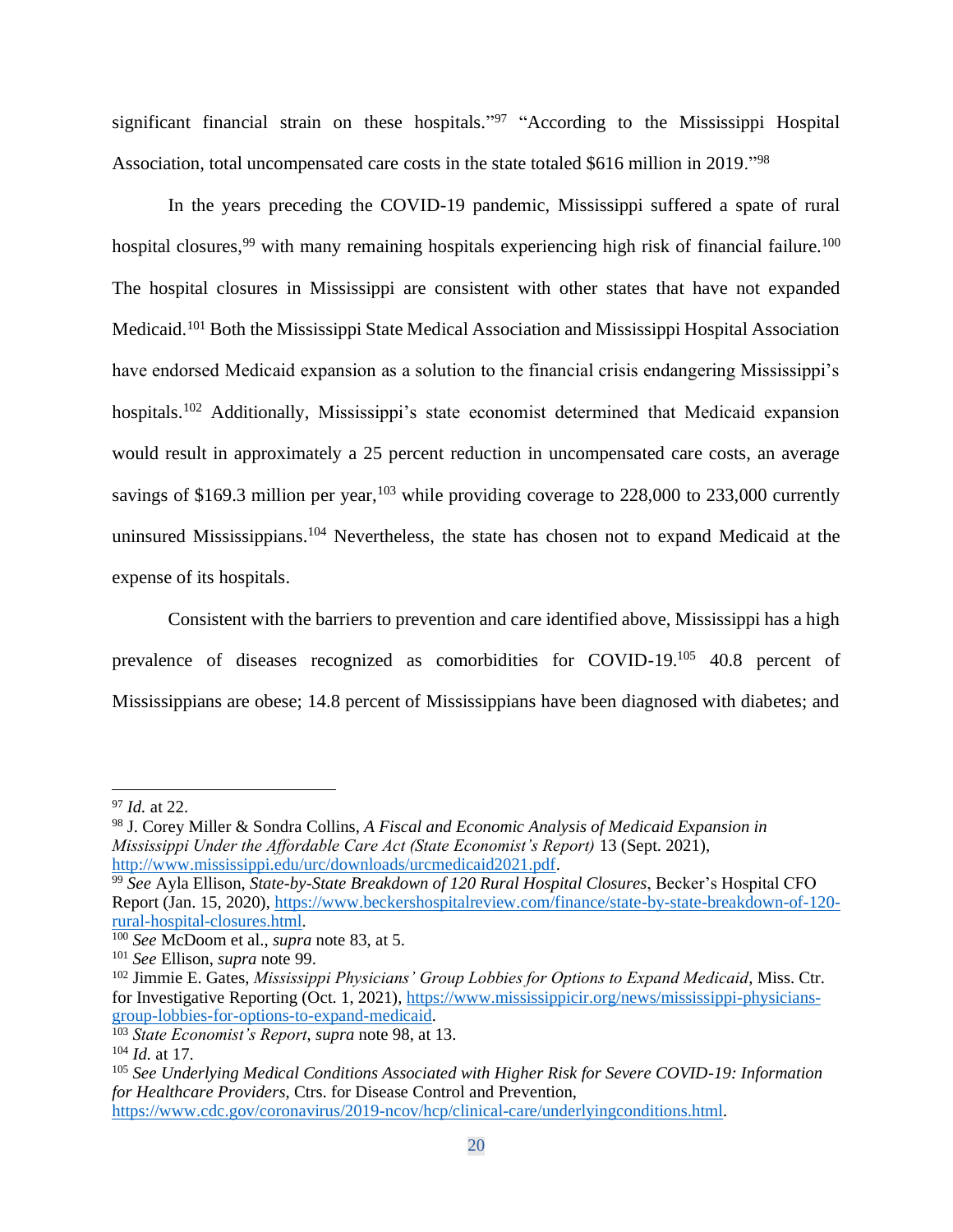significant financial strain on these hospitals."[97] "According to the Mississippi Hospital Association, total uncompensated care costs in the state totaled $616 million in 2019."[98]

In the years preceding the COVID-19 pandemic, Mississippi suffered a spate of rural hospital closures,[99] with many remaining hospitals experiencing high risk of financial failure.[100] The hospital closures in Mississippi are consistent with other states that have not expanded Medicaid.[101] Both the Mississippi State Medical Association and Mississippi Hospital Association have endorsed Medicaid expansion as a solution to the financial crisis endangering Mississippi's hospitals.[102] Additionally, Mississippi's state economist determined that Medicaid expansion would result in approximately a 25 percent reduction in uncompensated care costs, an average savings of $169.3 million per year,[103] while providing coverage to 228,000 to 233,000 currently uninsured Mississippians.[104] Nevertheless, the state has chosen not to expand Medicaid at the expense of its hospitals.

Consistent with the barriers to prevention and care identified above, Mississippi has a high prevalence of diseases recognized as comorbidities for COVID-19.[105] 40.8 percent of Mississippians are obese; 14.8 percent of Mississippians have been diagnosed with diabetes; and

---

[97] *Id.* at 22.

[98] J. Corey Miller & Sondra Collins, *A Fiscal and Economic Analysis of Medicaid Expansion in Mississippi Under the Affordable Care Act (State Economist's Report)* 13 (Sept. 2021), http://www.mississippi.edu/urc/downloads/urcmedicaid2021.pdf.

[99] *See* Ayla Ellison, *State-by-State Breakdown of 120 Rural Hospital Closures*, Becker's Hospital CFO Report (Jan. 15, 2020), https://www.beckershospitalreview.com/finance/state-by-state-breakdown-of-120-rural-hospital-closures.html.

[100] *See* McDoom et al., *supra* note 83, at 5.

[101] *See* Ellison, *supra* note 99.

[102] Jimmie E. Gates, *Mississippi Physicians' Group Lobbies for Options to Expand Medicaid*, Miss. Ctr. for Investigative Reporting (Oct. 1, 2021), https://www.mississippicir.org/news/mississippi-physicians-group-lobbies-for-options-to-expand-medicaid.

[103] *State Economist's Report*, *supra* note 98, at 13.

[104] *Id.* at 17.

[105] *See Underlying Medical Conditions Associated with Higher Risk for Severe COVID-19: Information for Healthcare Providers*, Ctrs. for Disease Control and Prevention, https://www.cdc.gov/coronavirus/2019-ncov/hcp/clinical-care/underlyingconditions.html.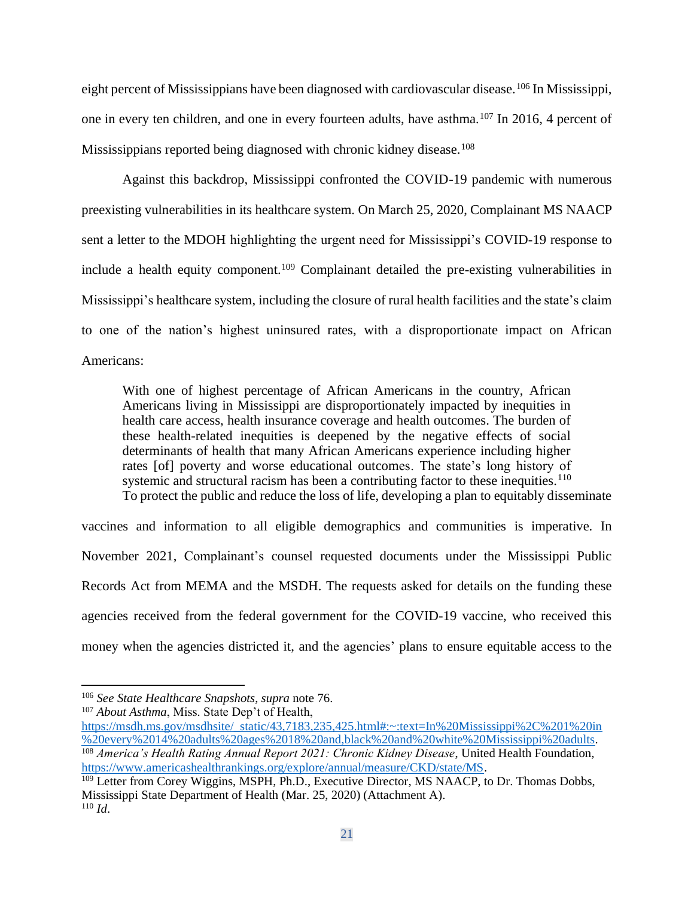eight percent of Mississippians have been diagnosed with cardiovascular disease.[106] In Mississippi, one in every ten children, and one in every fourteen adults, have asthma.[107] In 2016, 4 percent of Mississippians reported being diagnosed with chronic kidney disease.[108]

Against this backdrop, Mississippi confronted the COVID-19 pandemic with numerous preexisting vulnerabilities in its healthcare system. On March 25, 2020, Complainant MS NAACP sent a letter to the MDOH highlighting the urgent need for Mississippi's COVID-19 response to include a health equity component.[109] Complainant detailed the pre-existing vulnerabilities in Mississippi's healthcare system, including the closure of rural health facilities and the state's claim to one of the nation's highest uninsured rates, with a disproportionate impact on African Americans:

> With one of highest percentage of African Americans in the country, African Americans living in Mississippi are disproportionately impacted by inequities in health care access, health insurance coverage and health outcomes. The burden of these health-related inequities is deepened by the negative effects of social determinants of health that many African Americans experience including higher rates [of] poverty and worse educational outcomes. The state's long history of systemic and structural racism has been a contributing factor to these inequities.[110]

To protect the public and reduce the loss of life, developing a plan to equitably disseminate vaccines and information to all eligible demographics and communities is imperative. In November 2021, Complainant's counsel requested documents under the Mississippi Public Records Act from MEMA and the MSDH. The requests asked for details on the funding these agencies received from the federal government for the COVID-19 vaccine, who received this money when the agencies districted it, and the agencies' plans to ensure equitable access to the

---

[106] *See State Healthcare Snapshots*, *supra* note 76.

[107] *About Asthma*, Miss. State Dep't of Health, https://msdh.ms.gov/msdhsite/_static/43,7183,235,425.html#:~:text=In%20Mississippi%2C%201%20in%20every%2014%20adults%20ages%2018%20and,black%20and%20white%20Mississippi%20adults.

[108] *America's Health Rating Annual Report 2021: Chronic Kidney Disease*, United Health Foundation, https://www.americashealthrankings.org/explore/annual/measure/CKD/state/MS.

[109] Letter from Corey Wiggins, MSPH, Ph.D., Executive Director, MS NAACP, to Dr. Thomas Dobbs, Mississippi State Department of Health (Mar. 25, 2020) (Attachment A).

[110] *Id*.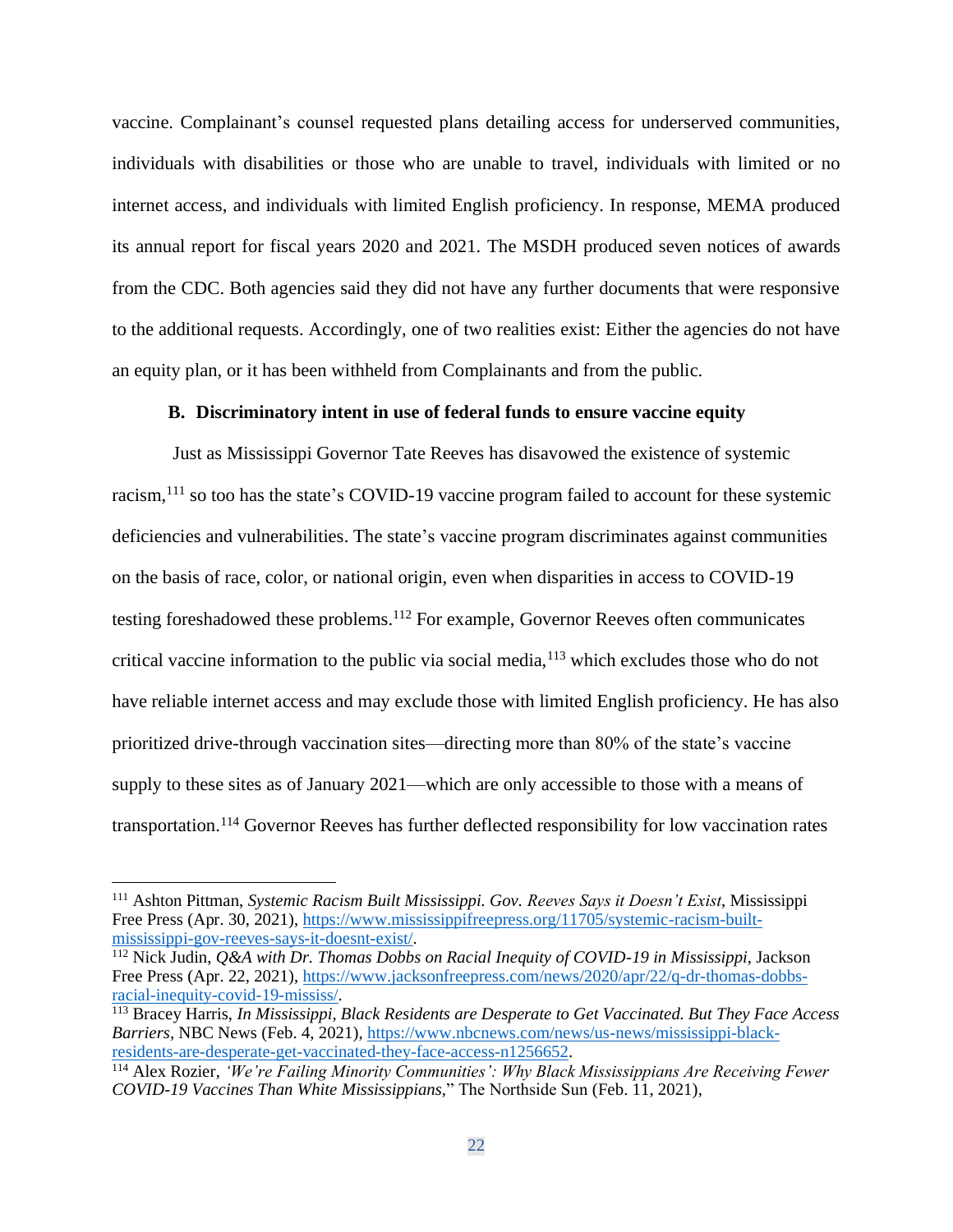vaccine. Complainant's counsel requested plans detailing access for underserved communities, individuals with disabilities or those who are unable to travel, individuals with limited or no internet access, and individuals with limited English proficiency. In response, MEMA produced its annual report for fiscal years 2020 and 2021. The MSDH produced seven notices of awards from the CDC. Both agencies said they did not have any further documents that were responsive to the additional requests. Accordingly, one of two realities exist: Either the agencies do not have an equity plan, or it has been withheld from Complainants and from the public.

### B. Discriminatory intent in use of federal funds to ensure vaccine equity

Just as Mississippi Governor Tate Reeves has disavowed the existence of systemic racism,[111] so too has the state's COVID-19 vaccine program failed to account for these systemic deficiencies and vulnerabilities. The state's vaccine program discriminates against communities on the basis of race, color, or national origin, even when disparities in access to COVID-19 testing foreshadowed these problems.[112] For example, Governor Reeves often communicates critical vaccine information to the public via social media,[113] which excludes those who do not have reliable internet access and may exclude those with limited English proficiency. He has also prioritized drive-through vaccination sites—directing more than 80% of the state's vaccine supply to these sites as of January 2021—which are only accessible to those with a means of transportation.[114] Governor Reeves has further deflected responsibility for low vaccination rates

---

[111] Ashton Pittman, *Systemic Racism Built Mississippi. Gov. Reeves Says it Doesn't Exist*, Mississippi Free Press (Apr. 30, 2021), https://www.mississippifreepress.org/11705/systemic-racism-built-mississippi-gov-reeves-says-it-doesnt-exist/.

[112] Nick Judin, *Q&A with Dr. Thomas Dobbs on Racial Inequity of COVID-19 in Mississippi*, Jackson Free Press (Apr. 22, 2021), https://www.jacksonfreepress.com/news/2020/apr/22/q-dr-thomas-dobbs-racial-inequity-covid-19-mississ/.

[113] Bracey Harris, *In Mississippi, Black Residents are Desperate to Get Vaccinated. But They Face Access Barriers*, NBC News (Feb. 4, 2021), https://www.nbcnews.com/news/us-news/mississippi-black-residents-are-desperate-get-vaccinated-they-face-access-n1256652.

[114] Alex Rozier, *'We're Failing Minority Communities': Why Black Mississippians Are Receiving Fewer COVID-19 Vaccines Than White Mississippians,*" The Northside Sun (Feb. 11, 2021),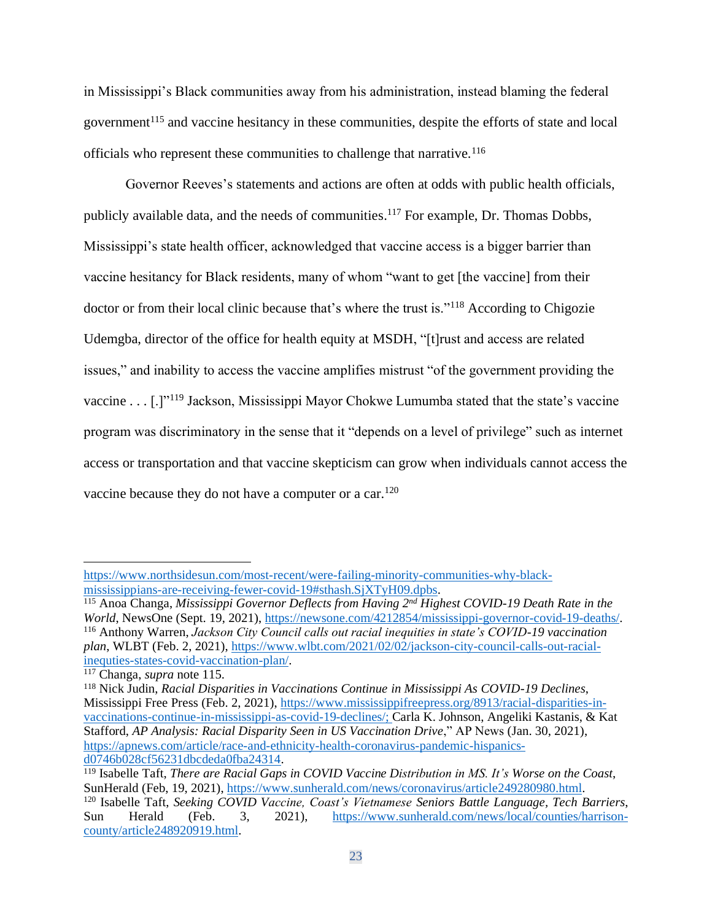in Mississippi's Black communities away from his administration, instead blaming the federal government[115] and vaccine hesitancy in these communities, despite the efforts of state and local officials who represent these communities to challenge that narrative.[116]

Governor Reeves's statements and actions are often at odds with public health officials, publicly available data, and the needs of communities.[117] For example, Dr. Thomas Dobbs, Mississippi's state health officer, acknowledged that vaccine access is a bigger barrier than vaccine hesitancy for Black residents, many of whom "want to get [the vaccine] from their doctor or from their local clinic because that's where the trust is."[118] According to Chigozie Udemgba, director of the office for health equity at MSDH, "[t]rust and access are related issues," and inability to access the vaccine amplifies mistrust "of the government providing the vaccine . . . [.]"[119] Jackson, Mississippi Mayor Chokwe Lumumba stated that the state's vaccine program was discriminatory in the sense that it "depends on a level of privilege" such as internet access or transportation and that vaccine skepticism can grow when individuals cannot access the vaccine because they do not have a computer or a car.[120]

---

https://www.northsidesun.com/most-recent/were-failing-minority-communities-why-black-mississippians-are-receiving-fewer-covid-19#sthash.SjXTyH09.dpbs.

[115] Anoa Changa, *Mississippi Governor Deflects from Having 2nd Highest COVID-19 Death Rate in the World*, NewsOne (Sept. 19, 2021), https://newsone.com/4212854/mississippi-governor-covid-19-deaths/.

[116] Anthony Warren, *Jackson City Council calls out racial inequities in state's COVID-19 vaccination plan*, WLBT (Feb. 2, 2021), https://www.wlbt.com/2021/02/02/jackson-city-council-calls-out-racial-inequties-states-covid-vaccination-plan/.

[117] Changa, *supra* note 115.

[118] Nick Judin, *Racial Disparities in Vaccinations Continue in Mississippi As COVID-19 Declines*, Mississippi Free Press (Feb. 2, 2021), https://www.mississippifreepress.org/8913/racial-disparities-in-vaccinations-continue-in-mississippi-as-covid-19-declines/; Carla K. Johnson, Angeliki Kastanis, & Kat Stafford, *AP Analysis: Racial Disparity Seen in US Vaccination Drive*," AP News (Jan. 30, 2021), https://apnews.com/article/race-and-ethnicity-health-coronavirus-pandemic-hispanics-d0746b028cf56231dbcdeda0fba24314.

[119] Isabelle Taft, *There are Racial Gaps in COVID Vaccine Distribution in MS. It's Worse on the Coast*, SunHerald (Feb, 19, 2021), https://www.sunherald.com/news/coronavirus/article249280980.html.

[120] Isabelle Taft, *Seeking COVID Vaccine, Coast's Vietnamese Seniors Battle Language, Tech Barriers*, Sun Herald (Feb. 3, 2021), https://www.sunherald.com/news/local/counties/harrison-county/article248920919.html.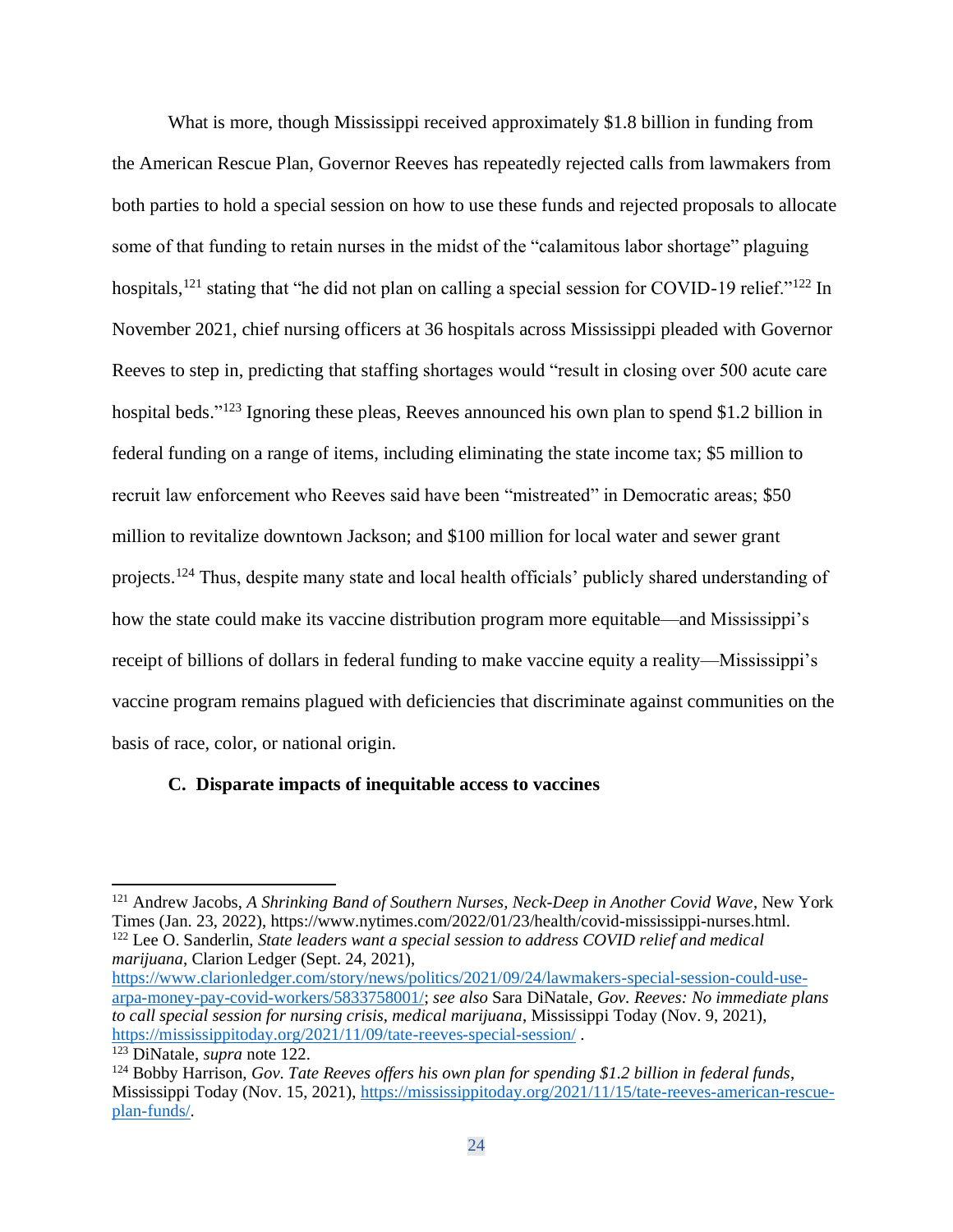What is more, though Mississippi received approximately $1.8 billion in funding from the American Rescue Plan, Governor Reeves has repeatedly rejected calls from lawmakers from both parties to hold a special session on how to use these funds and rejected proposals to allocate some of that funding to retain nurses in the midst of the "calamitous labor shortage" plaguing hospitals,[121] stating that "he did not plan on calling a special session for COVID-19 relief."[122] In November 2021, chief nursing officers at 36 hospitals across Mississippi pleaded with Governor Reeves to step in, predicting that staffing shortages would "result in closing over 500 acute care hospital beds."[123] Ignoring these pleas, Reeves announced his own plan to spend $1.2 billion in federal funding on a range of items, including eliminating the state income tax; $5 million to recruit law enforcement who Reeves said have been "mistreated" in Democratic areas; $50 million to revitalize downtown Jackson; and $100 million for local water and sewer grant projects.[124] Thus, despite many state and local health officials' publicly shared understanding of how the state could make its vaccine distribution program more equitable—and Mississippi's receipt of billions of dollars in federal funding to make vaccine equity a reality—Mississippi's vaccine program remains plagued with deficiencies that discriminate against communities on the basis of race, color, or national origin.

### C. Disparate impacts of inequitable access to vaccines

---

[121] Andrew Jacobs, *A Shrinking Band of Southern Nurses, Neck-Deep in Another Covid Wave*, New York Times (Jan. 23, 2022), https://www.nytimes.com/2022/01/23/health/covid-mississippi-nurses.html.

[122] Lee O. Sanderlin, *State leaders want a special session to address COVID relief and medical marijuana*, Clarion Ledger (Sept. 24, 2021), https://www.clarionledger.com/story/news/politics/2021/09/24/lawmakers-special-session-could-use-arpa-money-pay-covid-workers/5833758001/; *see also* Sara DiNatale, *Gov. Reeves: No immediate plans to call special session for nursing crisis, medical marijuana*, Mississippi Today (Nov. 9, 2021), https://mississippitoday.org/2021/11/09/tate-reeves-special-session/ .

[123] DiNatale, *supra* note 122.

[124] Bobby Harrison, *Gov. Tate Reeves offers his own plan for spending $1.2 billion in federal funds*, Mississippi Today (Nov. 15, 2021), https://mississippitoday.org/2021/11/15/tate-reeves-american-rescue-plan-funds/.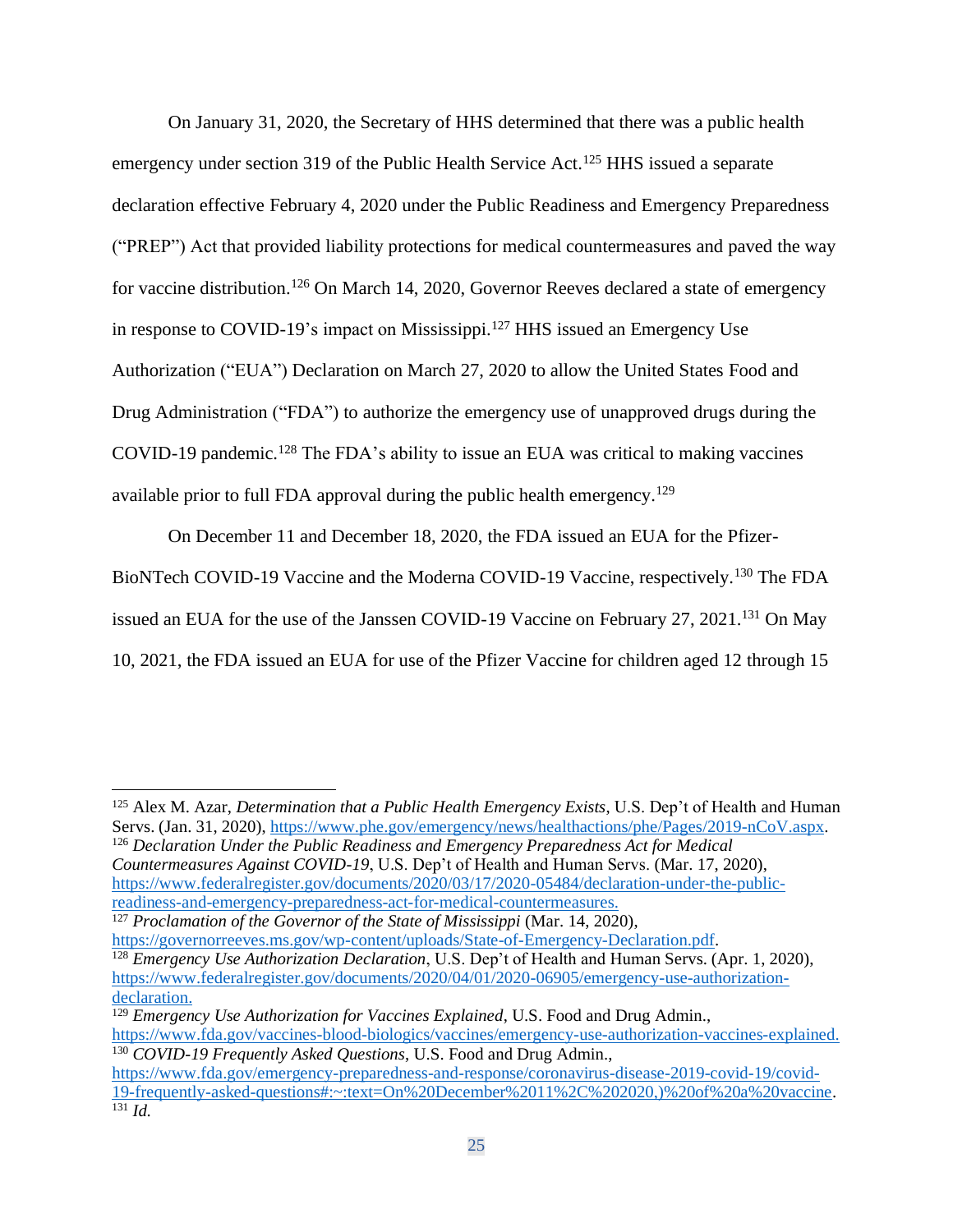On January 31, 2020, the Secretary of HHS determined that there was a public health emergency under section 319 of the Public Health Service Act.[125] HHS issued a separate declaration effective February 4, 2020 under the Public Readiness and Emergency Preparedness ("PREP") Act that provided liability protections for medical countermeasures and paved the way for vaccine distribution.[126] On March 14, 2020, Governor Reeves declared a state of emergency in response to COVID-19's impact on Mississippi.[127] HHS issued an Emergency Use Authorization ("EUA") Declaration on March 27, 2020 to allow the United States Food and Drug Administration ("FDA") to authorize the emergency use of unapproved drugs during the COVID-19 pandemic.[128] The FDA's ability to issue an EUA was critical to making vaccines available prior to full FDA approval during the public health emergency.[129]

On December 11 and December 18, 2020, the FDA issued an EUA for the Pfizer-BioNTech COVID-19 Vaccine and the Moderna COVID-19 Vaccine, respectively.[130] The FDA issued an EUA for the use of the Janssen COVID-19 Vaccine on February 27, 2021.[131] On May 10, 2021, the FDA issued an EUA for use of the Pfizer Vaccine for children aged 12 through 15

---

[125] Alex M. Azar, *Determination that a Public Health Emergency Exists*, U.S. Dep't of Health and Human Servs. (Jan. 31, 2020), https://www.phe.gov/emergency/news/healthactions/phe/Pages/2019-nCoV.aspx.

[126] *Declaration Under the Public Readiness and Emergency Preparedness Act for Medical Countermeasures Against COVID-19*, U.S. Dep't of Health and Human Servs. (Mar. 17, 2020), https://www.federalregister.gov/documents/2020/03/17/2020-05484/declaration-under-the-public-readiness-and-emergency-preparedness-act-for-medical-countermeasures.

[127] *Proclamation of the Governor of the State of Mississippi* (Mar. 14, 2020), https://governorreeves.ms.gov/wp-content/uploads/State-of-Emergency-Declaration.pdf.

[128] *Emergency Use Authorization Declaration*, U.S. Dep't of Health and Human Servs. (Apr. 1, 2020), https://www.federalregister.gov/documents/2020/04/01/2020-06905/emergency-use-authorization-declaration.

[129] *Emergency Use Authorization for Vaccines Explained*, U.S. Food and Drug Admin., https://www.fda.gov/vaccines-blood-biologics/vaccines/emergency-use-authorization-vaccines-explained.

[130] *COVID-19 Frequently Asked Questions*, U.S. Food and Drug Admin., https://www.fda.gov/emergency-preparedness-and-response/coronavirus-disease-2019-covid-19/covid-19-frequently-asked-questions#:~:text=On%20December%2011%2C%202020,)%20of%20a%20vaccine.

[131] *Id.*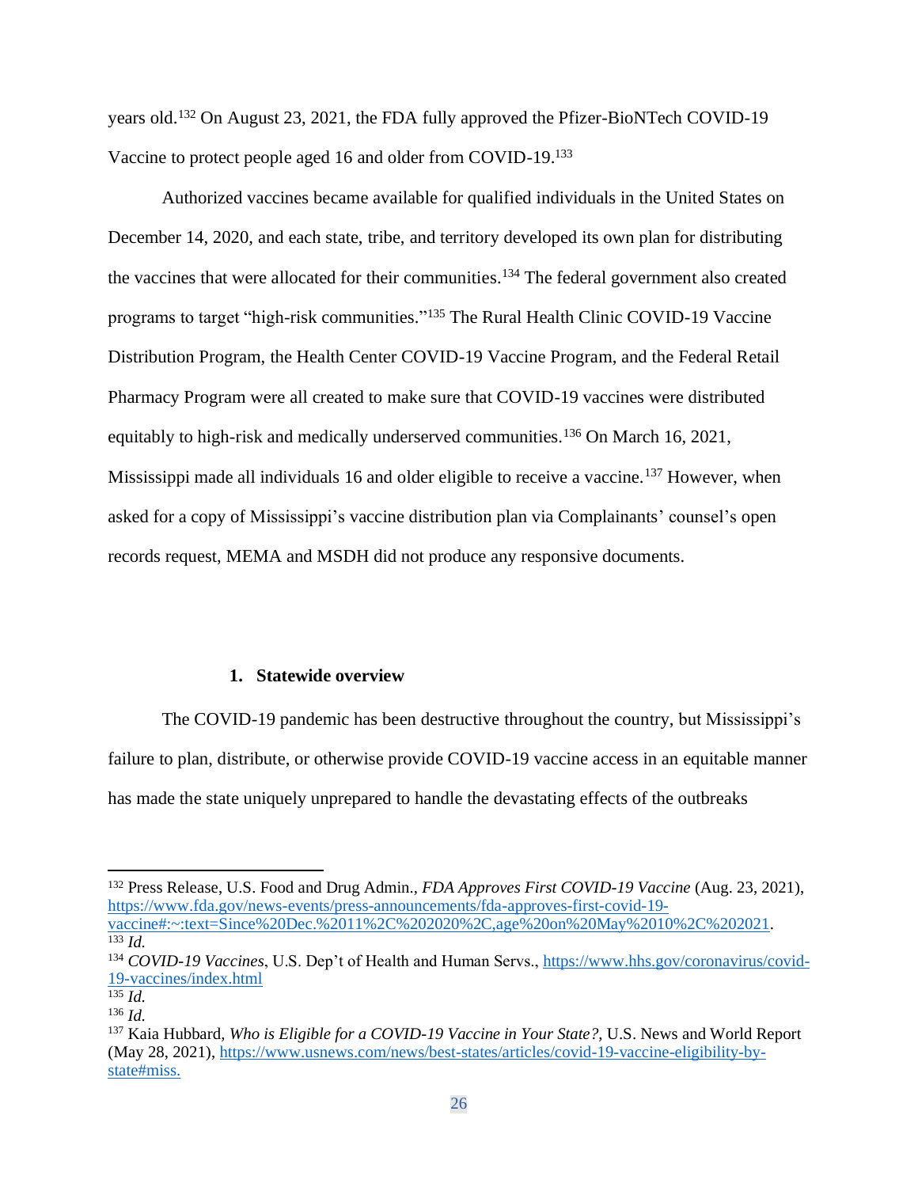years old.[132] On August 23, 2021, the FDA fully approved the Pfizer-BioNTech COVID-19 Vaccine to protect people aged 16 and older from COVID-19.[133]

Authorized vaccines became available for qualified individuals in the United States on December 14, 2020, and each state, tribe, and territory developed its own plan for distributing the vaccines that were allocated for their communities.[134] The federal government also created programs to target "high-risk communities."[135] The Rural Health Clinic COVID-19 Vaccine Distribution Program, the Health Center COVID-19 Vaccine Program, and the Federal Retail Pharmacy Program were all created to make sure that COVID-19 vaccines were distributed equitably to high-risk and medically underserved communities.[136] On March 16, 2021, Mississippi made all individuals 16 and older eligible to receive a vaccine.[137] However, when asked for a copy of Mississippi's vaccine distribution plan via Complainants' counsel's open records request, MEMA and MSDH did not produce any responsive documents.

#### 1. Statewide overview

The COVID-19 pandemic has been destructive throughout the country, but Mississippi's failure to plan, distribute, or otherwise provide COVID-19 vaccine access in an equitable manner has made the state uniquely unprepared to handle the devastating effects of the outbreaks

---

[132] Press Release, U.S. Food and Drug Admin., *FDA Approves First COVID-19 Vaccine* (Aug. 23, 2021), https://www.fda.gov/news-events/press-announcements/fda-approves-first-covid-19-vaccine#:~:text=Since%20Dec.%2011%2C%202020%2C,age%20on%20May%2010%2C%202021.

[133] *Id.*

[134] *COVID-19 Vaccines*, U.S. Dep't of Health and Human Servs., https://www.hhs.gov/coronavirus/covid-19-vaccines/index.html

[135] *Id.*

[136] *Id.*

[137] Kaia Hubbard, *Who is Eligible for a COVID-19 Vaccine in Your State?*, U.S. News and World Report (May 28, 2021), https://www.usnews.com/news/best-states/articles/covid-19-vaccine-eligibility-by-state#miss.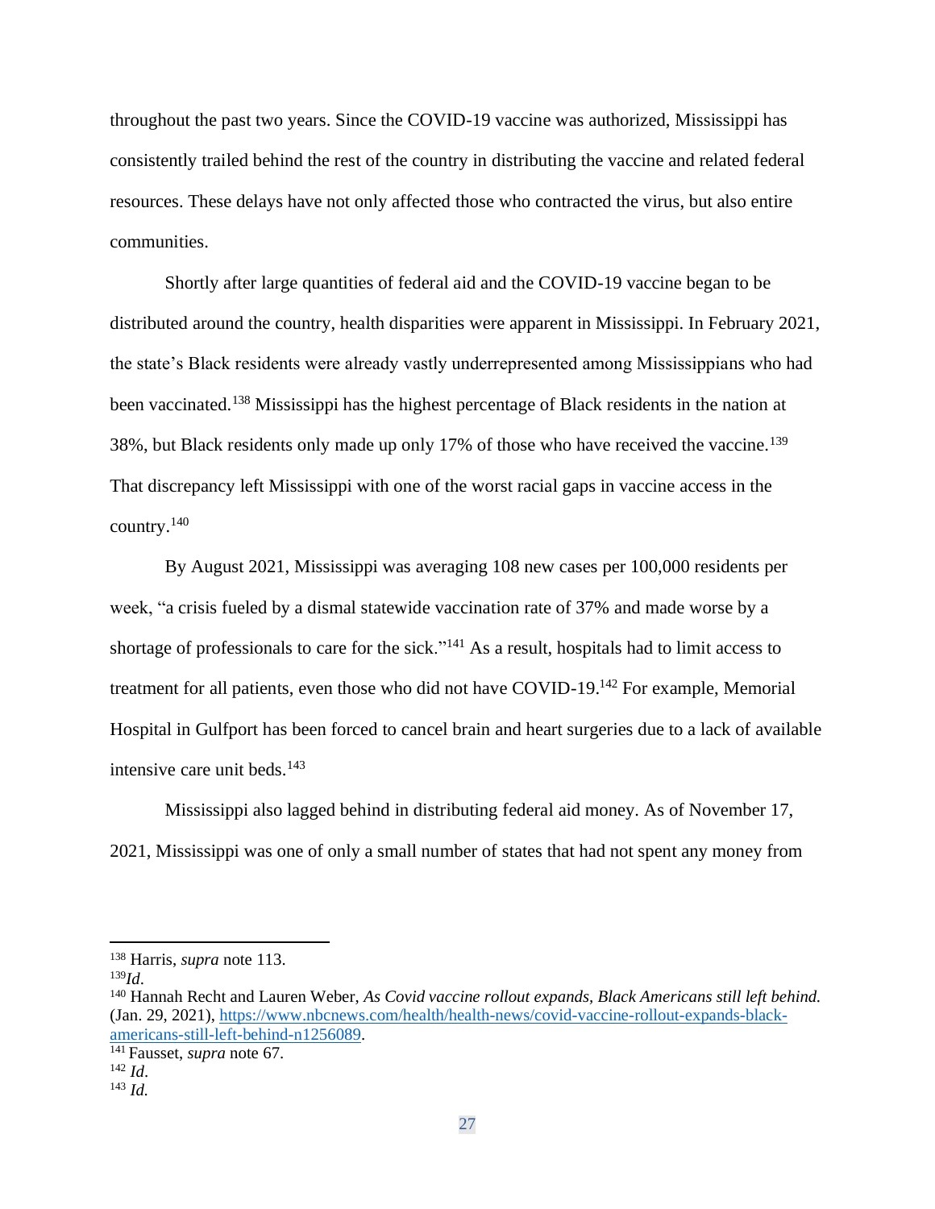throughout the past two years. Since the COVID-19 vaccine was authorized, Mississippi has consistently trailed behind the rest of the country in distributing the vaccine and related federal resources. These delays have not only affected those who contracted the virus, but also entire communities.

Shortly after large quantities of federal aid and the COVID-19 vaccine began to be distributed around the country, health disparities were apparent in Mississippi. In February 2021, the state's Black residents were already vastly underrepresented among Mississippians who had been vaccinated.[138] Mississippi has the highest percentage of Black residents in the nation at 38%, but Black residents only made up only 17% of those who have received the vaccine.[139] That discrepancy left Mississippi with one of the worst racial gaps in vaccine access in the country.[140]

By August 2021, Mississippi was averaging 108 new cases per 100,000 residents per week, "a crisis fueled by a dismal statewide vaccination rate of 37% and made worse by a shortage of professionals to care for the sick."[141] As a result, hospitals had to limit access to treatment for all patients, even those who did not have COVID-19.[142] For example, Memorial Hospital in Gulfport has been forced to cancel brain and heart surgeries due to a lack of available intensive care unit beds.[143]

Mississippi also lagged behind in distributing federal aid money. As of November 17, 2021, Mississippi was one of only a small number of states that had not spent any money from

---

[138] Harris, *supra* note 113.

[139] *Id*.

[140] Hannah Recht and Lauren Weber, *As Covid vaccine rollout expands, Black Americans still left behind.* (Jan. 29, 2021), https://www.nbcnews.com/health/health-news/covid-vaccine-rollout-expands-black-americans-still-left-behind-n1256089.

[141] Fausset, *supra* note 67.

[142] *Id*.

[143] *Id.*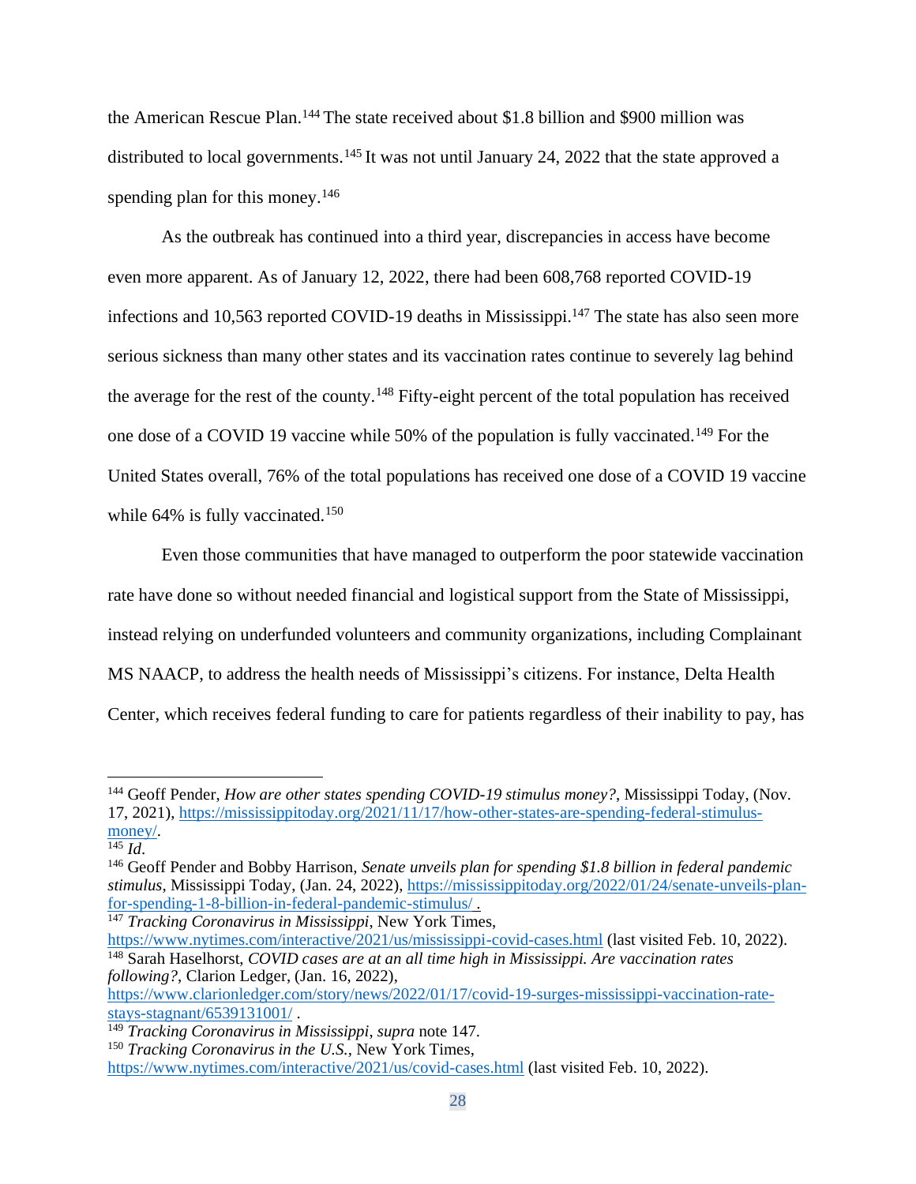the American Rescue Plan.[144] The state received about $1.8 billion and $900 million was distributed to local governments.[145] It was not until January 24, 2022 that the state approved a spending plan for this money.[146]

As the outbreak has continued into a third year, discrepancies in access have become even more apparent. As of January 12, 2022, there had been 608,768 reported COVID-19 infections and 10,563 reported COVID-19 deaths in Mississippi.[147] The state has also seen more serious sickness than many other states and its vaccination rates continue to severely lag behind the average for the rest of the county.[148] Fifty-eight percent of the total population has received one dose of a COVID 19 vaccine while 50% of the population is fully vaccinated.[149] For the United States overall, 76% of the total populations has received one dose of a COVID 19 vaccine while 64% is fully vaccinated.[150]

Even those communities that have managed to outperform the poor statewide vaccination rate have done so without needed financial and logistical support from the State of Mississippi, instead relying on underfunded volunteers and community organizations, including Complainant MS NAACP, to address the health needs of Mississippi's citizens. For instance, Delta Health Center, which receives federal funding to care for patients regardless of their inability to pay, has

---

[144] Geoff Pender, *How are other states spending COVID-19 stimulus money?*, Mississippi Today, (Nov. 17, 2021), https://mississippitoday.org/2021/11/17/how-other-states-are-spending-federal-stimulus-money/.

[145] *Id*.

[146] Geoff Pender and Bobby Harrison, *Senate unveils plan for spending $1.8 billion in federal pandemic stimulus*, Mississippi Today, (Jan. 24, 2022), https://mississippitoday.org/2022/01/24/senate-unveils-plan-for-spending-1-8-billion-in-federal-pandemic-stimulus/ .

[147] *Tracking Coronavirus in Mississippi*, New York Times, https://www.nytimes.com/interactive/2021/us/mississippi-covid-cases.html (last visited Feb. 10, 2022).

[148] Sarah Haselhorst, *COVID cases are at an all time high in Mississippi. Are vaccination rates following?*, Clarion Ledger, (Jan. 16, 2022), https://www.clarionledger.com/story/news/2022/01/17/covid-19-surges-mississippi-vaccination-rate-stays-stagnant/6539131001/ .

[149] *Tracking Coronavirus in Mississippi*, *supra* note 147.

[150] *Tracking Coronavirus in the U.S.*, New York Times, https://www.nytimes.com/interactive/2021/us/covid-cases.html (last visited Feb. 10, 2022).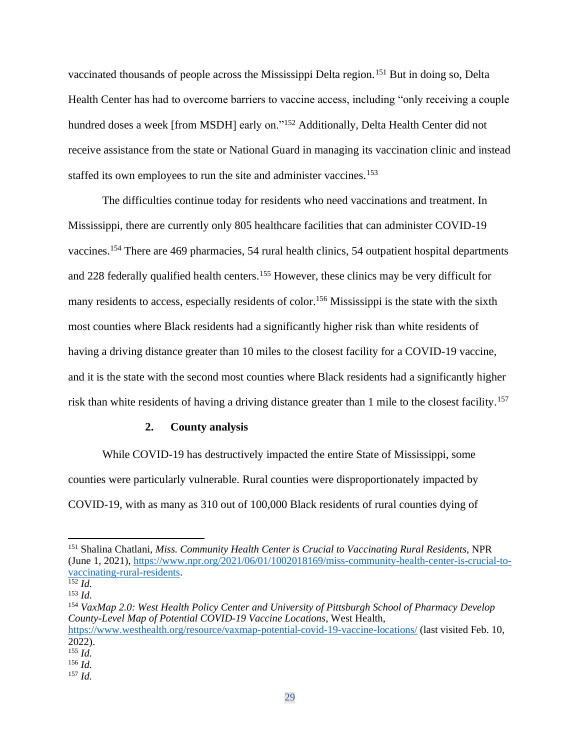vaccinated thousands of people across the Mississippi Delta region.[151] But in doing so, Delta Health Center has had to overcome barriers to vaccine access, including "only receiving a couple hundred doses a week [from MSDH] early on."[152] Additionally, Delta Health Center did not receive assistance from the state or National Guard in managing its vaccination clinic and instead staffed its own employees to run the site and administer vaccines.[153]

The difficulties continue today for residents who need vaccinations and treatment. In Mississippi, there are currently only 805 healthcare facilities that can administer COVID-19 vaccines.[154] There are 469 pharmacies, 54 rural health clinics, 54 outpatient hospital departments and 228 federally qualified health centers.[155] However, these clinics may be very difficult for many residents to access, especially residents of color.[156] Mississippi is the state with the sixth most counties where Black residents had a significantly higher risk than white residents of having a driving distance greater than 10 miles to the closest facility for a COVID-19 vaccine, and it is the state with the second most counties where Black residents had a significantly higher risk than white residents of having a driving distance greater than 1 mile to the closest facility.[157]

#### 2. County analysis

While COVID-19 has destructively impacted the entire State of Mississippi, some counties were particularly vulnerable. Rural counties were disproportionately impacted by COVID-19, with as many as 310 out of 100,000 Black residents of rural counties dying of

---

[151] Shalina Chatlani, *Miss. Community Health Center is Crucial to Vaccinating Rural Residents*, NPR (June 1, 2021), https://www.npr.org/2021/06/01/1002018169/miss-community-health-center-is-crucial-to-vaccinating-rural-residents.

[152] *Id.*

[153] *Id.*

[154] *VaxMap 2.0: West Health Policy Center and University of Pittsburgh School of Pharmacy Develop County-Level Map of Potential COVID-19 Vaccine Locations*, West Health, https://www.westhealth.org/resource/vaxmap-potential-covid-19-vaccine-locations/ (last visited Feb. 10, 2022).

[155] *Id.*

[156] *Id.*

[157] *Id.*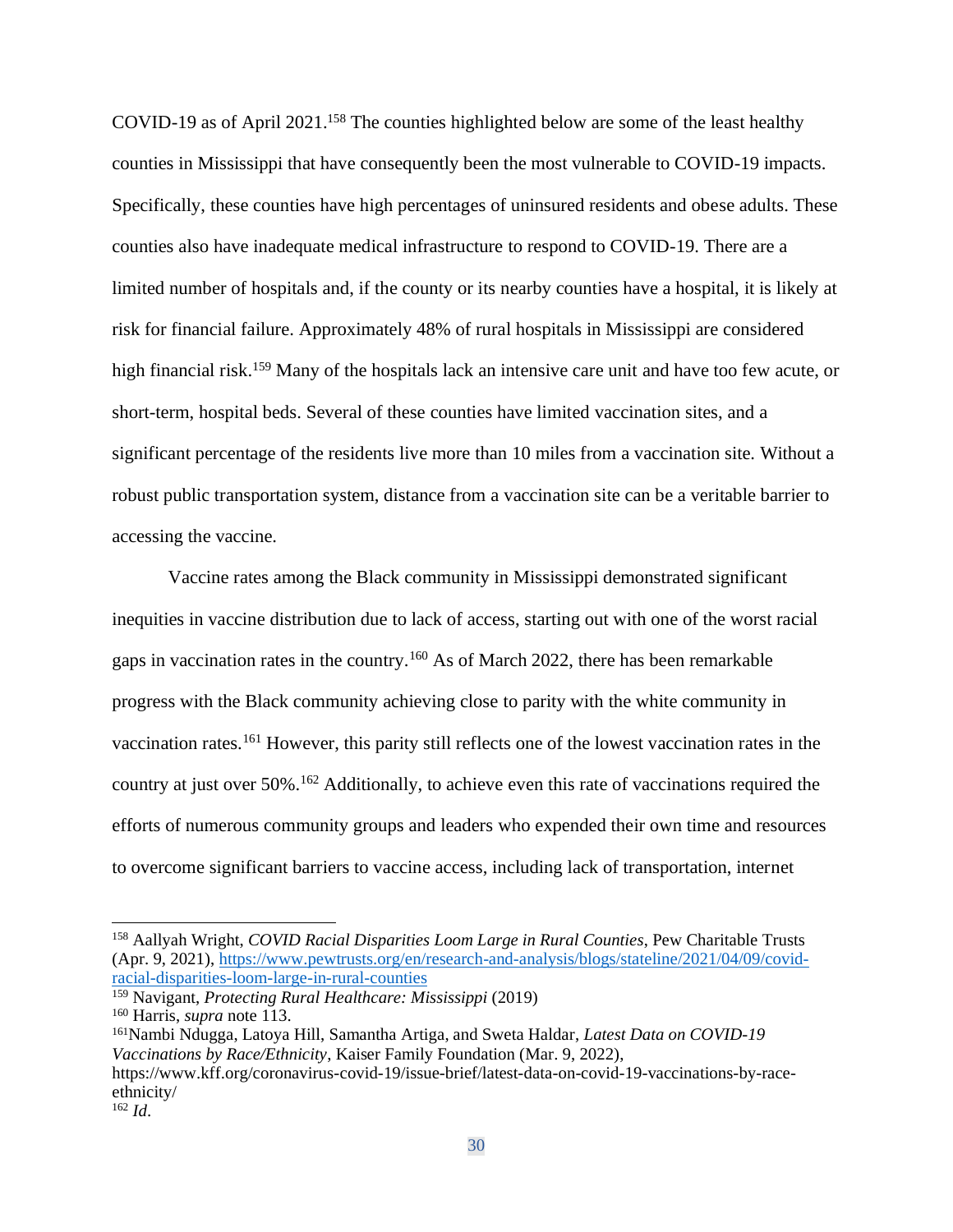COVID-19 as of April 2021.[158] The counties highlighted below are some of the least healthy counties in Mississippi that have consequently been the most vulnerable to COVID-19 impacts. Specifically, these counties have high percentages of uninsured residents and obese adults. These counties also have inadequate medical infrastructure to respond to COVID-19. There are a limited number of hospitals and, if the county or its nearby counties have a hospital, it is likely at risk for financial failure. Approximately 48% of rural hospitals in Mississippi are considered high financial risk.[159] Many of the hospitals lack an intensive care unit and have too few acute, or short-term, hospital beds. Several of these counties have limited vaccination sites, and a significant percentage of the residents live more than 10 miles from a vaccination site. Without a robust public transportation system, distance from a vaccination site can be a veritable barrier to accessing the vaccine.

Vaccine rates among the Black community in Mississippi demonstrated significant inequities in vaccine distribution due to lack of access, starting out with one of the worst racial gaps in vaccination rates in the country.[160] As of March 2022, there has been remarkable progress with the Black community achieving close to parity with the white community in vaccination rates.[161] However, this parity still reflects one of the lowest vaccination rates in the country at just over 50%.[162] Additionally, to achieve even this rate of vaccinations required the efforts of numerous community groups and leaders who expended their own time and resources to overcome significant barriers to vaccine access, including lack of transportation, internet

---

[158] Aallyah Wright, *COVID Racial Disparities Loom Large in Rural Counties*, Pew Charitable Trusts (Apr. 9, 2021), https://www.pewtrusts.org/en/research-and-analysis/blogs/stateline/2021/04/09/covid-racial-disparities-loom-large-in-rural-counties

[159] Navigant, *Protecting Rural Healthcare: Mississippi* (2019)

[160] Harris, *supra* note 113.

[161] Nambi Ndugga, Latoya Hill, Samantha Artiga, and Sweta Haldar, *Latest Data on COVID-19 Vaccinations by Race/Ethnicity*, Kaiser Family Foundation (Mar. 9, 2022), https://www.kff.org/coronavirus-covid-19/issue-brief/latest-data-on-covid-19-vaccinations-by-race-ethnicity/

[162] *Id*.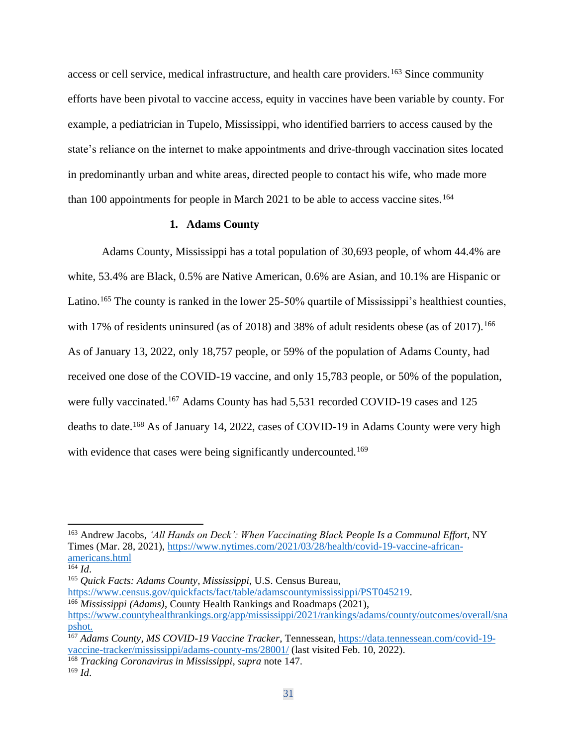access or cell service, medical infrastructure, and health care providers.[163] Since community efforts have been pivotal to vaccine access, equity in vaccines have been variable by county. For example, a pediatrician in Tupelo, Mississippi, who identified barriers to access caused by the state's reliance on the internet to make appointments and drive-through vaccination sites located in predominantly urban and white areas, directed people to contact his wife, who made more than 100 appointments for people in March 2021 to be able to access vaccine sites.[164]

### 1. Adams County

Adams County, Mississippi has a total population of 30,693 people, of whom 44.4% are white, 53.4% are Black, 0.5% are Native American, 0.6% are Asian, and 10.1% are Hispanic or Latino.[165] The county is ranked in the lower 25-50% quartile of Mississippi's healthiest counties, with 17% of residents uninsured (as of 2018) and 38% of adult residents obese (as of 2017).[166] As of January 13, 2022, only 18,757 people, or 59% of the population of Adams County, had received one dose of the COVID-19 vaccine, and only 15,783 people, or 50% of the population, were fully vaccinated.[167] Adams County has had 5,531 recorded COVID-19 cases and 125 deaths to date.[168] As of January 14, 2022, cases of COVID-19 in Adams County were very high with evidence that cases were being significantly undercounted.[169]

---

[163] Andrew Jacobs, *'All Hands on Deck': When Vaccinating Black People Is a Communal Effort*, NY Times (Mar. 28, 2021), https://www.nytimes.com/2021/03/28/health/covid-19-vaccine-african-americans.html

[164] *Id*.

[165] *Quick Facts: Adams County, Mississippi*, U.S. Census Bureau, https://www.census.gov/quickfacts/fact/table/adamscountymississippi/PST045219.

[166] *Mississippi (Adams)*, County Health Rankings and Roadmaps (2021), https://www.countyhealthrankings.org/app/mississippi/2021/rankings/adams/county/outcomes/overall/snapshot.

[167] *Adams County, MS COVID-19 Vaccine Tracker*, Tennessean, https://data.tennessean.com/covid-19-vaccine-tracker/mississippi/adams-county-ms/28001/ (last visited Feb. 10, 2022).

[168] *Tracking Coronavirus in Mississippi*, *supra* note 147.

[169] *Id*.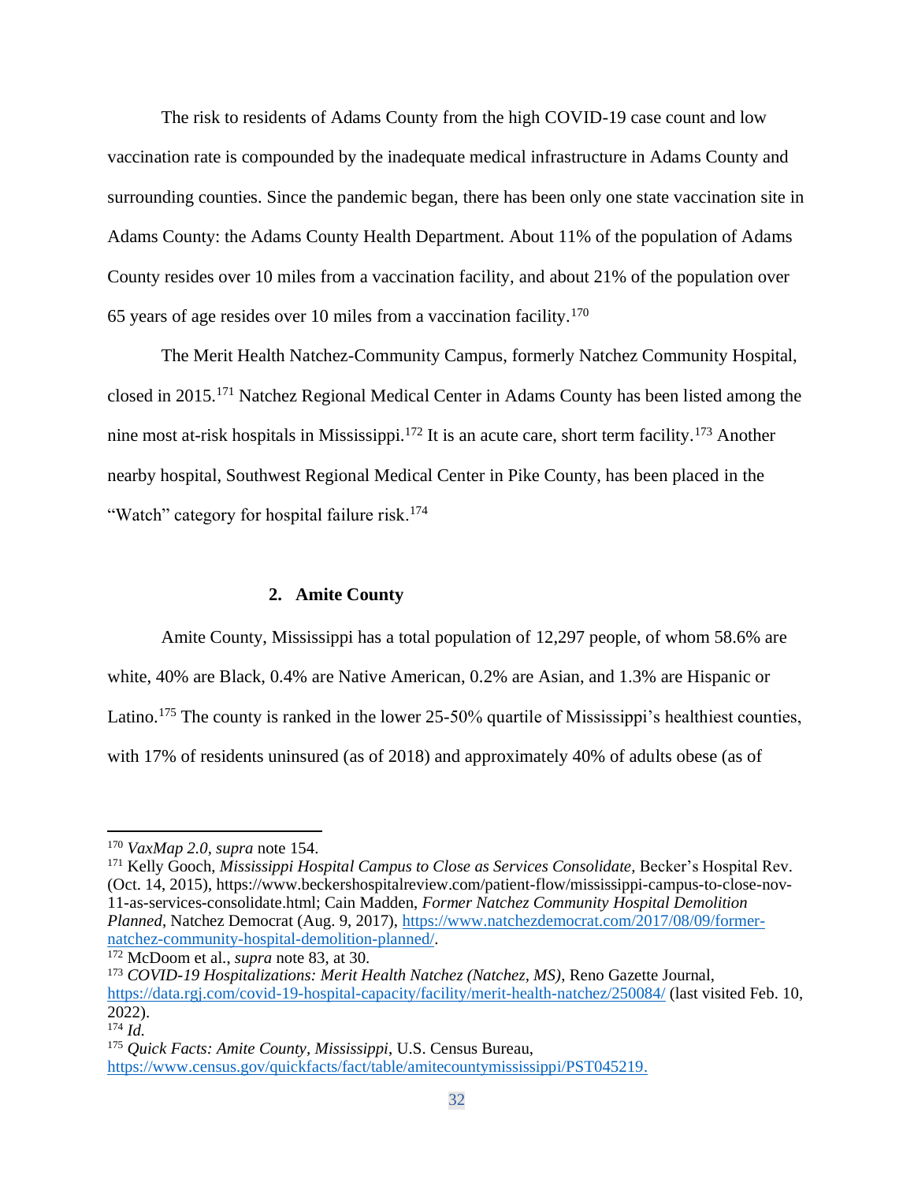The risk to residents of Adams County from the high COVID-19 case count and low vaccination rate is compounded by the inadequate medical infrastructure in Adams County and surrounding counties. Since the pandemic began, there has been only one state vaccination site in Adams County: the Adams County Health Department. About 11% of the population of Adams County resides over 10 miles from a vaccination facility, and about 21% of the population over 65 years of age resides over 10 miles from a vaccination facility.[170]

The Merit Health Natchez-Community Campus, formerly Natchez Community Hospital, closed in 2015.[171] Natchez Regional Medical Center in Adams County has been listed among the nine most at-risk hospitals in Mississippi.[172] It is an acute care, short term facility.[173] Another nearby hospital, Southwest Regional Medical Center in Pike County, has been placed in the "Watch" category for hospital failure risk.[174]

### 2. Amite County

Amite County, Mississippi has a total population of 12,297 people, of whom 58.6% are white, 40% are Black, 0.4% are Native American, 0.2% are Asian, and 1.3% are Hispanic or Latino.[175] The county is ranked in the lower 25-50% quartile of Mississippi's healthiest counties, with 17% of residents uninsured (as of 2018) and approximately 40% of adults obese (as of

---

[170] *VaxMap 2.0*, *supra* note 154.

[171] Kelly Gooch, *Mississippi Hospital Campus to Close as Services Consolidate*, Becker's Hospital Rev. (Oct. 14, 2015), https://www.beckershospitalreview.com/patient-flow/mississippi-campus-to-close-nov-11-as-services-consolidate.html; Cain Madden, *Former Natchez Community Hospital Demolition Planned*, Natchez Democrat (Aug. 9, 2017), https://www.natchezdemocrat.com/2017/08/09/former-natchez-community-hospital-demolition-planned/.

[172] McDoom et al., *supra* note 83, at 30.

[173] *COVID-19 Hospitalizations: Merit Health Natchez (Natchez, MS)*, Reno Gazette Journal, https://data.rgj.com/covid-19-hospital-capacity/facility/merit-health-natchez/250084/ (last visited Feb. 10, 2022).

[174] *Id.*

[175] *Quick Facts: Amite County, Mississippi*, U.S. Census Bureau, https://www.census.gov/quickfacts/fact/table/amitecountymississippi/PST045219.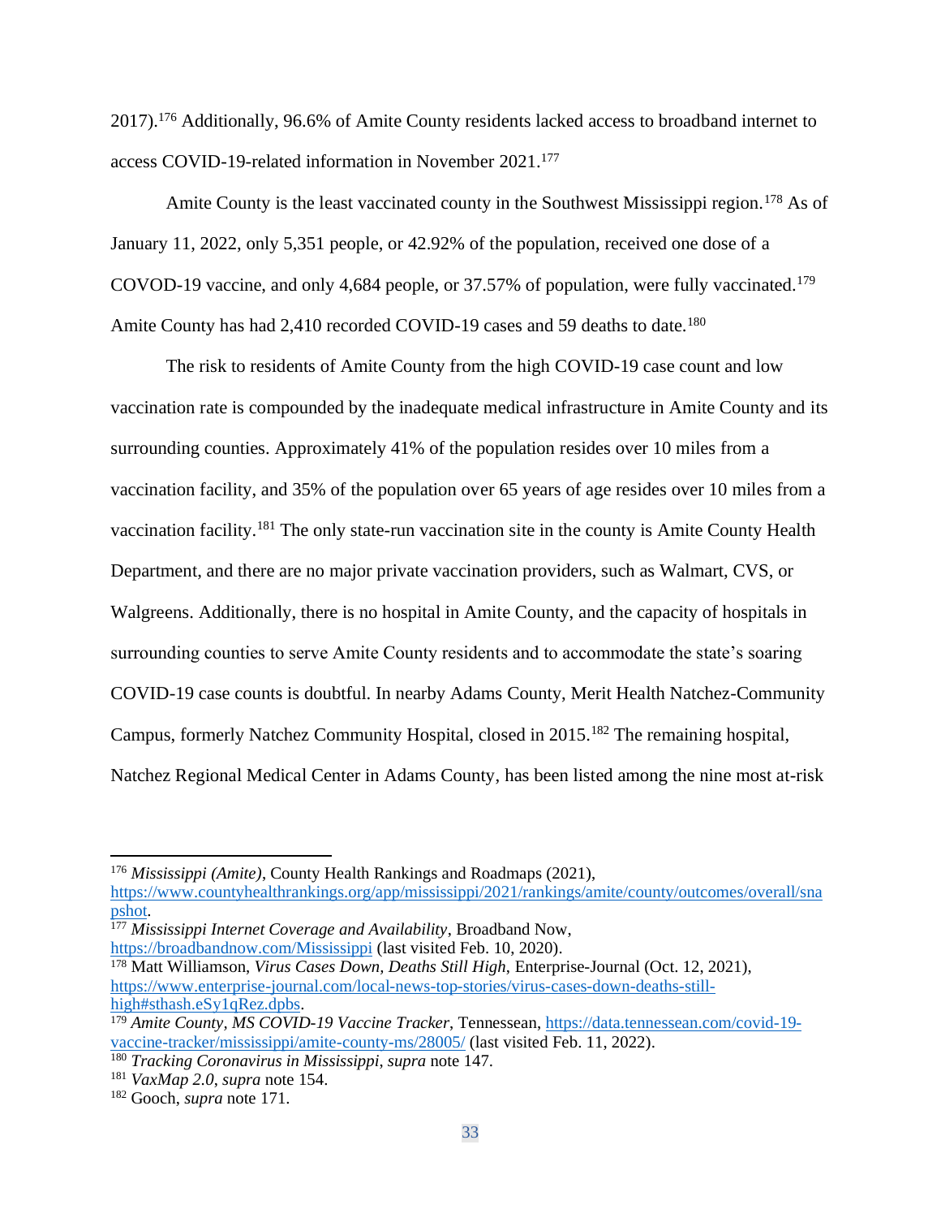2017).[176] Additionally, 96.6% of Amite County residents lacked access to broadband internet to access COVID-19-related information in November 2021.[177]

Amite County is the least vaccinated county in the Southwest Mississippi region.[178] As of January 11, 2022, only 5,351 people, or 42.92% of the population, received one dose of a COVOD-19 vaccine, and only 4,684 people, or 37.57% of population, were fully vaccinated.[179] Amite County has had 2,410 recorded COVID-19 cases and 59 deaths to date.[180]

The risk to residents of Amite County from the high COVID-19 case count and low vaccination rate is compounded by the inadequate medical infrastructure in Amite County and its surrounding counties. Approximately 41% of the population resides over 10 miles from a vaccination facility, and 35% of the population over 65 years of age resides over 10 miles from a vaccination facility.[181] The only state-run vaccination site in the county is Amite County Health Department, and there are no major private vaccination providers, such as Walmart, CVS, or Walgreens. Additionally, there is no hospital in Amite County, and the capacity of hospitals in surrounding counties to serve Amite County residents and to accommodate the state's soaring COVID-19 case counts is doubtful. In nearby Adams County, Merit Health Natchez-Community Campus, formerly Natchez Community Hospital, closed in 2015.[182] The remaining hospital, Natchez Regional Medical Center in Adams County, has been listed among the nine most at-risk

---

[176] *Mississippi (Amite)*, County Health Rankings and Roadmaps (2021), https://www.countyhealthrankings.org/app/mississippi/2021/rankings/amite/county/outcomes/overall/snapshot.

[177] *Mississippi Internet Coverage and Availability*, Broadband Now, https://broadbandnow.com/Mississippi (last visited Feb. 10, 2020).

[178] Matt Williamson, *Virus Cases Down, Deaths Still High*, Enterprise-Journal (Oct. 12, 2021), https://www.enterprise-journal.com/local-news-top-stories/virus-cases-down-deaths-still-high#sthash.eSy1qRez.dpbs.

[179] *Amite County, MS COVID-19 Vaccine Tracker*, Tennessean, https://data.tennessean.com/covid-19-vaccine-tracker/mississippi/amite-county-ms/28005/ (last visited Feb. 11, 2022).

[180] *Tracking Coronavirus in Mississippi*, *supra* note 147.

[181] *VaxMap 2.0*, *supra* note 154.

[182] Gooch, *supra* note 171.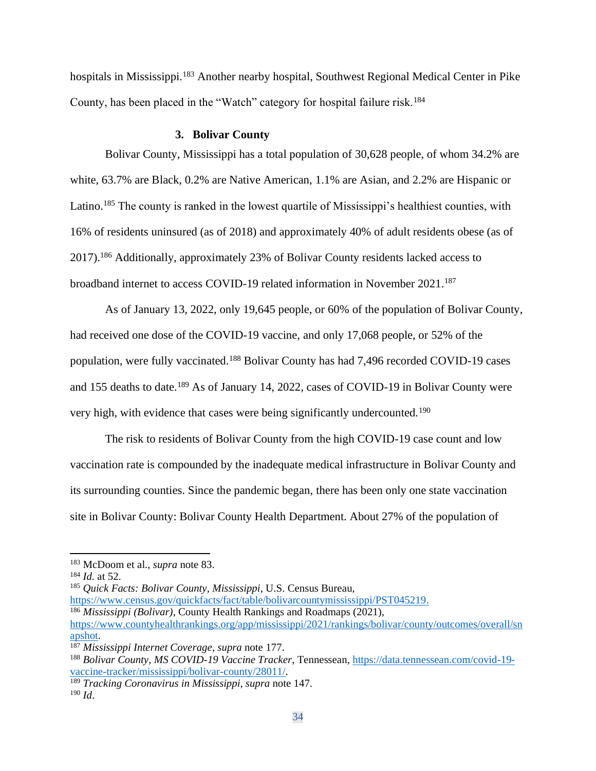hospitals in Mississippi.[183] Another nearby hospital, Southwest Regional Medical Center in Pike County, has been placed in the "Watch" category for hospital failure risk.[184]

### 3. Bolivar County

Bolivar County, Mississippi has a total population of 30,628 people, of whom 34.2% are white, 63.7% are Black, 0.2% are Native American, 1.1% are Asian, and 2.2% are Hispanic or Latino.[185] The county is ranked in the lowest quartile of Mississippi's healthiest counties, with 16% of residents uninsured (as of 2018) and approximately 40% of adult residents obese (as of 2017).[186] Additionally, approximately 23% of Bolivar County residents lacked access to broadband internet to access COVID-19 related information in November 2021.[187]

As of January 13, 2022, only 19,645 people, or 60% of the population of Bolivar County, had received one dose of the COVID-19 vaccine, and only 17,068 people, or 52% of the population, were fully vaccinated.[188] Bolivar County has had 7,496 recorded COVID-19 cases and 155 deaths to date.[189] As of January 14, 2022, cases of COVID-19 in Bolivar County were very high, with evidence that cases were being significantly undercounted.[190]

The risk to residents of Bolivar County from the high COVID-19 case count and low vaccination rate is compounded by the inadequate medical infrastructure in Bolivar County and its surrounding counties. Since the pandemic began, there has been only one state vaccination site in Bolivar County: Bolivar County Health Department. About 27% of the population of

---

[183] McDoom et al., *supra* note 83.

[184] *Id.* at 52.

[185] *Quick Facts: Bolivar County, Mississippi*, U.S. Census Bureau, https://www.census.gov/quickfacts/fact/table/bolivarcountymississippi/PST045219.

[186] *Mississippi (Bolivar)*, County Health Rankings and Roadmaps (2021), https://www.countyhealthrankings.org/app/mississippi/2021/rankings/bolivar/county/outcomes/overall/snapshot.

[187] *Mississippi Internet Coverage*, *supra* note 177.

[188] *Bolivar County, MS COVID-19 Vaccine Tracker*, Tennessean, https://data.tennessean.com/covid-19-vaccine-tracker/mississippi/bolivar-county/28011/.

[189] *Tracking Coronavirus in Mississippi*, *supra* note 147.

[190] *Id*.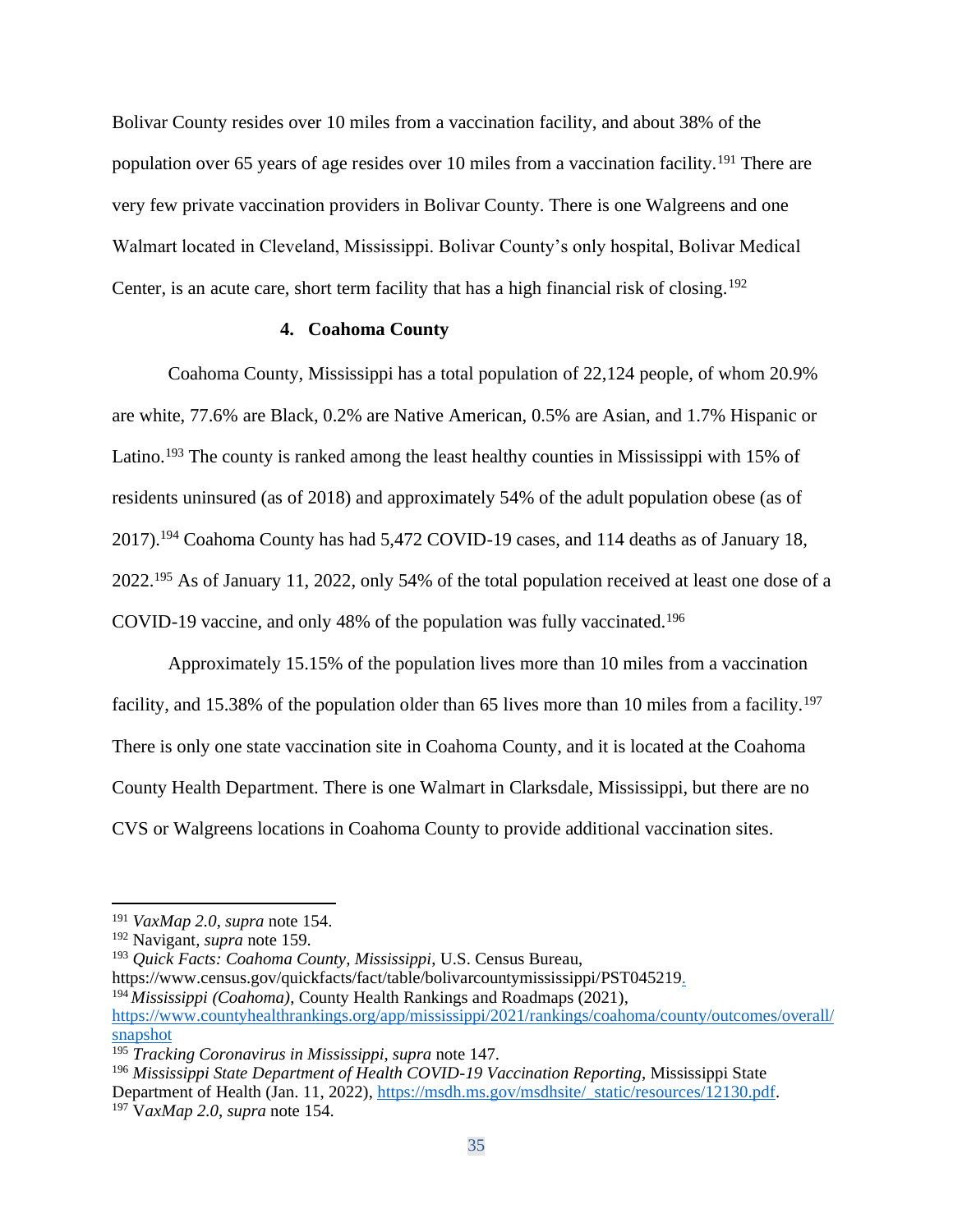Bolivar County resides over 10 miles from a vaccination facility, and about 38% of the population over 65 years of age resides over 10 miles from a vaccination facility.[191] There are very few private vaccination providers in Bolivar County. There is one Walgreens and one Walmart located in Cleveland, Mississippi. Bolivar County's only hospital, Bolivar Medical Center, is an acute care, short term facility that has a high financial risk of closing.[192]

#### 4. Coahoma County

Coahoma County, Mississippi has a total population of 22,124 people, of whom 20.9% are white, 77.6% are Black, 0.2% are Native American, 0.5% are Asian, and 1.7% Hispanic or Latino.[193] The county is ranked among the least healthy counties in Mississippi with 15% of residents uninsured (as of 2018) and approximately 54% of the adult population obese (as of 2017).[194] Coahoma County has had 5,472 COVID-19 cases, and 114 deaths as of January 18, 2022.[195] As of January 11, 2022, only 54% of the total population received at least one dose of a COVID-19 vaccine, and only 48% of the population was fully vaccinated.[196]

Approximately 15.15% of the population lives more than 10 miles from a vaccination facility, and 15.38% of the population older than 65 lives more than 10 miles from a facility.[197] There is only one state vaccination site in Coahoma County, and it is located at the Coahoma County Health Department. There is one Walmart in Clarksdale, Mississippi, but there are no CVS or Walgreens locations in Coahoma County to provide additional vaccination sites.

---

[191] *VaxMap 2.0*, *supra* note 154.

[192] Navigant, *supra* note 159.

[193] *Quick Facts: Coahoma County, Mississippi*, U.S. Census Bureau, https://www.census.gov/quickfacts/fact/table/bolivarcountymississippi/PST045219.

[194] *Mississippi (Coahoma)*, County Health Rankings and Roadmaps (2021), https://www.countyhealthrankings.org/app/mississippi/2021/rankings/coahoma/county/outcomes/overall/snapshot

[195] *Tracking Coronavirus in Mississippi*, *supra* note 147.

[196] *Mississippi State Department of Health COVID-19 Vaccination Reporting*, Mississippi State Department of Health (Jan. 11, 2022), https://msdh.ms.gov/msdhsite/_static/resources/12130.pdf.

[197] *VaxMap 2.0*, *supra* note 154.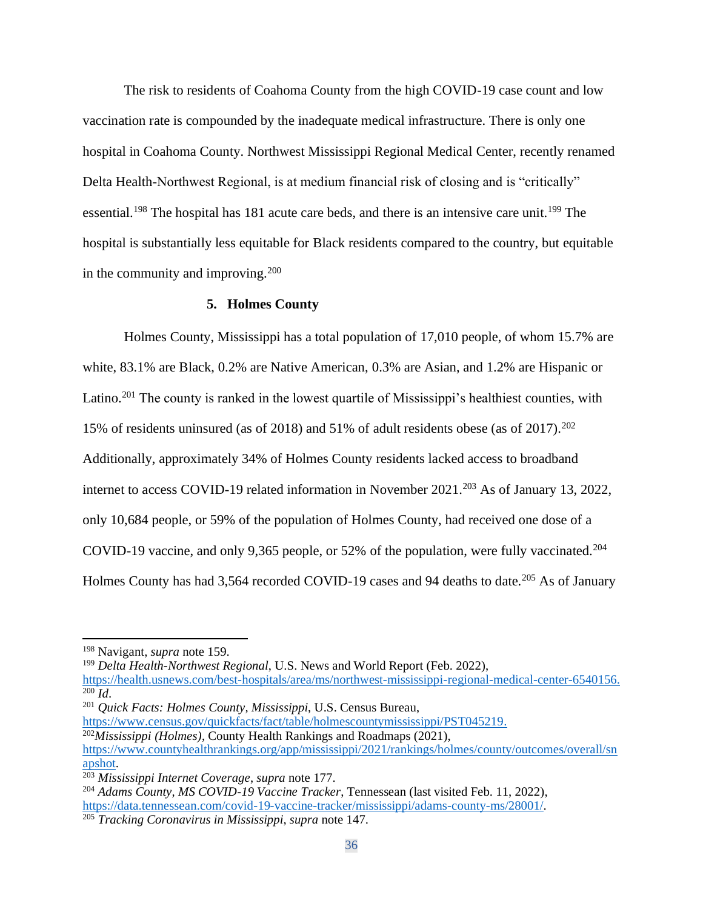The risk to residents of Coahoma County from the high COVID-19 case count and low vaccination rate is compounded by the inadequate medical infrastructure. There is only one hospital in Coahoma County. Northwest Mississippi Regional Medical Center, recently renamed Delta Health-Northwest Regional, is at medium financial risk of closing and is "critically" essential.[198] The hospital has 181 acute care beds, and there is an intensive care unit.[199] The hospital is substantially less equitable for Black residents compared to the country, but equitable in the community and improving.[200]

### 5. Holmes County

Holmes County, Mississippi has a total population of 17,010 people, of whom 15.7% are white, 83.1% are Black, 0.2% are Native American, 0.3% are Asian, and 1.2% are Hispanic or Latino.[201] The county is ranked in the lowest quartile of Mississippi's healthiest counties, with 15% of residents uninsured (as of 2018) and 51% of adult residents obese (as of 2017).[202] Additionally, approximately 34% of Holmes County residents lacked access to broadband internet to access COVID-19 related information in November 2021.[203] As of January 13, 2022, only 10,684 people, or 59% of the population of Holmes County, had received one dose of a COVID-19 vaccine, and only 9,365 people, or 52% of the population, were fully vaccinated.[204] Holmes County has had 3,564 recorded COVID-19 cases and 94 deaths to date.[205] As of January

---

[198] Navigant, *supra* note 159.

[199] *Delta Health-Northwest Regional*, U.S. News and World Report (Feb. 2022), https://health.usnews.com/best-hospitals/area/ms/northwest-mississippi-regional-medical-center-6540156.

[200] *Id*.

[201] *Quick Facts: Holmes County, Mississippi*, U.S. Census Bureau, https://www.census.gov/quickfacts/fact/table/holmescountymississippi/PST045219.

[202] *Mississippi (Holmes)*, County Health Rankings and Roadmaps (2021), https://www.countyhealthrankings.org/app/mississippi/2021/rankings/holmes/county/outcomes/overall/snapshot.

[203] *Mississippi Internet Coverage*, *supra* note 177.

[204] *Adams County, MS COVID-19 Vaccine Tracker*, Tennessean (last visited Feb. 11, 2022), https://data.tennessean.com/covid-19-vaccine-tracker/mississippi/adams-county-ms/28001/.

[205] *Tracking Coronavirus in Mississippi*, *supra* note 147.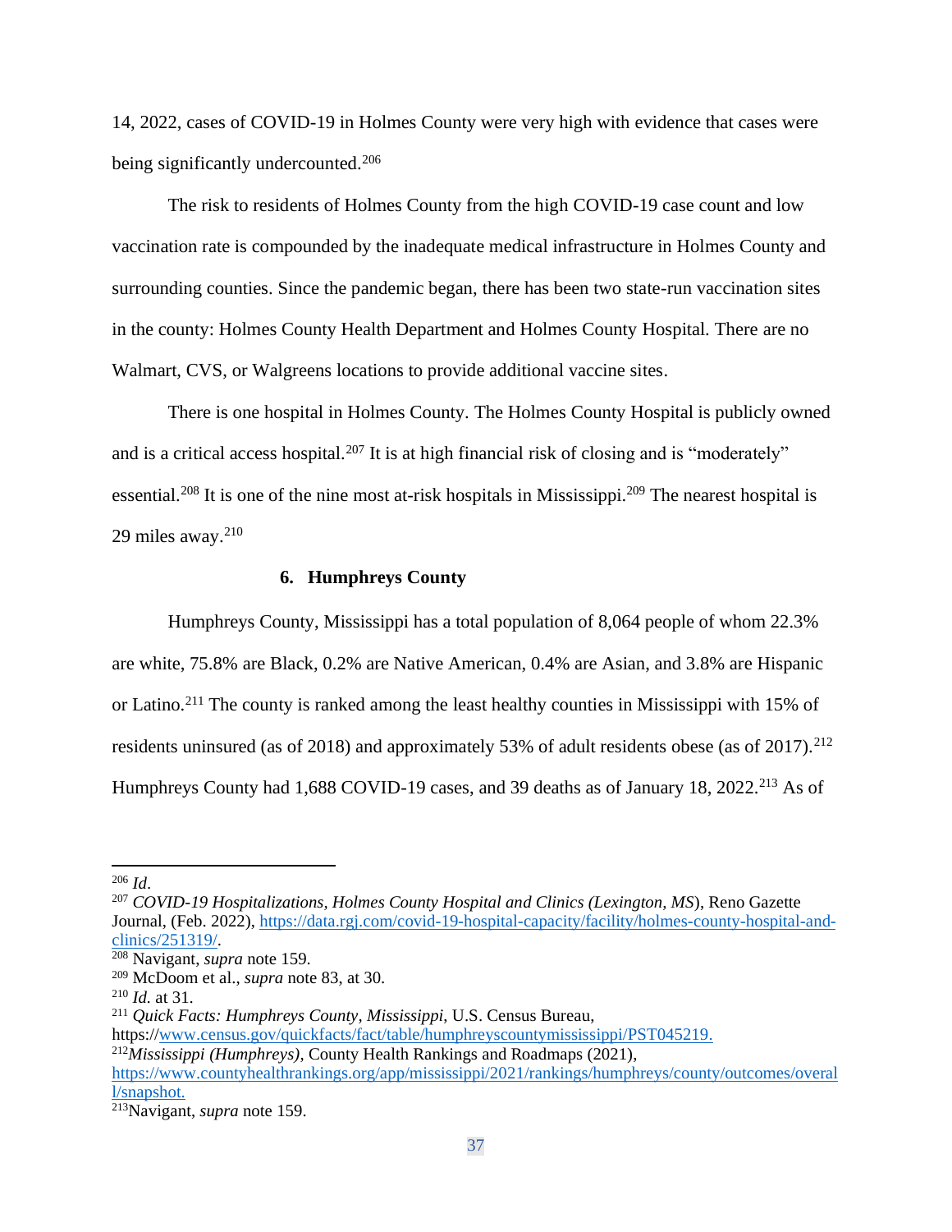14, 2022, cases of COVID-19 in Holmes County were very high with evidence that cases were being significantly undercounted.[206]

The risk to residents of Holmes County from the high COVID-19 case count and low vaccination rate is compounded by the inadequate medical infrastructure in Holmes County and surrounding counties. Since the pandemic began, there has been two state-run vaccination sites in the county: Holmes County Health Department and Holmes County Hospital. There are no Walmart, CVS, or Walgreens locations to provide additional vaccine sites.

There is one hospital in Holmes County. The Holmes County Hospital is publicly owned and is a critical access hospital.[207] It is at high financial risk of closing and is "moderately" essential.[208] It is one of the nine most at-risk hospitals in Mississippi.[209] The nearest hospital is 29 miles away.[210]

### 6. Humphreys County

Humphreys County, Mississippi has a total population of 8,064 people of whom 22.3% are white, 75.8% are Black, 0.2% are Native American, 0.4% are Asian, and 3.8% are Hispanic or Latino.[211] The county is ranked among the least healthy counties in Mississippi with 15% of residents uninsured (as of 2018) and approximately 53% of adult residents obese (as of 2017).[212] Humphreys County had 1,688 COVID-19 cases, and 39 deaths as of January 18, 2022.[213] As of

---

[206] *Id*.

[207] *COVID-19 Hospitalizations, Holmes County Hospital and Clinics (Lexington, MS*), Reno Gazette Journal, (Feb. 2022), https://data.rgj.com/covid-19-hospital-capacity/facility/holmes-county-hospital-and-clinics/251319/.

[208] Navigant, *supra* note 159.

[209] McDoom et al., *supra* note 83, at 30.

[210] *Id.* at 31.

[211] *Quick Facts: Humphreys County, Mississippi*, U.S. Census Bureau, https://www.census.gov/quickfacts/fact/table/humphreyscountymississippi/PST045219.

[212] *Mississippi (Humphreys)*, County Health Rankings and Roadmaps (2021), https://www.countyhealthrankings.org/app/mississippi/2021/rankings/humphreys/county/outcomes/overall/snapshot.

[213] Navigant, *supra* note 159.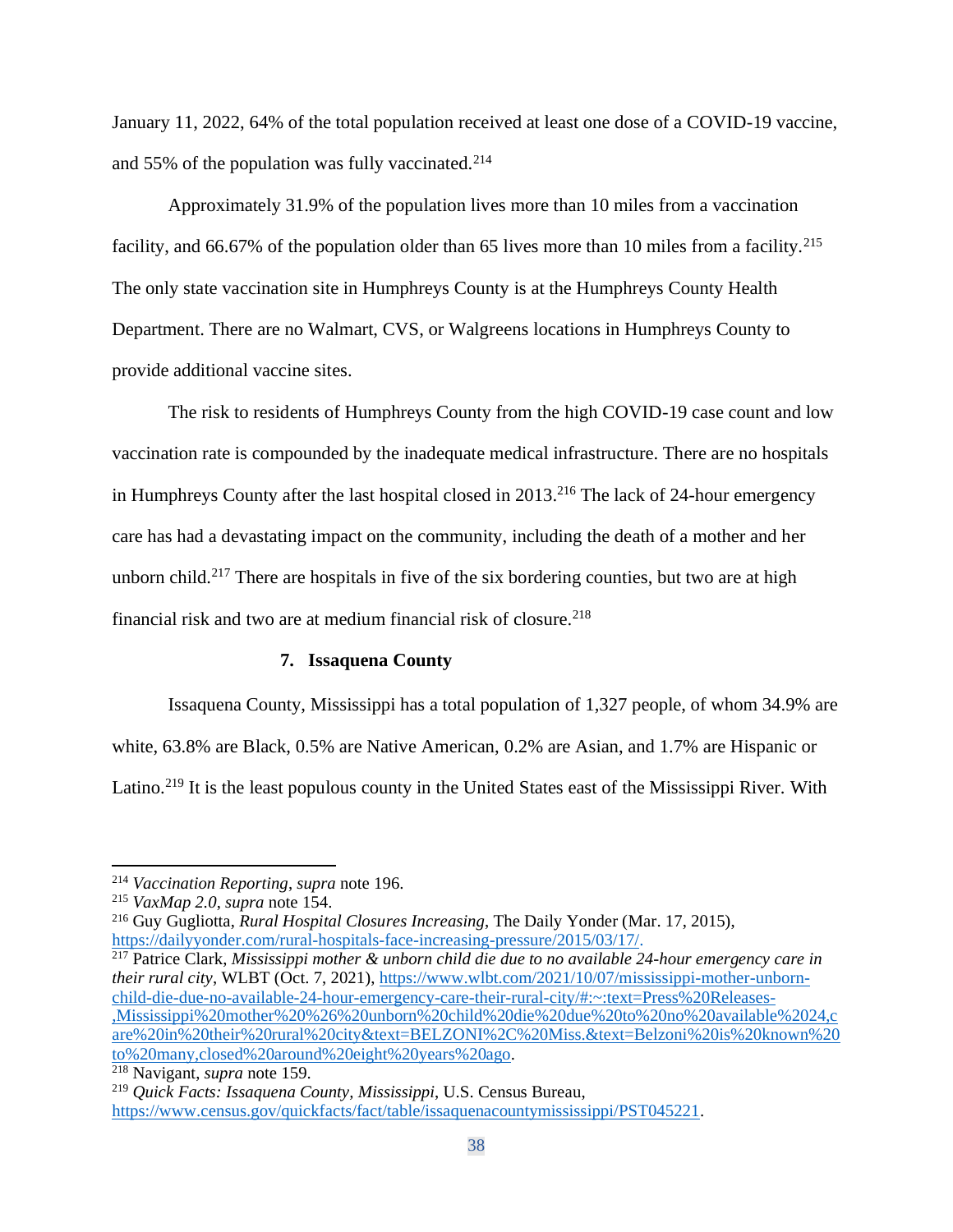January 11, 2022, 64% of the total population received at least one dose of a COVID-19 vaccine, and 55% of the population was fully vaccinated.[214]

Approximately 31.9% of the population lives more than 10 miles from a vaccination facility, and 66.67% of the population older than 65 lives more than 10 miles from a facility.[215] The only state vaccination site in Humphreys County is at the Humphreys County Health Department. There are no Walmart, CVS, or Walgreens locations in Humphreys County to provide additional vaccine sites.

The risk to residents of Humphreys County from the high COVID-19 case count and low vaccination rate is compounded by the inadequate medical infrastructure. There are no hospitals in Humphreys County after the last hospital closed in 2013.[216] The lack of 24-hour emergency care has had a devastating impact on the community, including the death of a mother and her unborn child.[217] There are hospitals in five of the six bordering counties, but two are at high financial risk and two are at medium financial risk of closure.[218]

### 7. Issaquena County

Issaquena County, Mississippi has a total population of 1,327 people, of whom 34.9% are white, 63.8% are Black, 0.5% are Native American, 0.2% are Asian, and 1.7% are Hispanic or Latino.[219] It is the least populous county in the United States east of the Mississippi River. With

---

[214] *Vaccination Reporting*, *supra* note 196.

[215] *VaxMap 2.0*, *supra* note 154.

[216] Guy Gugliotta, *Rural Hospital Closures Increasing*, The Daily Yonder (Mar. 17, 2015), https://dailyyonder.com/rural-hospitals-face-increasing-pressure/2015/03/17/.

[217] Patrice Clark, *Mississippi mother & unborn child die due to no available 24-hour emergency care in their rural city*, WLBT (Oct. 7, 2021), https://www.wlbt.com/2021/10/07/mississippi-mother-unborn-child-die-due-no-available-24-hour-emergency-care-their-rural-city/#:~:text=Press%20Releases-,Mississippi%20mother%20%26%20unborn%20child%20die%20due%20to%20no%20available%2024,care%20in%20their%20rural%20city&text=BELZONI%2C%20Miss.&text=Belzoni%20is%20known%20to%20many,closed%20around%20eight%20years%20ago.

[218] Navigant, *supra* note 159.

[219] *Quick Facts: Issaquena County, Mississippi*, U.S. Census Bureau, https://www.census.gov/quickfacts/fact/table/issaquenacountymississippi/PST045221.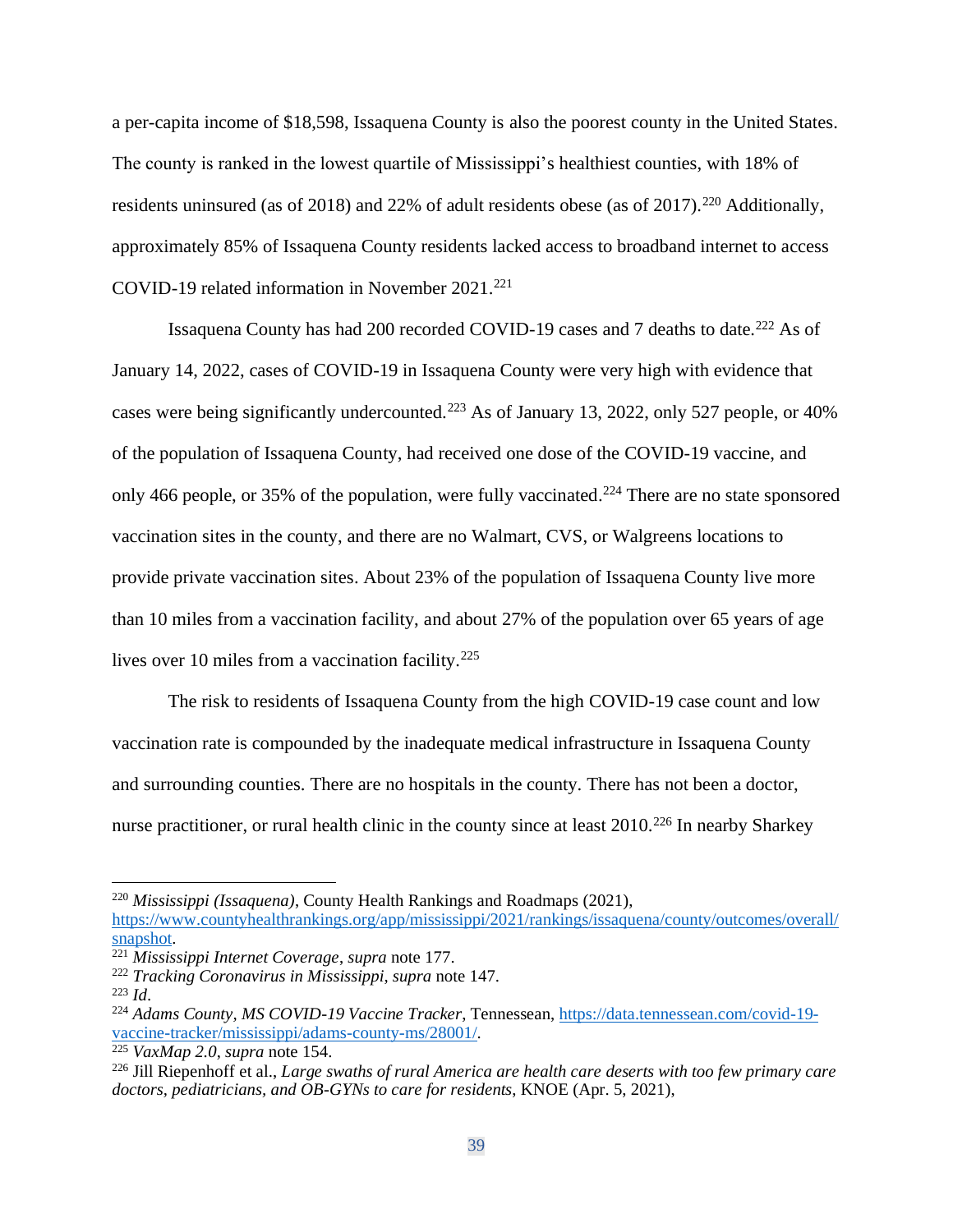a per-capita income of $18,598, Issaquena County is also the poorest county in the United States. The county is ranked in the lowest quartile of Mississippi's healthiest counties, with 18% of residents uninsured (as of 2018) and 22% of adult residents obese (as of 2017).[220] Additionally, approximately 85% of Issaquena County residents lacked access to broadband internet to access COVID-19 related information in November 2021.[221]

Issaquena County has had 200 recorded COVID-19 cases and 7 deaths to date.[222] As of January 14, 2022, cases of COVID-19 in Issaquena County were very high with evidence that cases were being significantly undercounted.[223] As of January 13, 2022, only 527 people, or 40% of the population of Issaquena County, had received one dose of the COVID-19 vaccine, and only 466 people, or 35% of the population, were fully vaccinated.[224] There are no state sponsored vaccination sites in the county, and there are no Walmart, CVS, or Walgreens locations to provide private vaccination sites. About 23% of the population of Issaquena County live more than 10 miles from a vaccination facility, and about 27% of the population over 65 years of age lives over 10 miles from a vaccination facility.[225]

The risk to residents of Issaquena County from the high COVID-19 case count and low vaccination rate is compounded by the inadequate medical infrastructure in Issaquena County and surrounding counties. There are no hospitals in the county. There has not been a doctor, nurse practitioner, or rural health clinic in the county since at least 2010.[226] In nearby Sharkey

---

[220] *Mississippi (Issaquena)*, County Health Rankings and Roadmaps (2021), https://www.countyhealthrankings.org/app/mississippi/2021/rankings/issaquena/county/outcomes/overall/snapshot.

[221] *Mississippi Internet Coverage*, *supra* note 177.

[222] *Tracking Coronavirus in Mississippi*, *supra* note 147.

[223] *Id*.

[224] *Adams County, MS COVID-19 Vaccine Tracker*, Tennessean, https://data.tennessean.com/covid-19-vaccine-tracker/mississippi/adams-county-ms/28001/.

[225] *VaxMap 2.0*, *supra* note 154.

[226] Jill Riepenhoff et al., *Large swaths of rural America are health care deserts with too few primary care doctors, pediatricians, and OB-GYNs to care for residents*, KNOE (Apr. 5, 2021),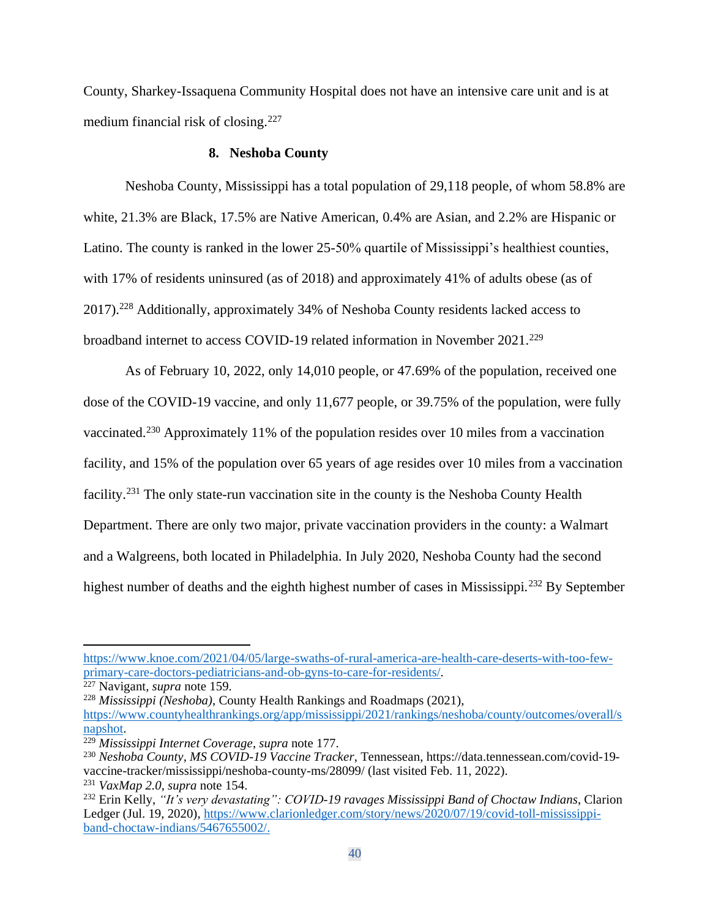County, Sharkey-Issaquena Community Hospital does not have an intensive care unit and is at medium financial risk of closing.[227]

### 8. Neshoba County

Neshoba County, Mississippi has a total population of 29,118 people, of whom 58.8% are white, 21.3% are Black, 17.5% are Native American, 0.4% are Asian, and 2.2% are Hispanic or Latino. The county is ranked in the lower 25-50% quartile of Mississippi's healthiest counties, with 17% of residents uninsured (as of 2018) and approximately 41% of adults obese (as of 2017).[228] Additionally, approximately 34% of Neshoba County residents lacked access to broadband internet to access COVID-19 related information in November 2021.[229]

As of February 10, 2022, only 14,010 people, or 47.69% of the population, received one dose of the COVID-19 vaccine, and only 11,677 people, or 39.75% of the population, were fully vaccinated.[230] Approximately 11% of the population resides over 10 miles from a vaccination facility, and 15% of the population over 65 years of age resides over 10 miles from a vaccination facility.[231] The only state-run vaccination site in the county is the Neshoba County Health Department. There are only two major, private vaccination providers in the county: a Walmart and a Walgreens, both located in Philadelphia. In July 2020, Neshoba County had the second highest number of deaths and the eighth highest number of cases in Mississippi.[232] By September

---

https://www.knoe.com/2021/04/05/large-swaths-of-rural-america-are-health-care-deserts-with-too-few-primary-care-doctors-pediatricians-and-ob-gyns-to-care-for-residents/.

[227] Navigant, *supra* note 159.

[228] *Mississippi (Neshoba)*, County Health Rankings and Roadmaps (2021), https://www.countyhealthrankings.org/app/mississippi/2021/rankings/neshoba/county/outcomes/overall/snapshot.

[229] *Mississippi Internet Coverage*, *supra* note 177.

[230] *Neshoba County*, *MS COVID-19 Vaccine Tracker*, Tennessean, https://data.tennessean.com/covid-19-vaccine-tracker/mississippi/neshoba-county-ms/28099/ (last visited Feb. 11, 2022).

[231] *VaxMap 2.0*, *supra* note 154.

[232] Erin Kelly, *"It's very devastating": COVID-19 ravages Mississippi Band of Choctaw Indians*, Clarion Ledger (Jul. 19, 2020), https://www.clarionledger.com/story/news/2020/07/19/covid-toll-mississippi-band-choctaw-indians/5467655002/.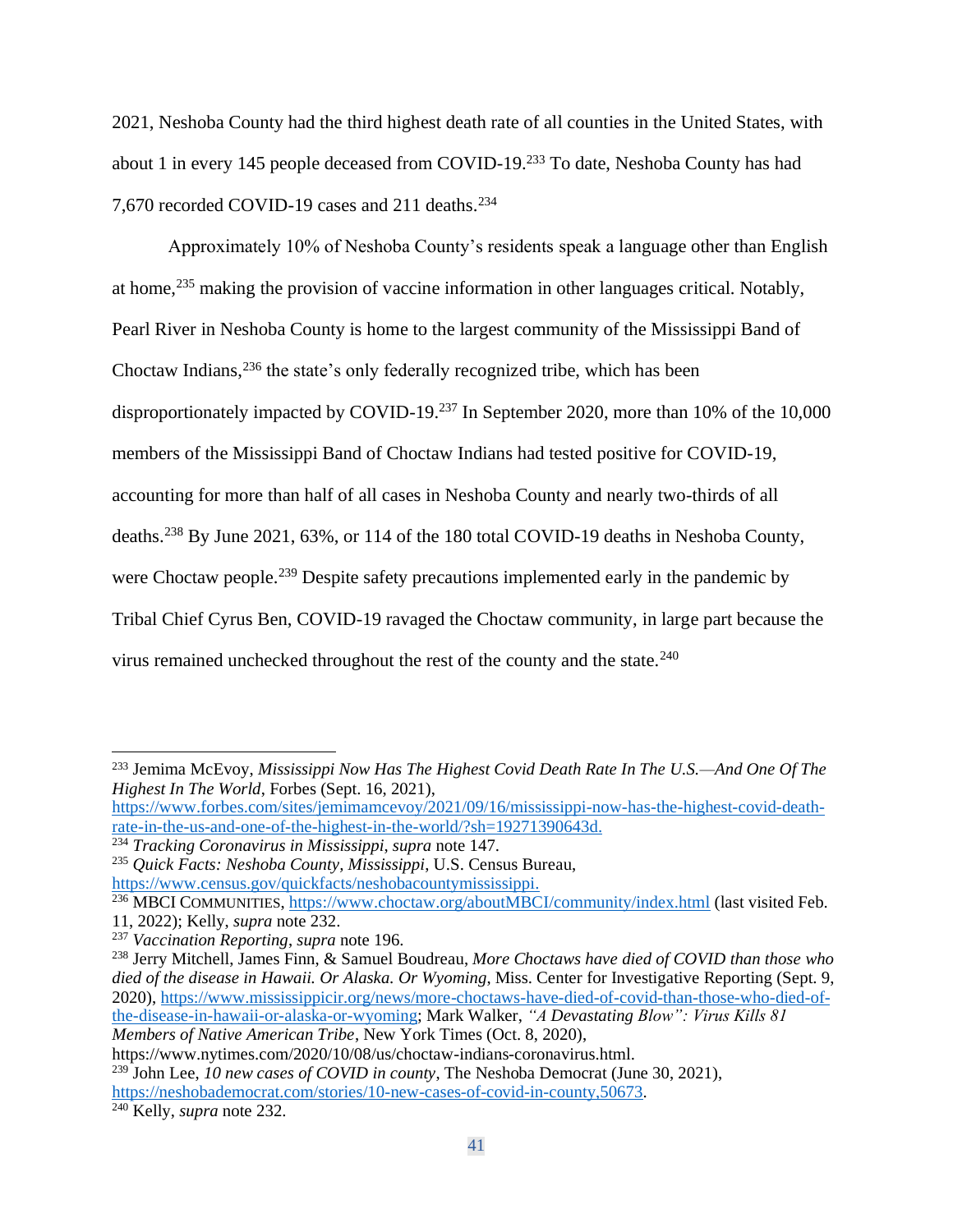2021, Neshoba County had the third highest death rate of all counties in the United States, with about 1 in every 145 people deceased from COVID-19.[233] To date, Neshoba County has had 7,670 recorded COVID-19 cases and 211 deaths.[234]

Approximately 10% of Neshoba County's residents speak a language other than English at home,[235] making the provision of vaccine information in other languages critical. Notably, Pearl River in Neshoba County is home to the largest community of the Mississippi Band of Choctaw Indians,[236] the state's only federally recognized tribe, which has been disproportionately impacted by COVID-19.[237] In September 2020, more than 10% of the 10,000 members of the Mississippi Band of Choctaw Indians had tested positive for COVID-19, accounting for more than half of all cases in Neshoba County and nearly two-thirds of all deaths.[238] By June 2021, 63%, or 114 of the 180 total COVID-19 deaths in Neshoba County, were Choctaw people.[239] Despite safety precautions implemented early in the pandemic by Tribal Chief Cyrus Ben, COVID-19 ravaged the Choctaw community, in large part because the virus remained unchecked throughout the rest of the county and the state.[240]

---

[233] Jemima McEvoy, *Mississippi Now Has The Highest Covid Death Rate In The U.S.—And One Of The Highest In The World*, Forbes (Sept. 16, 2021), https://www.forbes.com/sites/jemimamcevoy/2021/09/16/mississippi-now-has-the-highest-covid-death-rate-in-the-us-and-one-of-the-highest-in-the-world/?sh=19271390643d.

[234] *Tracking Coronavirus in Mississippi*, *supra* note 147.

[235] *Quick Facts: Neshoba County, Mississippi*, U.S. Census Bureau, https://www.census.gov/quickfacts/neshobacountymississippi.

[236] MBCI COMMUNITIES, https://www.choctaw.org/aboutMBCI/community/index.html (last visited Feb. 11, 2022); Kelly, *supra* note 232.

[237] *Vaccination Reporting*, *supra* note 196.

[238] Jerry Mitchell, James Finn, & Samuel Boudreau, *More Choctaws have died of COVID than those who died of the disease in Hawaii. Or Alaska. Or Wyoming*, Miss. Center for Investigative Reporting (Sept. 9, 2020), https://www.mississippicir.org/news/more-choctaws-have-died-of-covid-than-those-who-died-of-the-disease-in-hawaii-or-alaska-or-wyoming; Mark Walker, *"A Devastating Blow": Virus Kills 81 Members of Native American Tribe*, New York Times (Oct. 8, 2020), https://www.nytimes.com/2020/10/08/us/choctaw-indians-coronavirus.html.

[239] John Lee, *10 new cases of COVID in county*, The Neshoba Democrat (June 30, 2021), https://neshobademocrat.com/stories/10-new-cases-of-covid-in-county,50673.

[240] Kelly, *supra* note 232.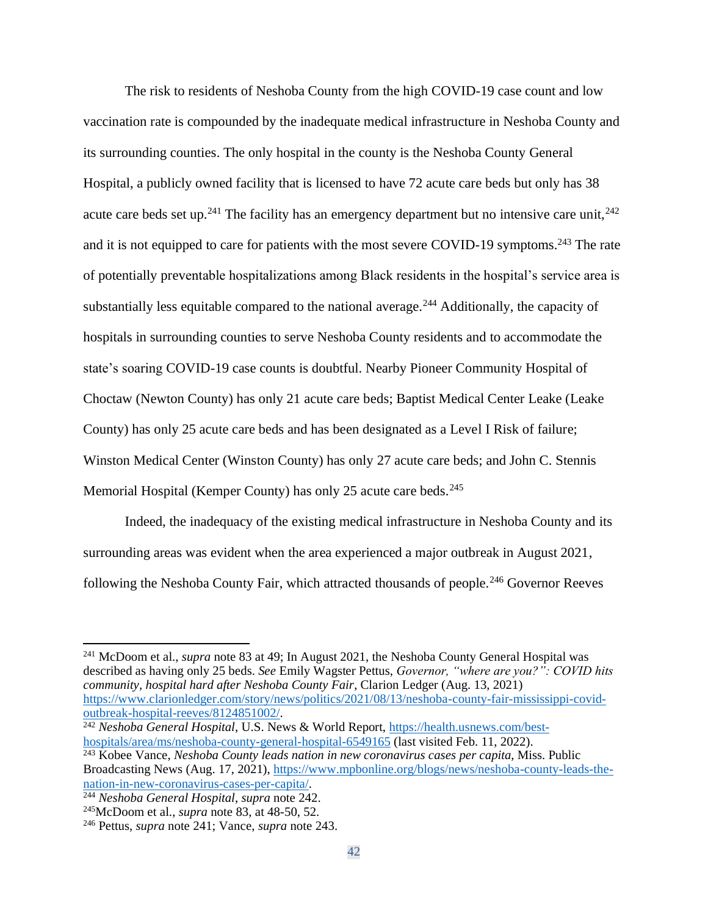The risk to residents of Neshoba County from the high COVID-19 case count and low vaccination rate is compounded by the inadequate medical infrastructure in Neshoba County and its surrounding counties. The only hospital in the county is the Neshoba County General Hospital, a publicly owned facility that is licensed to have 72 acute care beds but only has 38 acute care beds set up.[241] The facility has an emergency department but no intensive care unit,[242] and it is not equipped to care for patients with the most severe COVID-19 symptoms.[243] The rate of potentially preventable hospitalizations among Black residents in the hospital's service area is substantially less equitable compared to the national average.[244] Additionally, the capacity of hospitals in surrounding counties to serve Neshoba County residents and to accommodate the state's soaring COVID-19 case counts is doubtful. Nearby Pioneer Community Hospital of Choctaw (Newton County) has only 21 acute care beds; Baptist Medical Center Leake (Leake County) has only 25 acute care beds and has been designated as a Level I Risk of failure; Winston Medical Center (Winston County) has only 27 acute care beds; and John C. Stennis Memorial Hospital (Kemper County) has only 25 acute care beds.[245]

Indeed, the inadequacy of the existing medical infrastructure in Neshoba County and its surrounding areas was evident when the area experienced a major outbreak in August 2021, following the Neshoba County Fair, which attracted thousands of people.[246] Governor Reeves

---

[241] McDoom et al., *supra* note 83 at 49; In August 2021, the Neshoba County General Hospital was described as having only 25 beds. *See* Emily Wagster Pettus, *Governor, "where are you?": COVID hits community, hospital hard after Neshoba County Fair*, Clarion Ledger (Aug. 13, 2021) https://www.clarionledger.com/story/news/politics/2021/08/13/neshoba-county-fair-mississippi-covid-outbreak-hospital-reeves/8124851002/.

[242] *Neshoba General Hospital*, U.S. News & World Report, https://health.usnews.com/best-hospitals/area/ms/neshoba-county-general-hospital-6549165 (last visited Feb. 11, 2022).

[243] Kobee Vance, *Neshoba County leads nation in new coronavirus cases per capita*, Miss. Public Broadcasting News (Aug. 17, 2021), https://www.mpbonline.org/blogs/news/neshoba-county-leads-the-nation-in-new-coronavirus-cases-per-capita/.

[244] *Neshoba General Hospital*, *supra* note 242.

[245] McDoom et al., *supra* note 83, at 48-50, 52.

[246] Pettus, *supra* note 241; Vance, *supra* note 243.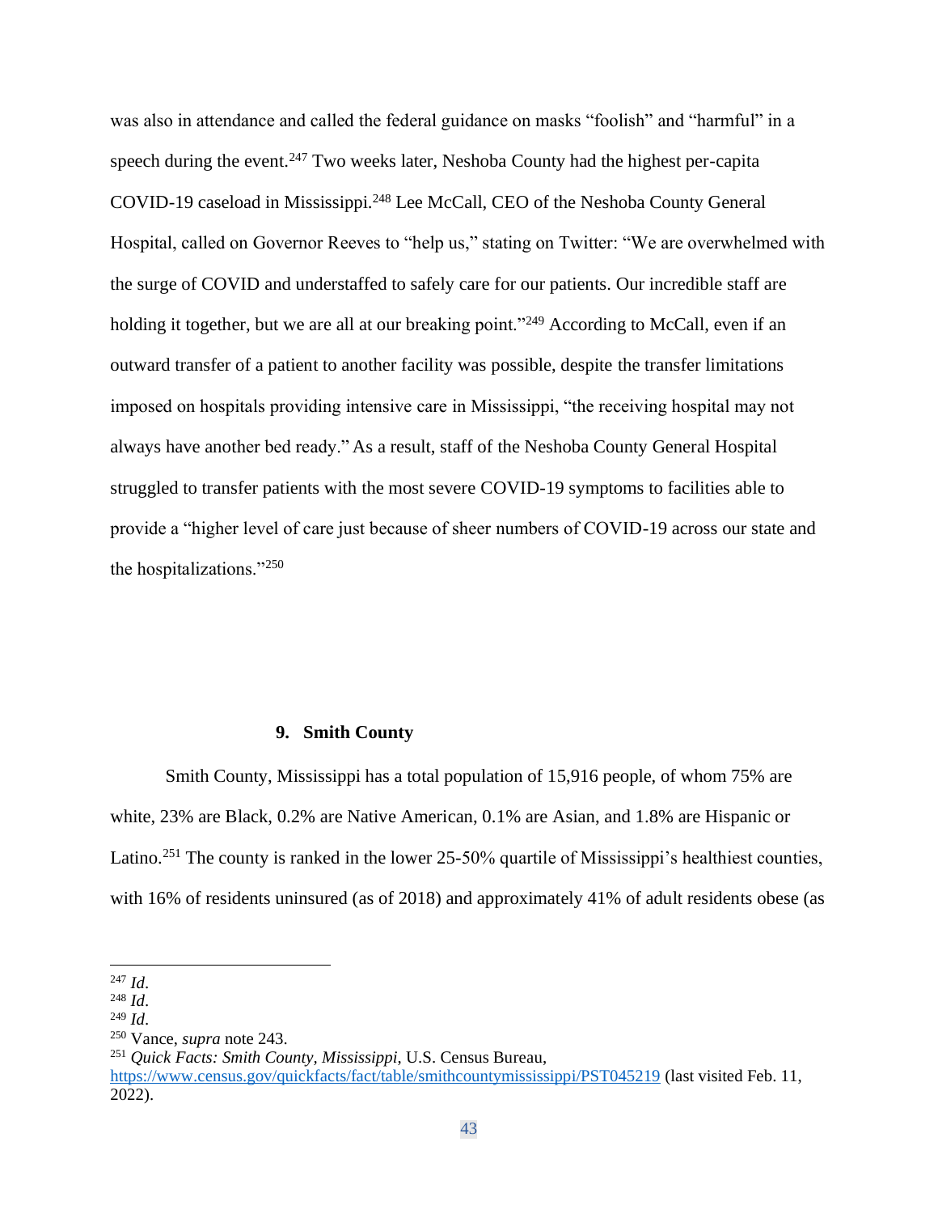was also in attendance and called the federal guidance on masks "foolish" and "harmful" in a speech during the event.[247] Two weeks later, Neshoba County had the highest per-capita COVID-19 caseload in Mississippi.[248] Lee McCall, CEO of the Neshoba County General Hospital, called on Governor Reeves to "help us," stating on Twitter: "We are overwhelmed with the surge of COVID and understaffed to safely care for our patients. Our incredible staff are holding it together, but we are all at our breaking point."[249] According to McCall, even if an outward transfer of a patient to another facility was possible, despite the transfer limitations imposed on hospitals providing intensive care in Mississippi, "the receiving hospital may not always have another bed ready." As a result, staff of the Neshoba County General Hospital struggled to transfer patients with the most severe COVID-19 symptoms to facilities able to provide a "higher level of care just because of sheer numbers of COVID-19 across our state and the hospitalizations."[250]

#### 9. Smith County

Smith County, Mississippi has a total population of 15,916 people, of whom 75% are white, 23% are Black, 0.2% are Native American, 0.1% are Asian, and 1.8% are Hispanic or Latino.[251] The county is ranked in the lower 25-50% quartile of Mississippi's healthiest counties, with 16% of residents uninsured (as of 2018) and approximately 41% of adult residents obese (as

---

[247] *Id*.
[248] *Id*.
[249] *Id*.
[250] Vance, *supra* note 243.
[251] *Quick Facts: Smith County, Mississippi*, U.S. Census Bureau, https://www.census.gov/quickfacts/fact/table/smithcountymississippi/PST045219 (last visited Feb. 11, 2022).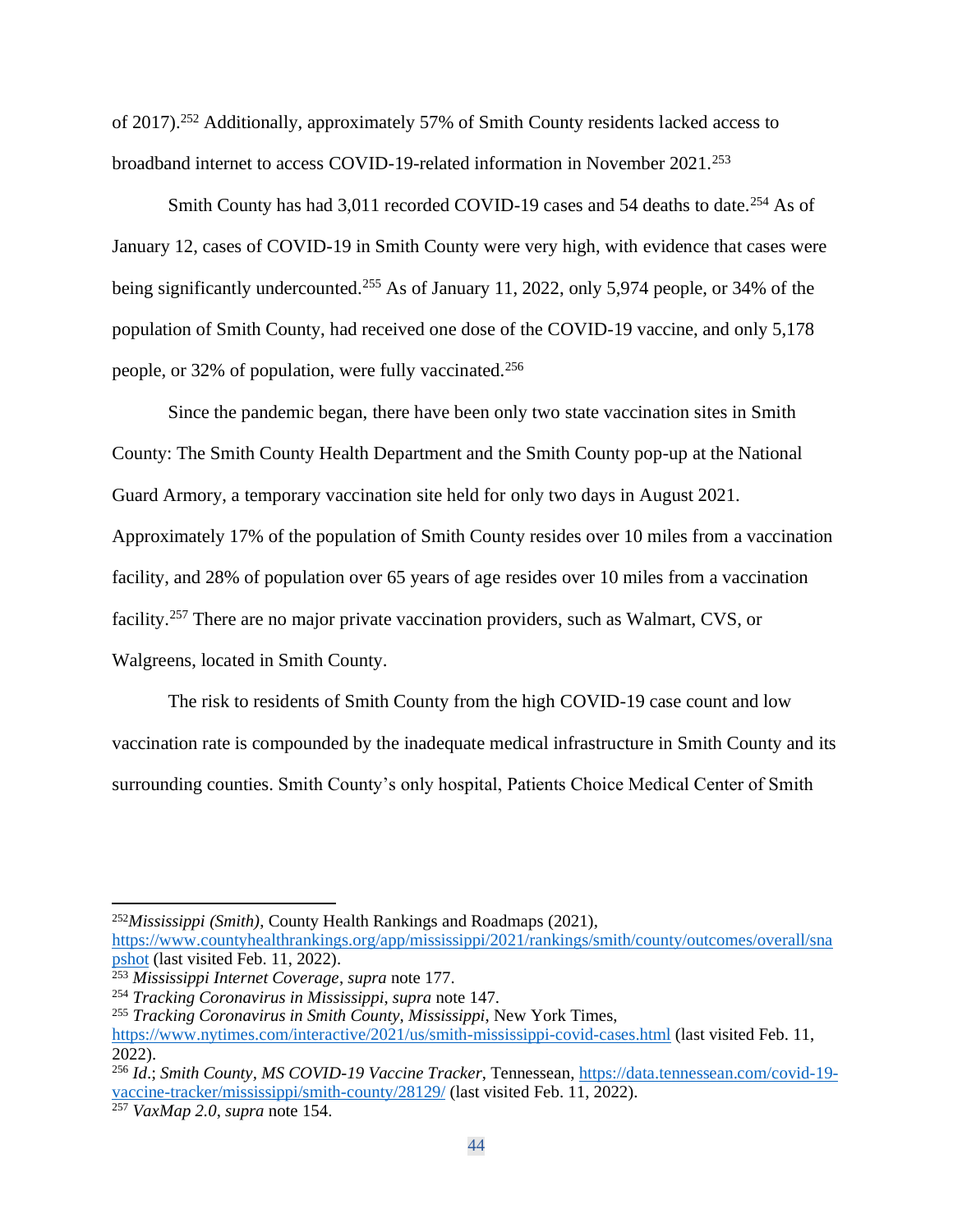of 2017).[252] Additionally, approximately 57% of Smith County residents lacked access to broadband internet to access COVID-19-related information in November 2021.[253]

Smith County has had 3,011 recorded COVID-19 cases and 54 deaths to date.[254] As of January 12, cases of COVID-19 in Smith County were very high, with evidence that cases were being significantly undercounted.[255] As of January 11, 2022, only 5,974 people, or 34% of the population of Smith County, had received one dose of the COVID-19 vaccine, and only 5,178 people, or 32% of population, were fully vaccinated.[256]

Since the pandemic began, there have been only two state vaccination sites in Smith County: The Smith County Health Department and the Smith County pop-up at the National Guard Armory, a temporary vaccination site held for only two days in August 2021. Approximately 17% of the population of Smith County resides over 10 miles from a vaccination facility, and 28% of population over 65 years of age resides over 10 miles from a vaccination facility.[257] There are no major private vaccination providers, such as Walmart, CVS, or Walgreens, located in Smith County.

The risk to residents of Smith County from the high COVID-19 case count and low vaccination rate is compounded by the inadequate medical infrastructure in Smith County and its surrounding counties. Smith County's only hospital, Patients Choice Medical Center of Smith

---

[252] *Mississippi (Smith)*, County Health Rankings and Roadmaps (2021), https://www.countyhealthrankings.org/app/mississippi/2021/rankings/smith/county/outcomes/overall/snapshot (last visited Feb. 11, 2022).

[253] *Mississippi Internet Coverage*, *supra* note 177.

[254] *Tracking Coronavirus in Mississippi*, *supra* note 147.

[255] *Tracking Coronavirus in Smith County, Mississippi*, New York Times, https://www.nytimes.com/interactive/2021/us/smith-mississippi-covid-cases.html (last visited Feb. 11, 2022).

[256] *Id.*; *Smith County, MS COVID-19 Vaccine Tracker*, Tennessean, https://data.tennessean.com/covid-19-vaccine-tracker/mississippi/smith-county/28129/ (last visited Feb. 11, 2022).

[257] *VaxMap 2.0*, *supra* note 154.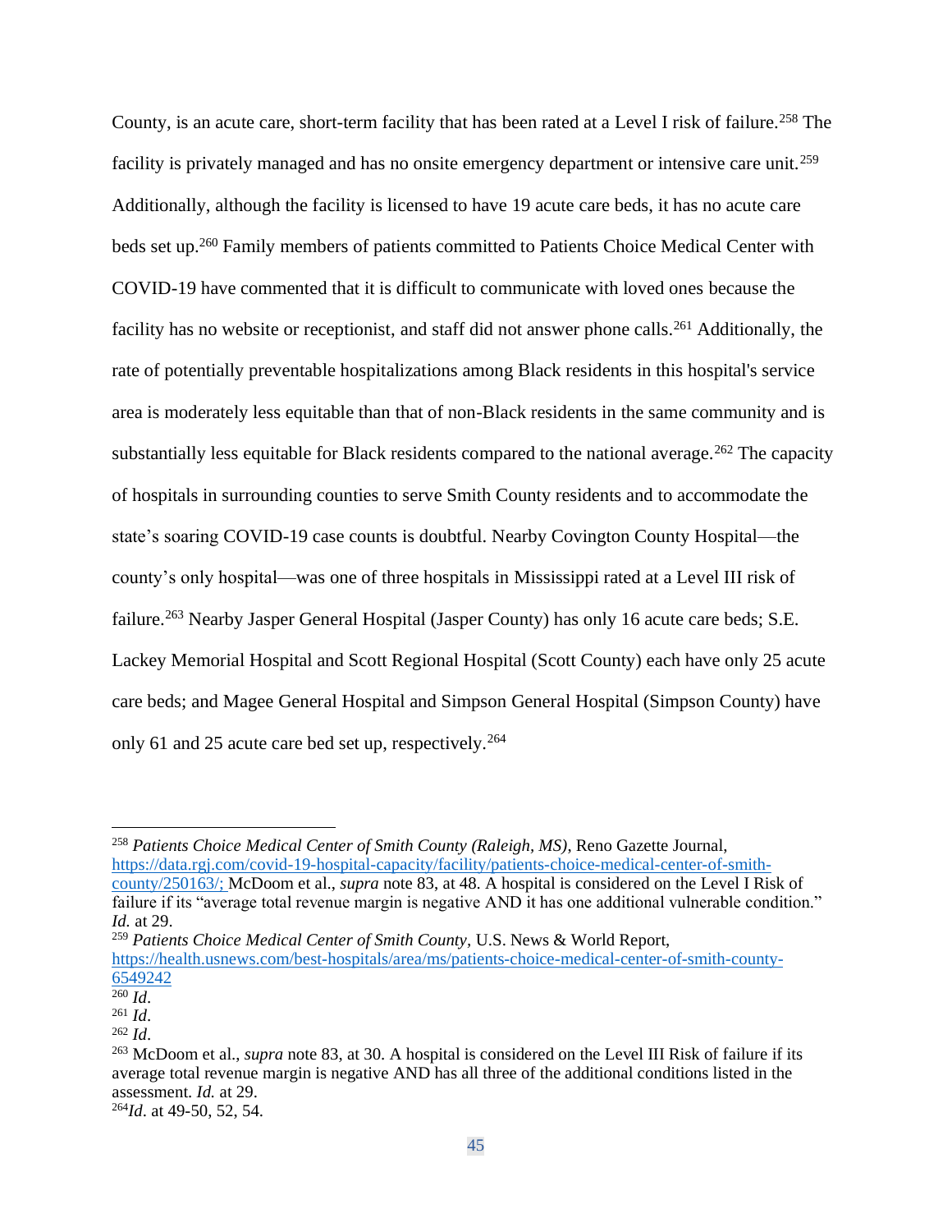County, is an acute care, short-term facility that has been rated at a Level I risk of failure.[258] The facility is privately managed and has no onsite emergency department or intensive care unit.[259] Additionally, although the facility is licensed to have 19 acute care beds, it has no acute care beds set up.[260] Family members of patients committed to Patients Choice Medical Center with COVID-19 have commented that it is difficult to communicate with loved ones because the facility has no website or receptionist, and staff did not answer phone calls.[261] Additionally, the rate of potentially preventable hospitalizations among Black residents in this hospital's service area is moderately less equitable than that of non-Black residents in the same community and is substantially less equitable for Black residents compared to the national average.[262] The capacity of hospitals in surrounding counties to serve Smith County residents and to accommodate the state's soaring COVID-19 case counts is doubtful. Nearby Covington County Hospital—the county's only hospital—was one of three hospitals in Mississippi rated at a Level III risk of failure.[263] Nearby Jasper General Hospital (Jasper County) has only 16 acute care beds; S.E. Lackey Memorial Hospital and Scott Regional Hospital (Scott County) each have only 25 acute care beds; and Magee General Hospital and Simpson General Hospital (Simpson County) have only 61 and 25 acute care bed set up, respectively.[264]

---

[258] *Patients Choice Medical Center of Smith County (Raleigh, MS)*, Reno Gazette Journal, https://data.rgj.com/covid-19-hospital-capacity/facility/patients-choice-medical-center-of-smith-county/250163/; McDoom et al., *supra* note 83, at 48. A hospital is considered on the Level I Risk of failure if its "average total revenue margin is negative AND it has one additional vulnerable condition." *Id.* at 29.

[259] *Patients Choice Medical Center of Smith County*, U.S. News & World Report, https://health.usnews.com/best-hospitals/area/ms/patients-choice-medical-center-of-smith-county-6549242

[260] *Id*.

[261] *Id*.

[262] *Id*.

[263] McDoom et al., *supra* note 83, at 30. A hospital is considered on the Level III Risk of failure if its average total revenue margin is negative AND has all three of the additional conditions listed in the assessment. *Id.* at 29.

[264] *Id*. at 49-50, 52, 54.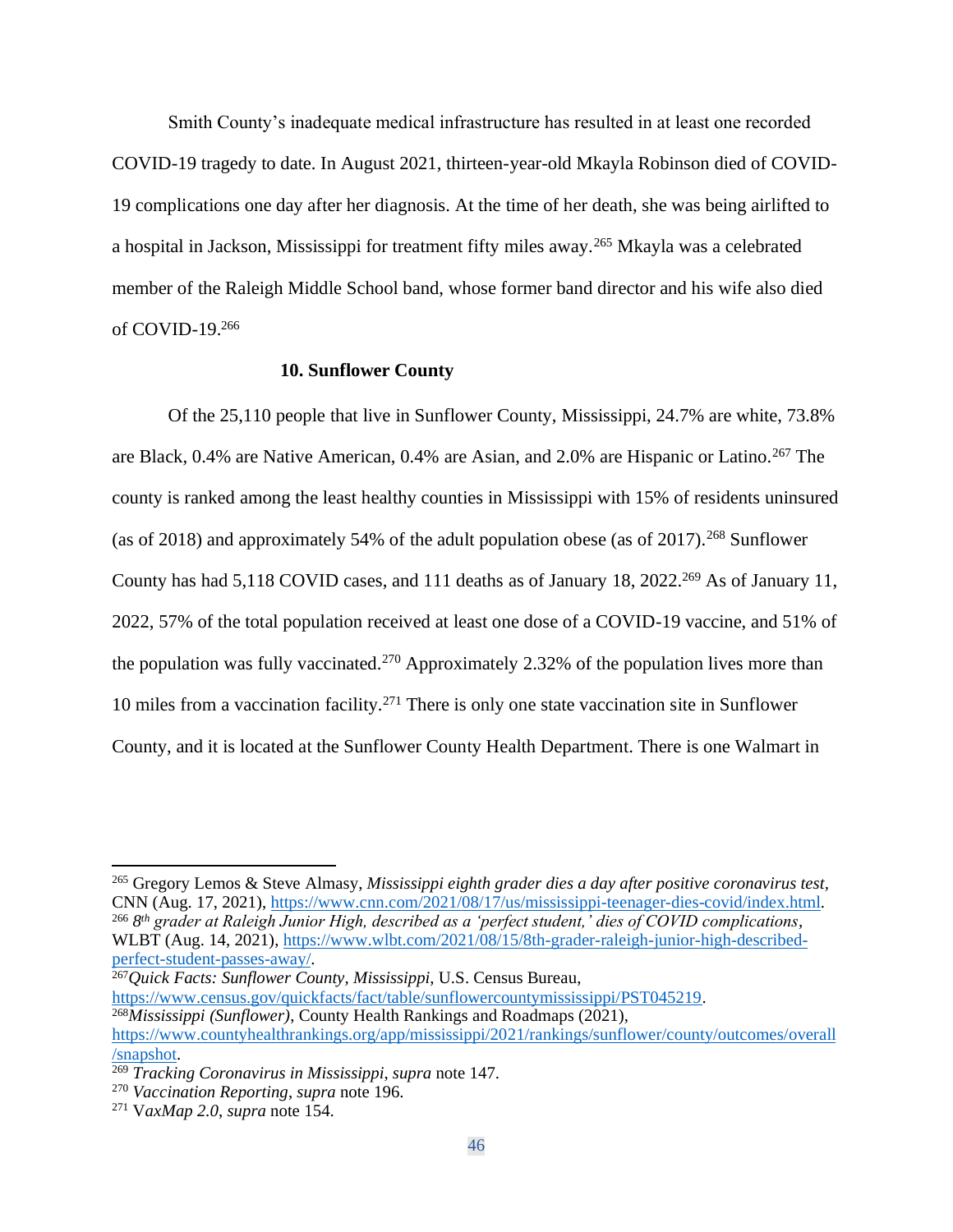Smith County's inadequate medical infrastructure has resulted in at least one recorded COVID-19 tragedy to date. In August 2021, thirteen-year-old Mkayla Robinson died of COVID-19 complications one day after her diagnosis. At the time of her death, she was being airlifted to a hospital in Jackson, Mississippi for treatment fifty miles away.[265] Mkayla was a celebrated member of the Raleigh Middle School band, whose former band director and his wife also died of COVID-19.[266]

### 10. Sunflower County

Of the 25,110 people that live in Sunflower County, Mississippi, 24.7% are white, 73.8% are Black, 0.4% are Native American, 0.4% are Asian, and 2.0% are Hispanic or Latino.[267] The county is ranked among the least healthy counties in Mississippi with 15% of residents uninsured (as of 2018) and approximately 54% of the adult population obese (as of 2017).[268] Sunflower County has had 5,118 COVID cases, and 111 deaths as of January 18, 2022.[269] As of January 11, 2022, 57% of the total population received at least one dose of a COVID-19 vaccine, and 51% of the population was fully vaccinated.[270] Approximately 2.32% of the population lives more than 10 miles from a vaccination facility.[271] There is only one state vaccination site in Sunflower County, and it is located at the Sunflower County Health Department. There is one Walmart in

---

[265] Gregory Lemos & Steve Almasy, *Mississippi eighth grader dies a day after positive coronavirus test*, CNN (Aug. 17, 2021), https://www.cnn.com/2021/08/17/us/mississippi-teenager-dies-covid/index.html.

[266] *8th grader at Raleigh Junior High, described as a 'perfect student,' dies of COVID complications*, WLBT (Aug. 14, 2021), https://www.wlbt.com/2021/08/15/8th-grader-raleigh-junior-high-described-perfect-student-passes-away/.

[267] *Quick Facts: Sunflower County, Mississippi*, U.S. Census Bureau, https://www.census.gov/quickfacts/fact/table/sunflowercountymississippi/PST045219.

[268] *Mississippi (Sunflower)*, County Health Rankings and Roadmaps (2021), https://www.countyhealthrankings.org/app/mississippi/2021/rankings/sunflower/county/outcomes/overall/snapshot.

[269] *Tracking Coronavirus in Mississippi*, *supra* note 147.

[270] *Vaccination Reporting*, *supra* note 196.

[271] V*axMap 2.0*, *supra* note 154.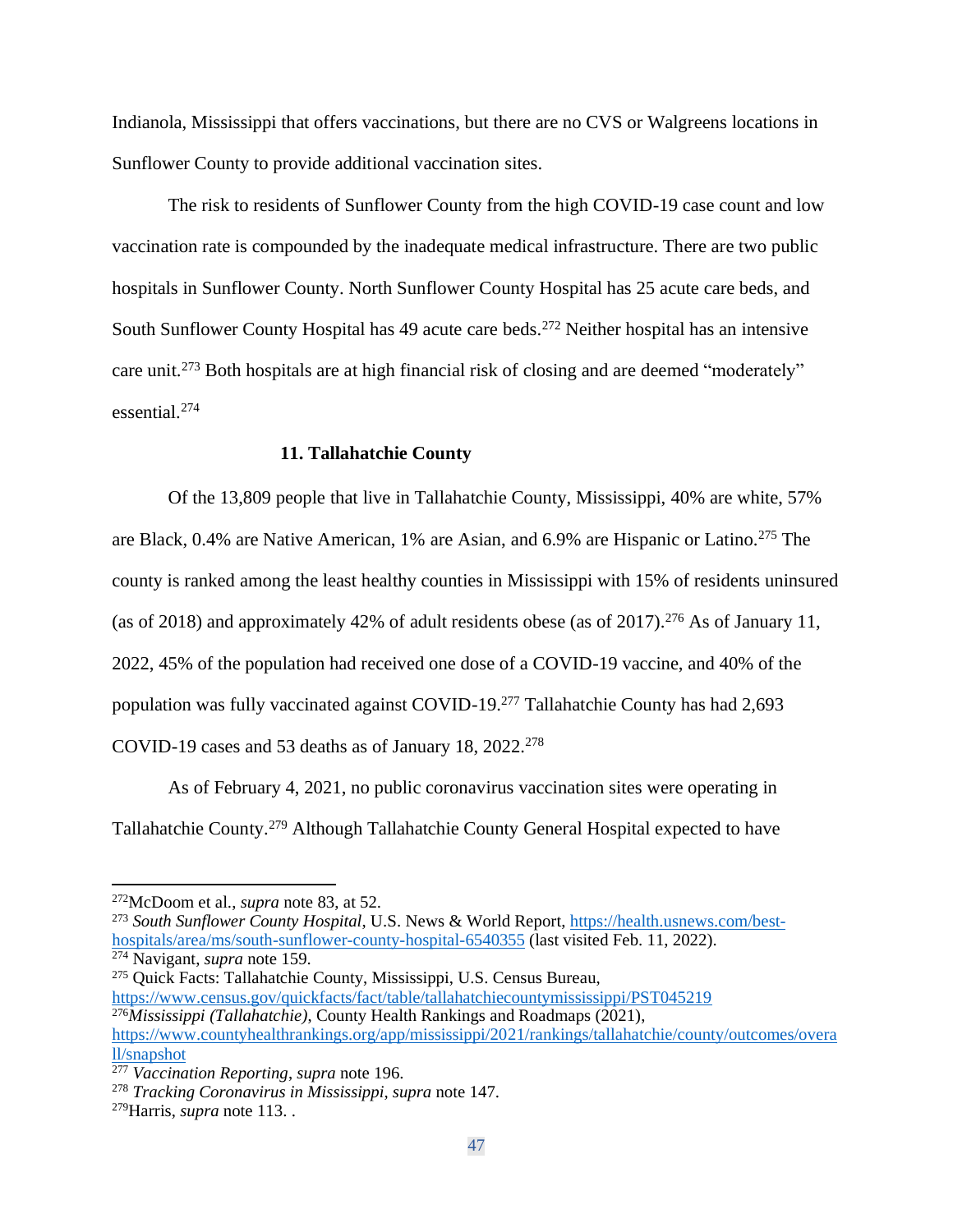Indianola, Mississippi that offers vaccinations, but there are no CVS or Walgreens locations in Sunflower County to provide additional vaccination sites.

The risk to residents of Sunflower County from the high COVID-19 case count and low vaccination rate is compounded by the inadequate medical infrastructure. There are two public hospitals in Sunflower County. North Sunflower County Hospital has 25 acute care beds, and South Sunflower County Hospital has 49 acute care beds.[272] Neither hospital has an intensive care unit.[273] Both hospitals are at high financial risk of closing and are deemed "moderately" essential.[274]

### 11. Tallahatchie County

Of the 13,809 people that live in Tallahatchie County, Mississippi, 40% are white, 57% are Black, 0.4% are Native American, 1% are Asian, and 6.9% are Hispanic or Latino.[275] The county is ranked among the least healthy counties in Mississippi with 15% of residents uninsured (as of 2018) and approximately 42% of adult residents obese (as of 2017).[276] As of January 11, 2022, 45% of the population had received one dose of a COVID-19 vaccine, and 40% of the population was fully vaccinated against COVID-19.[277] Tallahatchie County has had 2,693 COVID-19 cases and 53 deaths as of January 18, 2022.[278]

As of February 4, 2021, no public coronavirus vaccination sites were operating in Tallahatchie County.[279] Although Tallahatchie County General Hospital expected to have

---

[272] McDoom et al., *supra* note 83, at 52.

[273] *South Sunflower County Hospital*, U.S. News & World Report, https://health.usnews.com/best-hospitals/area/ms/south-sunflower-county-hospital-6540355 (last visited Feb. 11, 2022).

[274] Navigant, *supra* note 159.

[275] Quick Facts: Tallahatchie County, Mississippi, U.S. Census Bureau, https://www.census.gov/quickfacts/fact/table/tallahatchiecountymississippi/PST045219

[276] *Mississippi (Tallahatchie)*, County Health Rankings and Roadmaps (2021), https://www.countyhealthrankings.org/app/mississippi/2021/rankings/tallahatchie/county/outcomes/overall/snapshot

[277] *Vaccination Reporting*, *supra* note 196.

[278] *Tracking Coronavirus in Mississippi*, *supra* note 147.

[279] Harris, *supra* note 113. .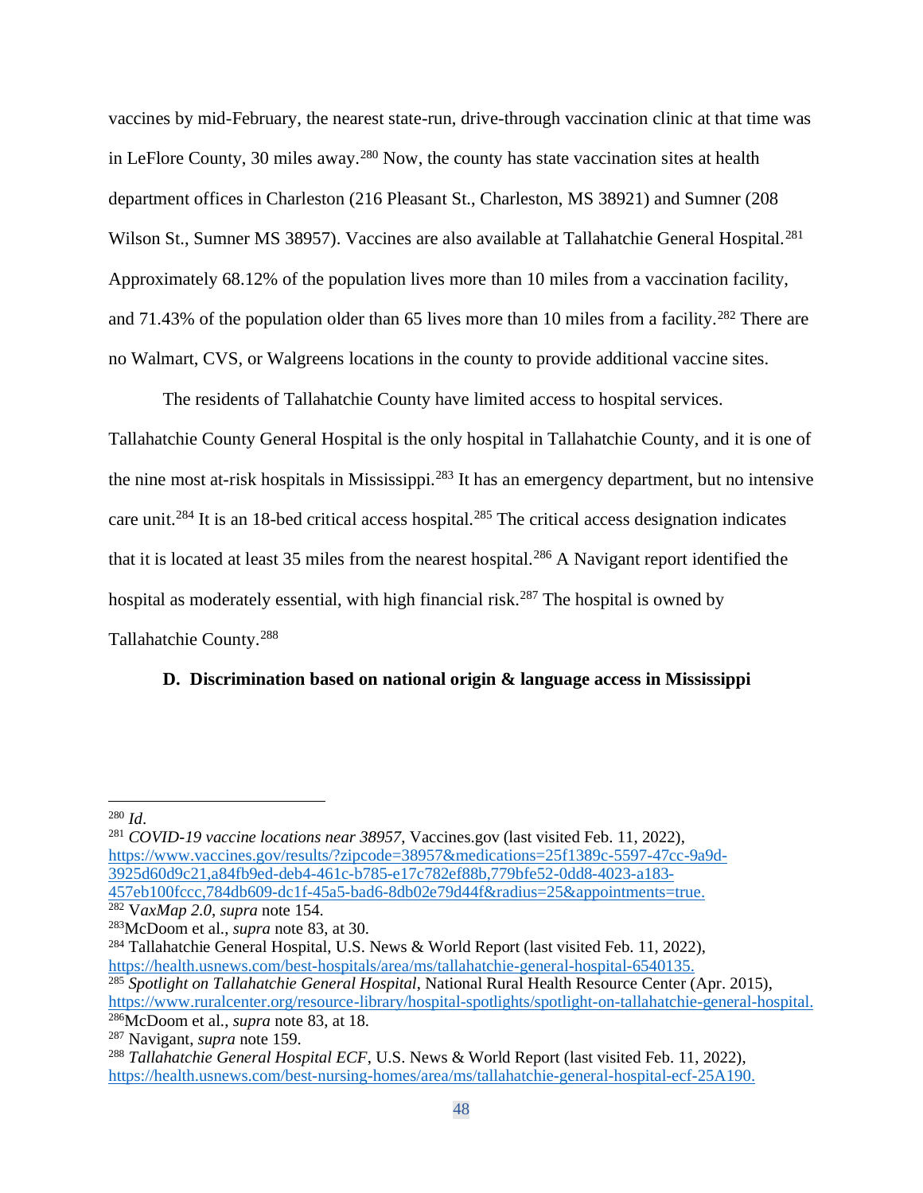vaccines by mid-February, the nearest state-run, drive-through vaccination clinic at that time was in LeFlore County, 30 miles away.[280] Now, the county has state vaccination sites at health department offices in Charleston (216 Pleasant St., Charleston, MS 38921) and Sumner (208 Wilson St., Sumner MS 38957). Vaccines are also available at Tallahatchie General Hospital.[281] Approximately 68.12% of the population lives more than 10 miles from a vaccination facility, and 71.43% of the population older than 65 lives more than 10 miles from a facility.[282] There are no Walmart, CVS, or Walgreens locations in the county to provide additional vaccine sites.

The residents of Tallahatchie County have limited access to hospital services. Tallahatchie County General Hospital is the only hospital in Tallahatchie County, and it is one of the nine most at-risk hospitals in Mississippi.[283] It has an emergency department, but no intensive care unit.[284] It is an 18-bed critical access hospital.[285] The critical access designation indicates that it is located at least 35 miles from the nearest hospital.[286] A Navigant report identified the hospital as moderately essential, with high financial risk.[287] The hospital is owned by Tallahatchie County.[288]

### D. Discrimination based on national origin & language access in Mississippi

---

[280] *Id*.

[281] *COVID-19 vaccine locations near 38957*, Vaccines.gov (last visited Feb. 11, 2022), https://www.vaccines.gov/results/?zipcode=38957&medications=25f1389c-5597-47cc-9a9d-3925d60d9c21,a84fb9ed-deb4-461c-b785-e17c782ef88b,779bfe52-0dd8-4023-a183-457eb100fccc,784db609-dc1f-45a5-bad6-8db02e79d44f&radius=25&appointments=true.

[282] *VaxMap 2.0*, *supra* note 154.

[283] McDoom et al., *supra* note 83, at 30.

[284] Tallahatchie General Hospital, U.S. News & World Report (last visited Feb. 11, 2022), https://health.usnews.com/best-hospitals/area/ms/tallahatchie-general-hospital-6540135.

[285] *Spotlight on Tallahatchie General Hospital*, National Rural Health Resource Center (Apr. 2015), https://www.ruralcenter.org/resource-library/hospital-spotlights/spotlight-on-tallahatchie-general-hospital.

[286] McDoom et al., *supra* note 83, at 18.

[287] Navigant, *supra* note 159.

[288] *Tallahatchie General Hospital ECF*, U.S. News & World Report (last visited Feb. 11, 2022), https://health.usnews.com/best-nursing-homes/area/ms/tallahatchie-general-hospital-ecf-25A190.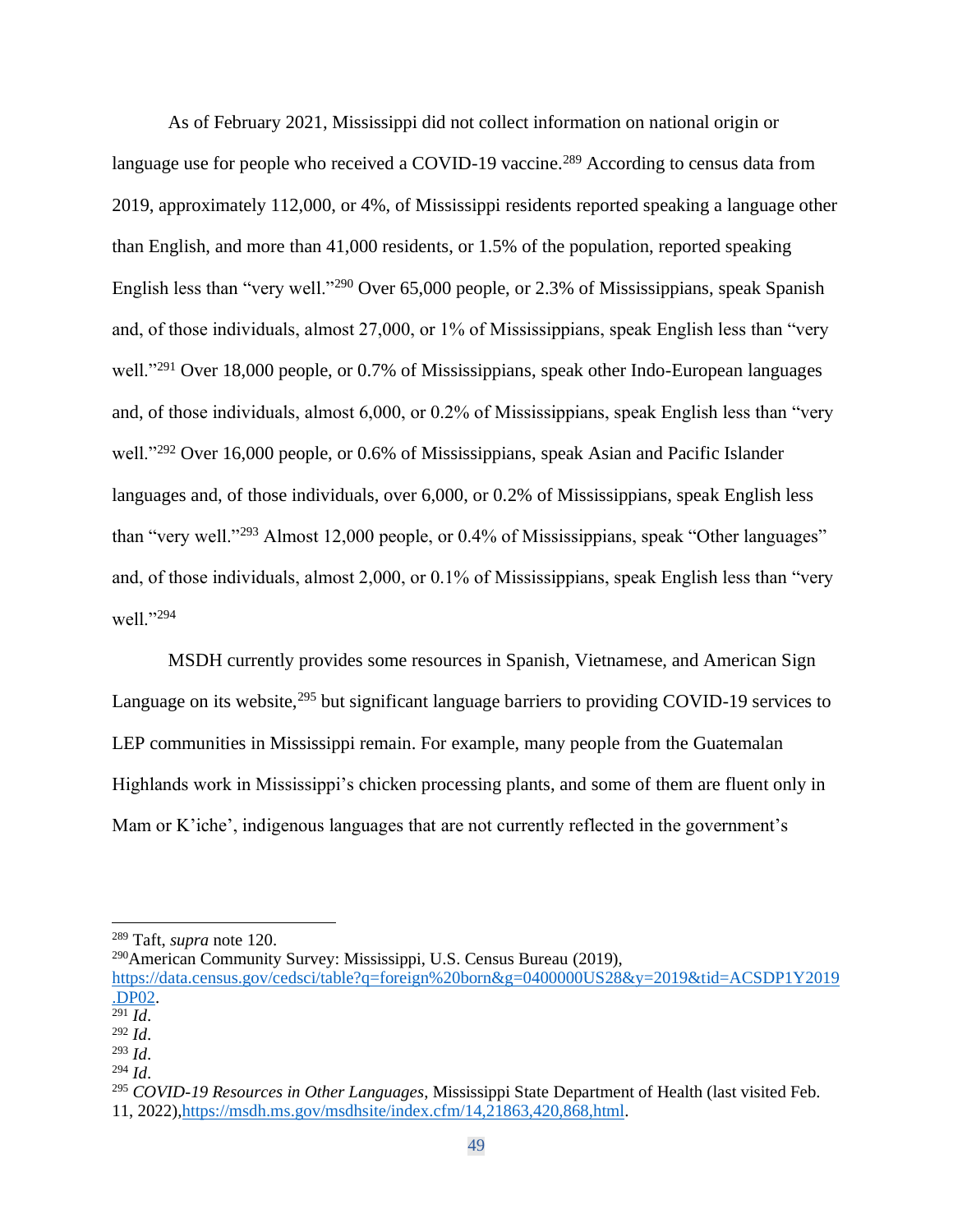As of February 2021, Mississippi did not collect information on national origin or language use for people who received a COVID-19 vaccine.[289] According to census data from 2019, approximately 112,000, or 4%, of Mississippi residents reported speaking a language other than English, and more than 41,000 residents, or 1.5% of the population, reported speaking English less than "very well."[290] Over 65,000 people, or 2.3% of Mississippians, speak Spanish and, of those individuals, almost 27,000, or 1% of Mississippians, speak English less than "very well."[291] Over 18,000 people, or 0.7% of Mississippians, speak other Indo-European languages and, of those individuals, almost 6,000, or 0.2% of Mississippians, speak English less than "very well."[292] Over 16,000 people, or 0.6% of Mississippians, speak Asian and Pacific Islander languages and, of those individuals, over 6,000, or 0.2% of Mississippians, speak English less than "very well."[293] Almost 12,000 people, or 0.4% of Mississippians, speak "Other languages" and, of those individuals, almost 2,000, or 0.1% of Mississippians, speak English less than "very well."[294]

MSDH currently provides some resources in Spanish, Vietnamese, and American Sign Language on its website,[295] but significant language barriers to providing COVID-19 services to LEP communities in Mississippi remain. For example, many people from the Guatemalan Highlands work in Mississippi's chicken processing plants, and some of them are fluent only in Mam or K'iche', indigenous languages that are not currently reflected in the government's

---

[289] Taft, *supra* note 120.

[290] American Community Survey: Mississippi, U.S. Census Bureau (2019), https://data.census.gov/cedsci/table?q=foreign%20born&g=0400000US28&y=2019&tid=ACSDP1Y2019.DP02.

[291] *Id*.

[292] *Id*.

[293] *Id*.

[294] *Id*.

[295] *COVID-19 Resources in Other Languages*, Mississippi State Department of Health (last visited Feb. 11, 2022), https://msdh.ms.gov/msdhsite/index.cfm/14,21863,420,868,html.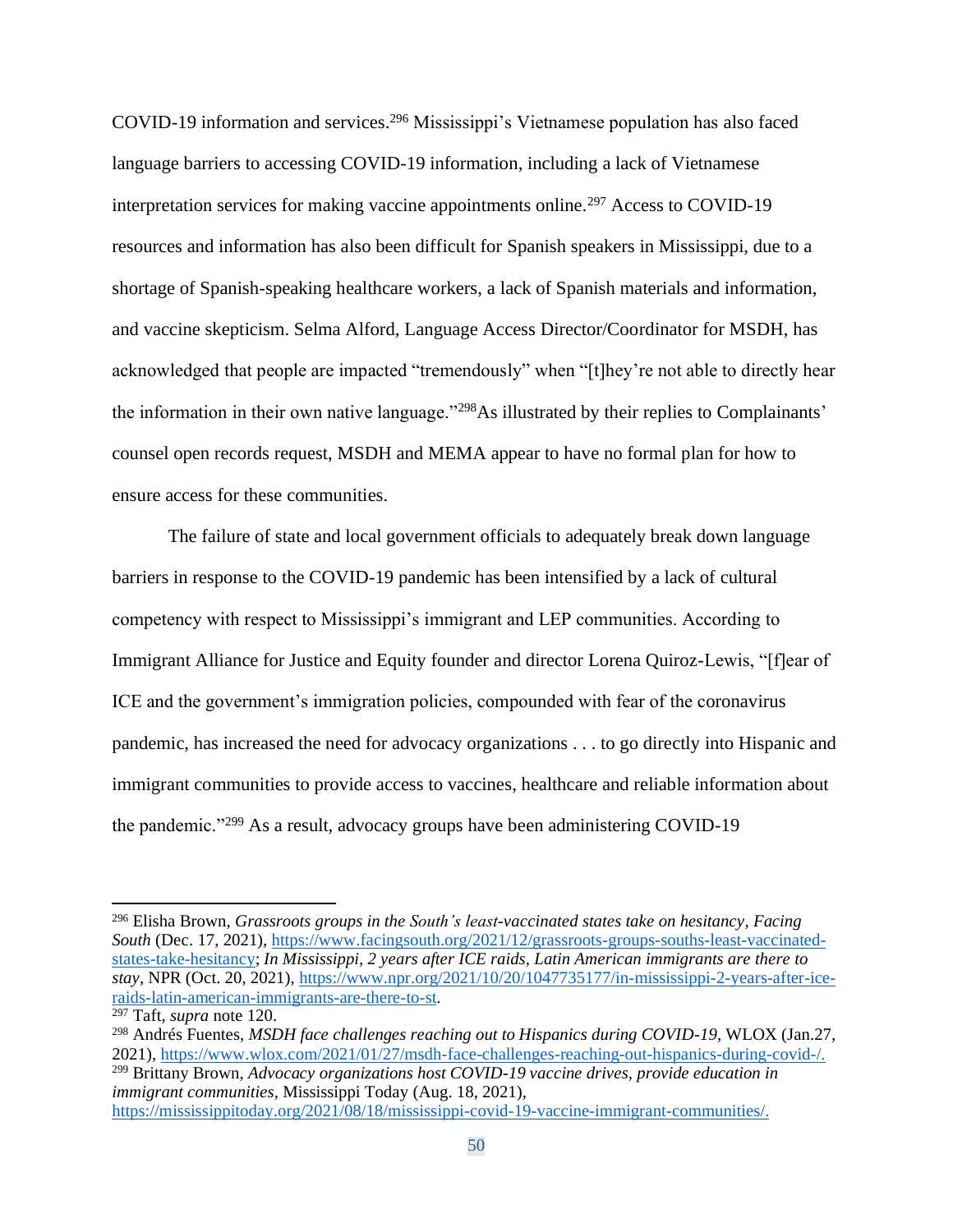COVID-19 information and services.[296] Mississippi's Vietnamese population has also faced language barriers to accessing COVID-19 information, including a lack of Vietnamese interpretation services for making vaccine appointments online.[297] Access to COVID-19 resources and information has also been difficult for Spanish speakers in Mississippi, due to a shortage of Spanish-speaking healthcare workers, a lack of Spanish materials and information, and vaccine skepticism. Selma Alford, Language Access Director/Coordinator for MSDH, has acknowledged that people are impacted "tremendously" when "[t]hey're not able to directly hear the information in their own native language."[298]As illustrated by their replies to Complainants' counsel open records request, MSDH and MEMA appear to have no formal plan for how to ensure access for these communities.

The failure of state and local government officials to adequately break down language barriers in response to the COVID-19 pandemic has been intensified by a lack of cultural competency with respect to Mississippi's immigrant and LEP communities. According to Immigrant Alliance for Justice and Equity founder and director Lorena Quiroz-Lewis, "[f]ear of ICE and the government's immigration policies, compounded with fear of the coronavirus pandemic, has increased the need for advocacy organizations . . . to go directly into Hispanic and immigrant communities to provide access to vaccines, healthcare and reliable information about the pandemic."[299] As a result, advocacy groups have been administering COVID-19

---

[296] Elisha Brown, *Grassroots groups in the South's least-vaccinated states take on hesitancy*, *Facing South* (Dec. 17, 2021), https://www.facingsouth.org/2021/12/grassroots-groups-souths-least-vaccinated-states-take-hesitancy; *In Mississippi, 2 years after ICE raids, Latin American immigrants are there to stay*, NPR (Oct. 20, 2021), https://www.npr.org/2021/10/20/1047735177/in-mississippi-2-years-after-ice-raids-latin-american-immigrants-are-there-to-st.

[297] Taft, *supra* note 120.

[298] Andrés Fuentes, *MSDH face challenges reaching out to Hispanics during COVID-19*, WLOX (Jan.27, 2021), https://www.wlox.com/2021/01/27/msdh-face-challenges-reaching-out-hispanics-during-covid-/.

[299] Brittany Brown, *Advocacy organizations host COVID-19 vaccine drives, provide education in immigrant communities*, Mississippi Today (Aug. 18, 2021), https://mississippitoday.org/2021/08/18/mississippi-covid-19-vaccine-immigrant-communities/.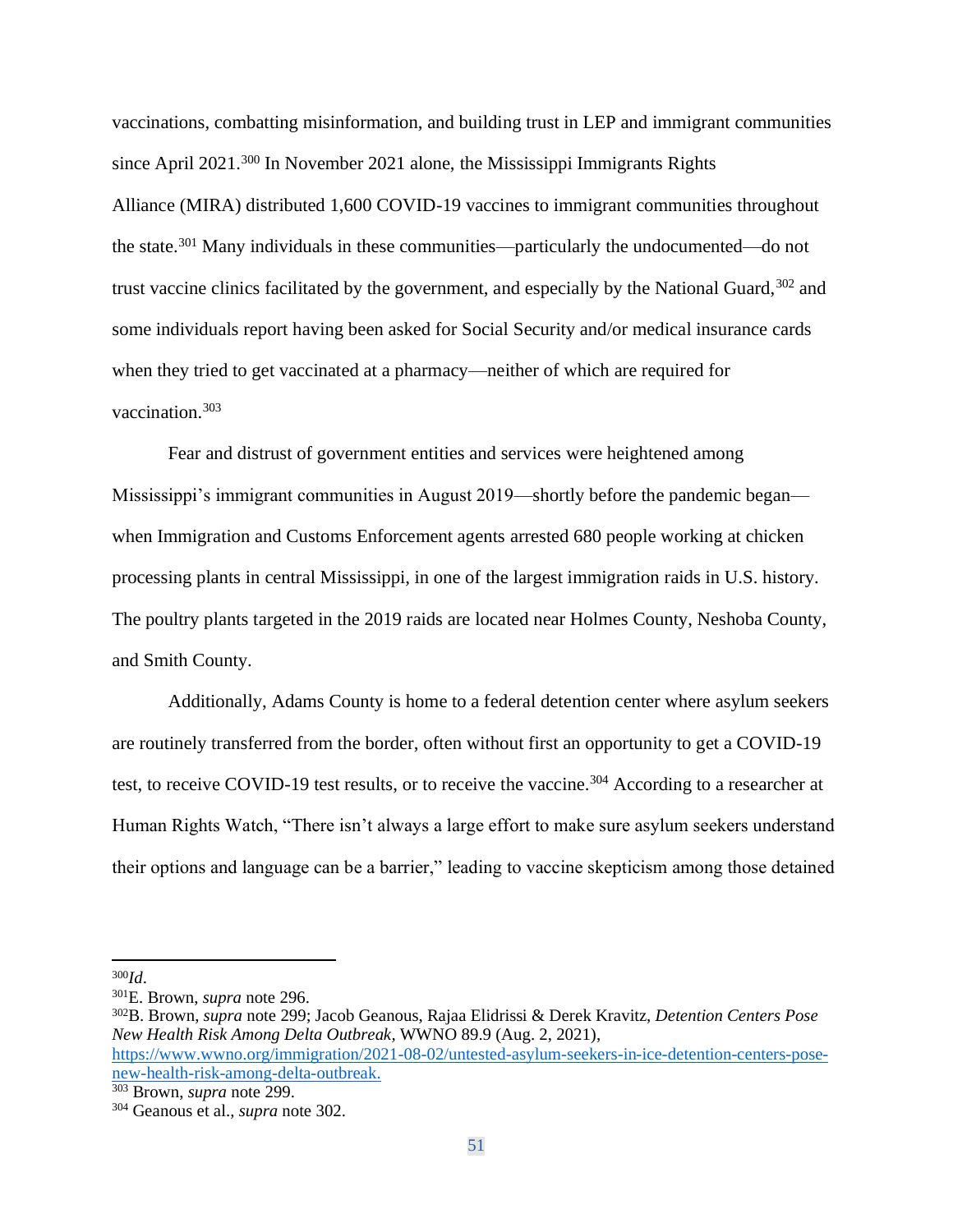vaccinations, combatting misinformation, and building trust in LEP and immigrant communities since April 2021.[300] In November 2021 alone, the Mississippi Immigrants Rights Alliance (MIRA) distributed 1,600 COVID-19 vaccines to immigrant communities throughout the state.[301] Many individuals in these communities—particularly the undocumented—do not trust vaccine clinics facilitated by the government, and especially by the National Guard,[302] and some individuals report having been asked for Social Security and/or medical insurance cards when they tried to get vaccinated at a pharmacy—neither of which are required for vaccination.[303]

Fear and distrust of government entities and services were heightened among Mississippi's immigrant communities in August 2019—shortly before the pandemic began—when Immigration and Customs Enforcement agents arrested 680 people working at chicken processing plants in central Mississippi, in one of the largest immigration raids in U.S. history. The poultry plants targeted in the 2019 raids are located near Holmes County, Neshoba County, and Smith County.

Additionally, Adams County is home to a federal detention center where asylum seekers are routinely transferred from the border, often without first an opportunity to get a COVID-19 test, to receive COVID-19 test results, or to receive the vaccine.[304] According to a researcher at Human Rights Watch, "There isn't always a large effort to make sure asylum seekers understand their options and language can be a barrier," leading to vaccine skepticism among those detained

---

[300] *Id.*

[301] E. Brown, *supra* note 296.

[302] B. Brown, *supra* note 299; Jacob Geanous, Rajaa Elidrissi & Derek Kravitz, *Detention Centers Pose New Health Risk Among Delta Outbreak,* WWNO 89.9 (Aug. 2, 2021), https://www.wwno.org/immigration/2021-08-02/untested-asylum-seekers-in-ice-detention-centers-pose-new-health-risk-among-delta-outbreak.

[303] Brown, *supra* note 299.

[304] Geanous et al., *supra* note 302.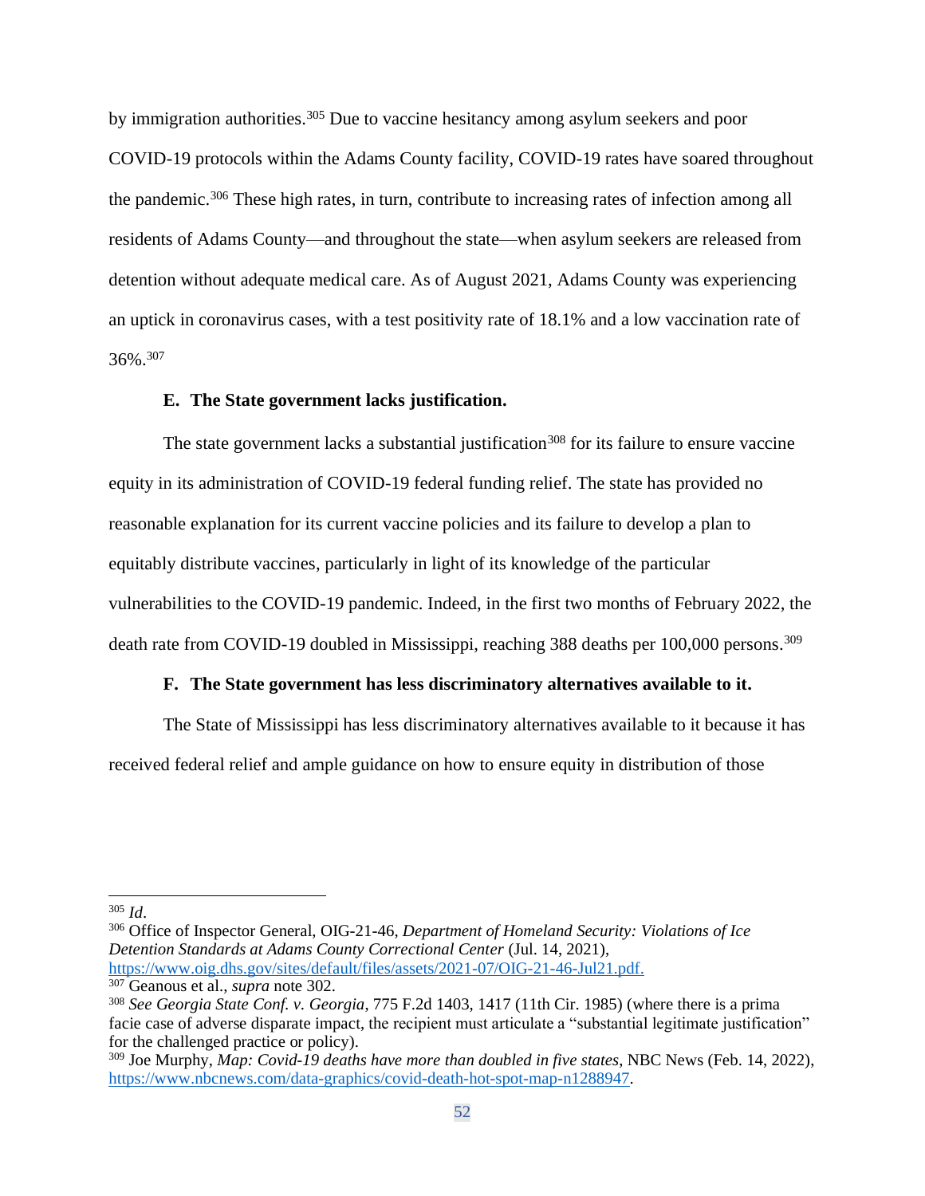by immigration authorities.[305] Due to vaccine hesitancy among asylum seekers and poor COVID-19 protocols within the Adams County facility, COVID-19 rates have soared throughout the pandemic.[306] These high rates, in turn, contribute to increasing rates of infection among all residents of Adams County—and throughout the state—when asylum seekers are released from detention without adequate medical care. As of August 2021, Adams County was experiencing an uptick in coronavirus cases, with a test positivity rate of 18.1% and a low vaccination rate of 36%.[307]

### E. The State government lacks justification.

The state government lacks a substantial justification[308] for its failure to ensure vaccine equity in its administration of COVID-19 federal funding relief. The state has provided no reasonable explanation for its current vaccine policies and its failure to develop a plan to equitably distribute vaccines, particularly in light of its knowledge of the particular vulnerabilities to the COVID-19 pandemic. Indeed, in the first two months of February 2022, the death rate from COVID-19 doubled in Mississippi, reaching 388 deaths per 100,000 persons.[309]

### F. The State government has less discriminatory alternatives available to it.

The State of Mississippi has less discriminatory alternatives available to it because it has received federal relief and ample guidance on how to ensure equity in distribution of those

---

[305] *Id*.

[306] Office of Inspector General, OIG-21-46, *Department of Homeland Security: Violations of Ice Detention Standards at Adams County Correctional Center* (Jul. 14, 2021), https://www.oig.dhs.gov/sites/default/files/assets/2021-07/OIG-21-46-Jul21.pdf.

[307] Geanous et al., *supra* note 302.

[308] *See Georgia State Conf. v. Georgia*, 775 F.2d 1403, 1417 (11th Cir. 1985) (where there is a prima facie case of adverse disparate impact, the recipient must articulate a "substantial legitimate justification" for the challenged practice or policy).

[309] Joe Murphy, *Map: Covid-19 deaths have more than doubled in five states*, NBC News (Feb. 14, 2022), https://www.nbcnews.com/data-graphics/covid-death-hot-spot-map-n1288947.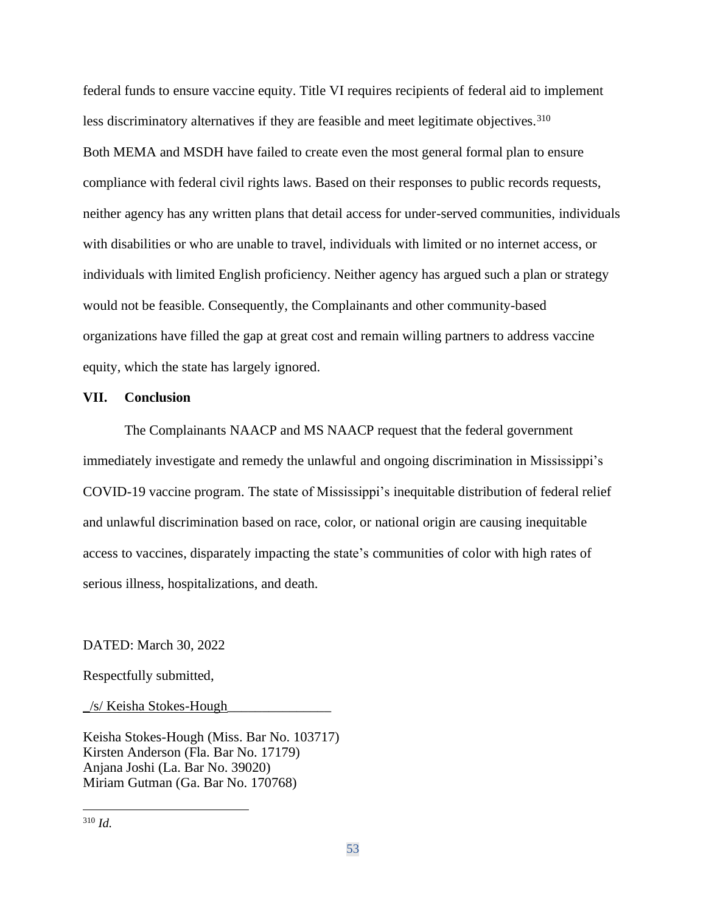federal funds to ensure vaccine equity. Title VI requires recipients of federal aid to implement less discriminatory alternatives if they are feasible and meet legitimate objectives.[310]
Both MEMA and MSDH have failed to create even the most general formal plan to ensure compliance with federal civil rights laws. Based on their responses to public records requests, neither agency has any written plans that detail access for under-served communities, individuals with disabilities or who are unable to travel, individuals with limited or no internet access, or individuals with limited English proficiency. Neither agency has argued such a plan or strategy would not be feasible. Consequently, the Complainants and other community-based organizations have filled the gap at great cost and remain willing partners to address vaccine equity, which the state has largely ignored.

## VII. Conclusion

The Complainants NAACP and MS NAACP request that the federal government immediately investigate and remedy the unlawful and ongoing discrimination in Mississippi's COVID-19 vaccine program. The state of Mississippi's inequitable distribution of federal relief and unlawful discrimination based on race, color, or national origin are causing inequitable access to vaccines, disparately impacting the state's communities of color with high rates of serious illness, hospitalizations, and death.

DATED: March 30, 2022

Respectfully submitted,

_/s/ Keisha Stokes-Hough_______________

Keisha Stokes-Hough (Miss. Bar No. 103717)
Kirsten Anderson (Fla. Bar No. 17179)
Anjana Joshi (La. Bar No. 39020)
Miriam Gutman (Ga. Bar No. 170768)

---

[310] *Id.*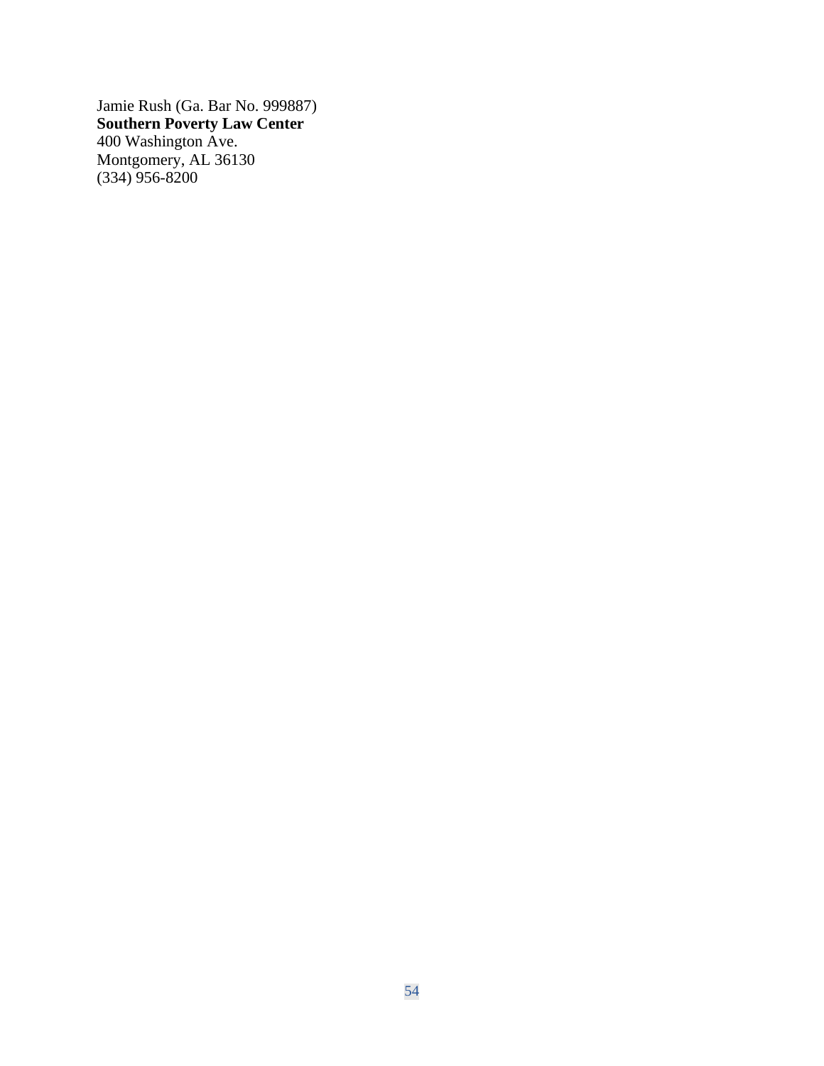Jamie Rush (Ga. Bar No. 999887)
**Southern Poverty Law Center**
400 Washington Ave.
Montgomery, AL 36130
(334) 956-8200